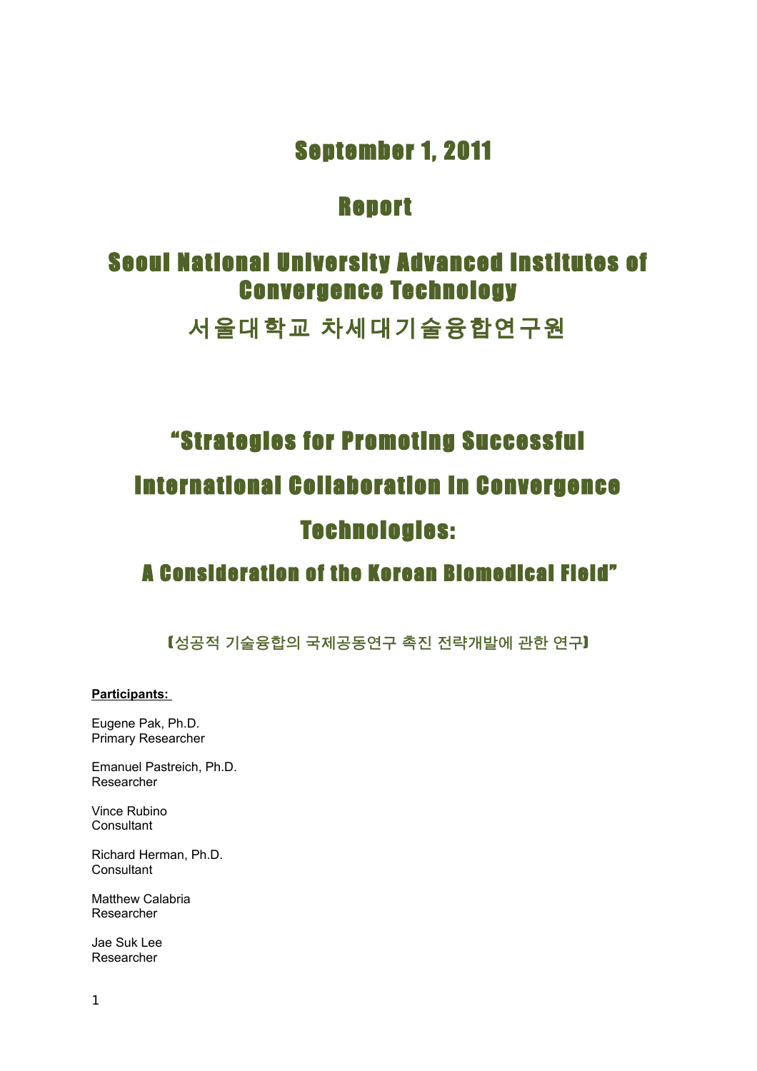# September 1, 2011

# Report

# Seoul National University Advanced Institutes of Convergence Technology

# 서울대학교 차세대기술융합연구원

# "Strategies for Promoting Successful International Collaboration in Convergence Technologies:

## A Consideration of the Korean Biomedical Field"

【성공적 기술융합의 국제공동연구 촉진 전략개발에 관한 연구】

**Participants:**

Eugene Pak, Ph.D.
Primary Researcher

Emanuel Pastreich, Ph.D.
Researcher

Vince Rubino
Consultant

Richard Herman, Ph.D.
Consultant

Matthew Calabria
Researcher

Jae Suk Lee
Researcher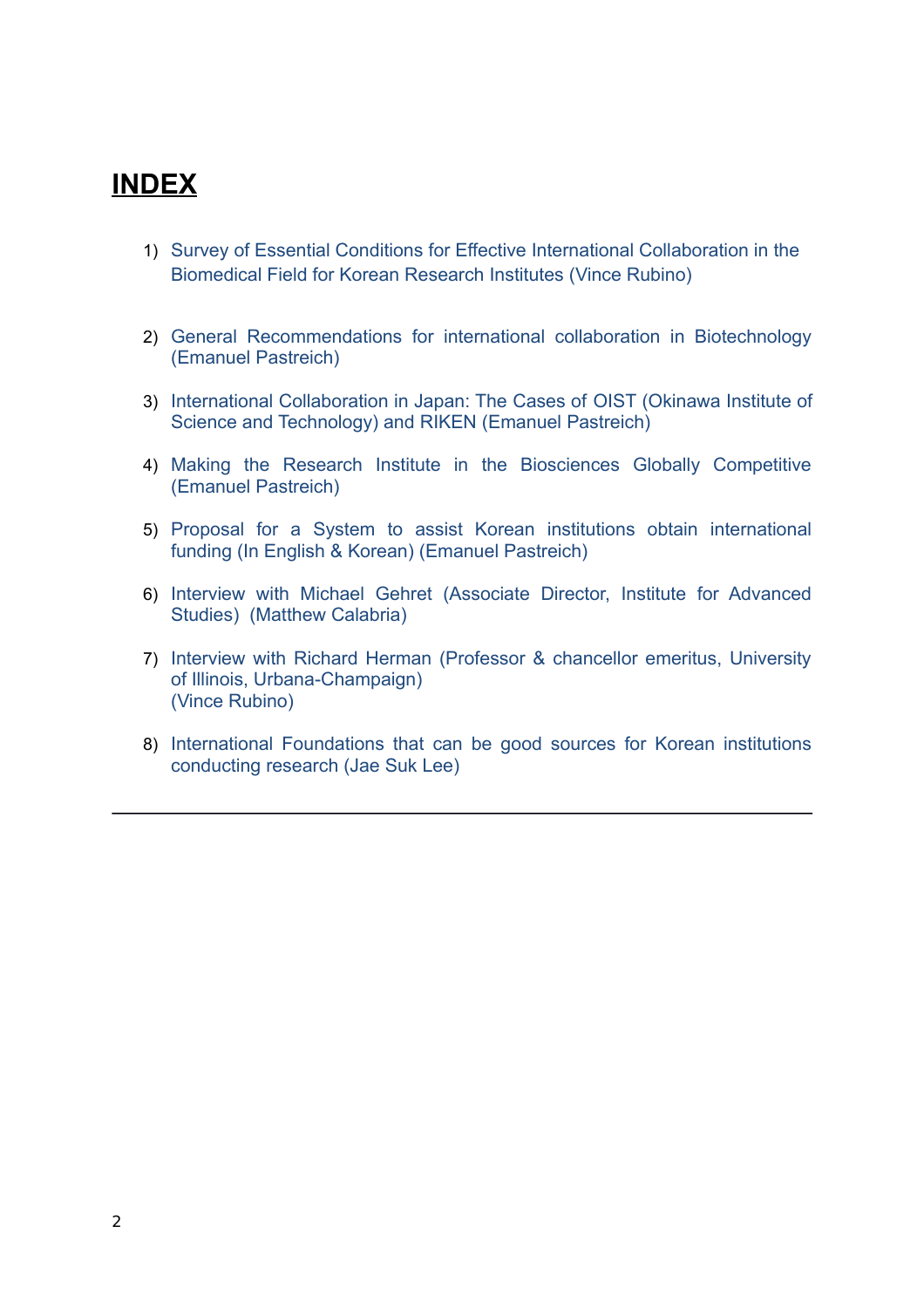# INDEX

1) Survey of Essential Conditions for Effective International Collaboration in the Biomedical Field for Korean Research Institutes (Vince Rubino)

2) General Recommendations for international collaboration in Biotechnology (Emanuel Pastreich)

3) International Collaboration in Japan: The Cases of OIST (Okinawa Institute of Science and Technology) and RIKEN (Emanuel Pastreich)

4) Making the Research Institute in the Biosciences Globally Competitive (Emanuel Pastreich)

5) Proposal for a System to assist Korean institutions obtain international funding (In English & Korean) (Emanuel Pastreich)

6) Interview with Michael Gehret (Associate Director, Institute for Advanced Studies) (Matthew Calabria)

7) Interview with Richard Herman (Professor & chancellor emeritus, University of Illinois, Urbana-Champaign) (Vince Rubino)

8) International Foundations that can be good sources for Korean institutions conducting research (Jae Suk Lee)

---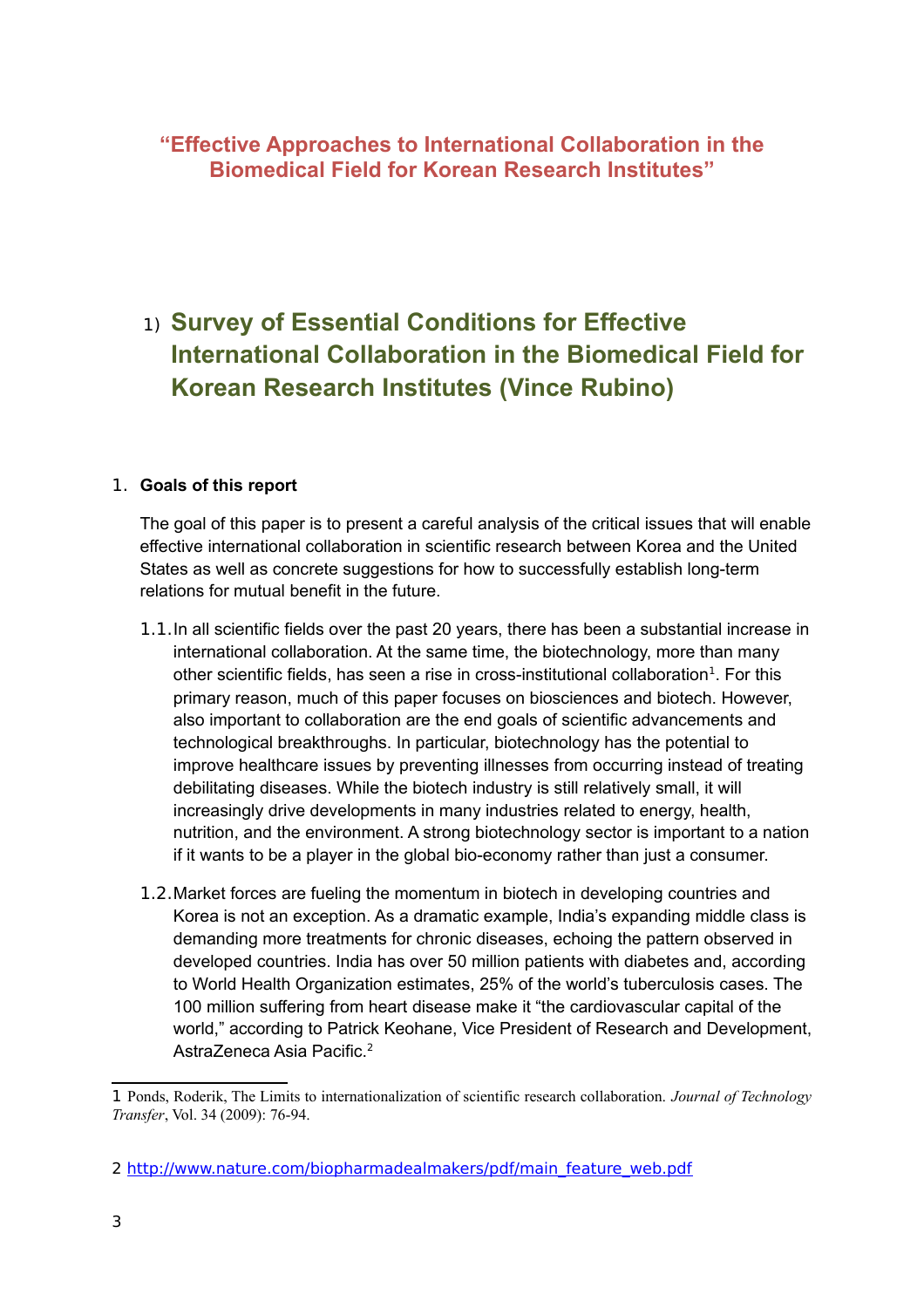# “Effective Approaches to International Collaboration in the Biomedical Field for Korean Research Institutes”

## 1) Survey of Essential Conditions for Effective International Collaboration in the Biomedical Field for Korean Research Institutes (Vince Rubino)

### 1. Goals of this report

The goal of this paper is to present a careful analysis of the critical issues that will enable effective international collaboration in scientific research between Korea and the United States as well as concrete suggestions for how to successfully establish long-term relations for mutual benefit in the future.

1.1. In all scientific fields over the past 20 years, there has been a substantial increase in international collaboration. At the same time, the biotechnology, more than many other scientific fields, has seen a rise in cross-institutional collaboration[1]. For this primary reason, much of this paper focuses on biosciences and biotech. However, also important to collaboration are the end goals of scientific advancements and technological breakthroughs. In particular, biotechnology has the potential to improve healthcare issues by preventing illnesses from occurring instead of treating debilitating diseases. While the biotech industry is still relatively small, it will increasingly drive developments in many industries related to energy, health, nutrition, and the environment. A strong biotechnology sector is important to a nation if it wants to be a player in the global bio-economy rather than just a consumer.

1.2. Market forces are fueling the momentum in biotech in developing countries and Korea is not an exception. As a dramatic example, India’s expanding middle class is demanding more treatments for chronic diseases, echoing the pattern observed in developed countries. India has over 50 million patients with diabetes and, according to World Health Organization estimates, 25% of the world’s tuberculosis cases. The 100 million suffering from heart disease make it “the cardiovascular capital of the world,” according to Patrick Keohane, Vice President of Research and Development, AstraZeneca Asia Pacific.[2]

---

1 Ponds, Roderik, The Limits to internationalization of scientific research collaboration. *Journal of Technology Transfer*, Vol. 34 (2009): 76-94.

2 http://www.nature.com/biopharmadealmakers/pdf/main_feature_web.pdf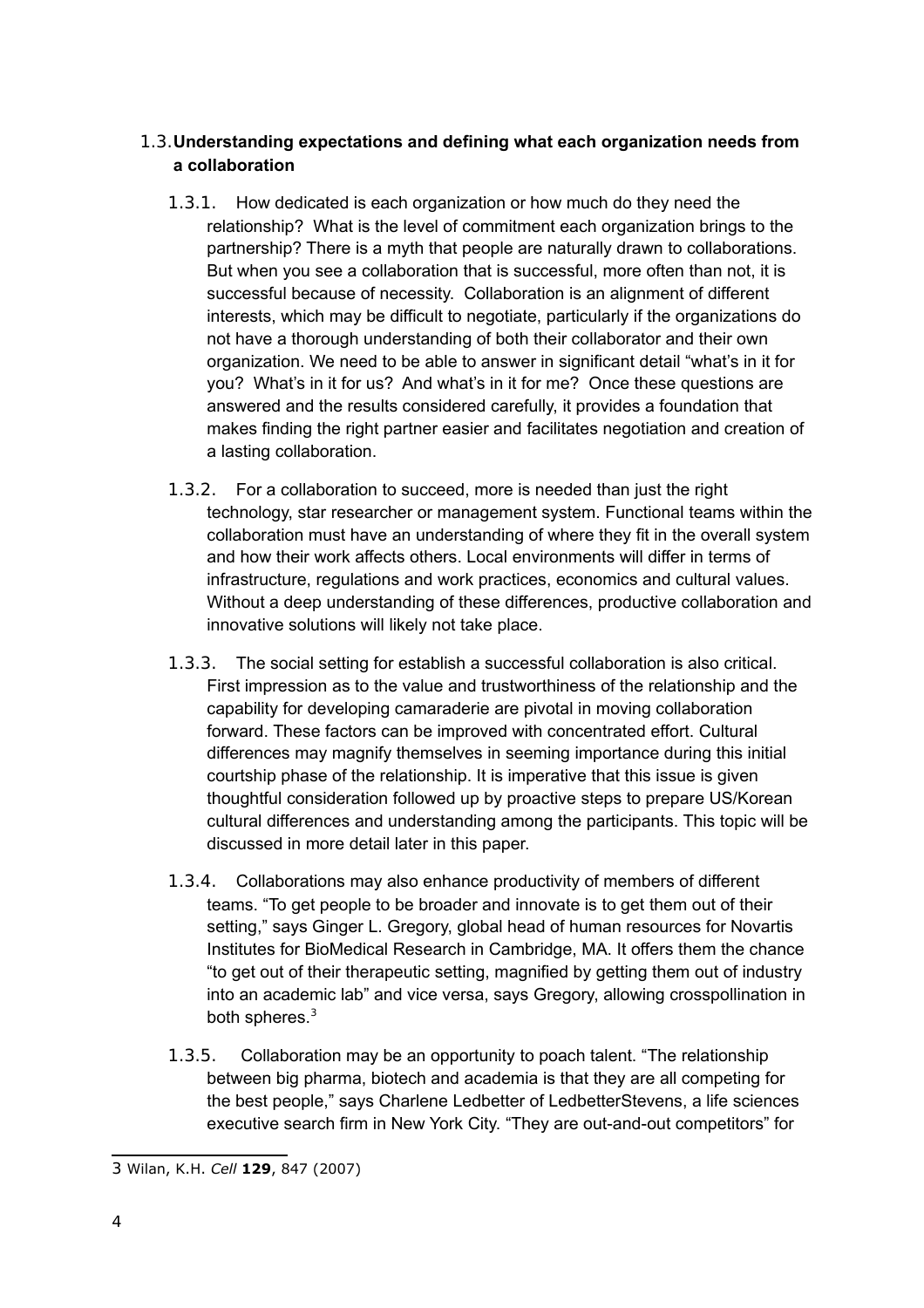### 1.3. Understanding expectations and defining what each organization needs from a collaboration

1.3.1. How dedicated is each organization or how much do they need the relationship? What is the level of commitment each organization brings to the partnership? There is a myth that people are naturally drawn to collaborations. But when you see a collaboration that is successful, more often than not, it is successful because of necessity. Collaboration is an alignment of different interests, which may be difficult to negotiate, particularly if the organizations do not have a thorough understanding of both their collaborator and their own organization. We need to be able to answer in significant detail "what's in it for you? What's in it for us? And what's in it for me? Once these questions are answered and the results considered carefully, it provides a foundation that makes finding the right partner easier and facilitates negotiation and creation of a lasting collaboration.

1.3.2. For a collaboration to succeed, more is needed than just the right technology, star researcher or management system. Functional teams within the collaboration must have an understanding of where they fit in the overall system and how their work affects others. Local environments will differ in terms of infrastructure, regulations and work practices, economics and cultural values. Without a deep understanding of these differences, productive collaboration and innovative solutions will likely not take place.

1.3.3. The social setting for establish a successful collaboration is also critical. First impression as to the value and trustworthiness of the relationship and the capability for developing camaraderie are pivotal in moving collaboration forward. These factors can be improved with concentrated effort. Cultural differences may magnify themselves in seeming importance during this initial courtship phase of the relationship. It is imperative that this issue is given thoughtful consideration followed up by proactive steps to prepare US/Korean cultural differences and understanding among the participants. This topic will be discussed in more detail later in this paper.

1.3.4. Collaborations may also enhance productivity of members of different teams. "To get people to be broader and innovate is to get them out of their setting," says Ginger L. Gregory, global head of human resources for Novartis Institutes for BioMedical Research in Cambridge, MA. It offers them the chance "to get out of their therapeutic setting, magnified by getting them out of industry into an academic lab" and vice versa, says Gregory, allowing crosspollination in both spheres.[3]

1.3.5. Collaboration may be an opportunity to poach talent. "The relationship between big pharma, biotech and academia is that they are all competing for the best people," says Charlene Ledbetter of LedbetterStevens, a life sciences executive search firm in New York City. "They are out-and-out competitors" for

---

3 Wilan, K.H. *Cell* **129**, 847 (2007)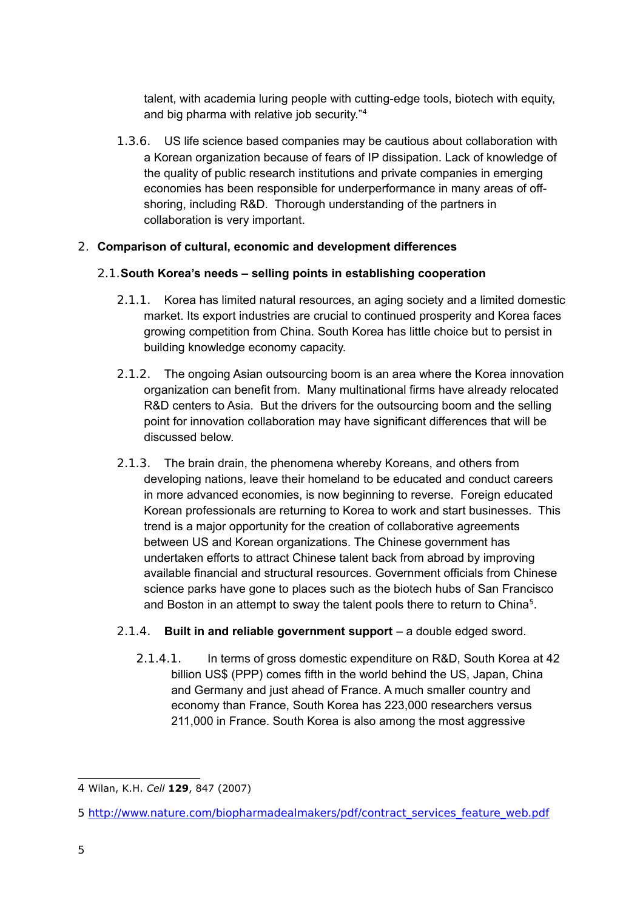talent, with academia luring people with cutting-edge tools, biotech with equity, and big pharma with relative job security."[4]

1.3.6. US life science based companies may be cautious about collaboration with a Korean organization because of fears of IP dissipation. Lack of knowledge of the quality of public research institutions and private companies in emerging economies has been responsible for underperformance in many areas of off-shoring, including R&D. Thorough understanding of the partners in collaboration is very important.

## 2. Comparison of cultural, economic and development differences

### 2.1. South Korea's needs – selling points in establishing cooperation

2.1.1. Korea has limited natural resources, an aging society and a limited domestic market. Its export industries are crucial to continued prosperity and Korea faces growing competition from China. South Korea has little choice but to persist in building knowledge economy capacity.

2.1.2. The ongoing Asian outsourcing boom is an area where the Korea innovation organization can benefit from. Many multinational firms have already relocated R&D centers to Asia. But the drivers for the outsourcing boom and the selling point for innovation collaboration may have significant differences that will be discussed below.

2.1.3. The brain drain, the phenomena whereby Koreans, and others from developing nations, leave their homeland to be educated and conduct careers in more advanced economies, is now beginning to reverse. Foreign educated Korean professionals are returning to Korea to work and start businesses. This trend is a major opportunity for the creation of collaborative agreements between US and Korean organizations. The Chinese government has undertaken efforts to attract Chinese talent back from abroad by improving available financial and structural resources. Government officials from Chinese science parks have gone to places such as the biotech hubs of San Francisco and Boston in an attempt to sway the talent pools there to return to China[5].

2.1.4. **Built in and reliable government support** – a double edged sword.

2.1.4.1. In terms of gross domestic expenditure on R&D, South Korea at 42 billion US$ (PPP) comes fifth in the world behind the US, Japan, China and Germany and just ahead of France. A much smaller country and economy than France, South Korea has 223,000 researchers versus 211,000 in France. South Korea is also among the most aggressive

---

4 Wilan, K.H. *Cell* **129**, 847 (2007)

5 http://www.nature.com/biopharmadealmakers/pdf/contract_services_feature_web.pdf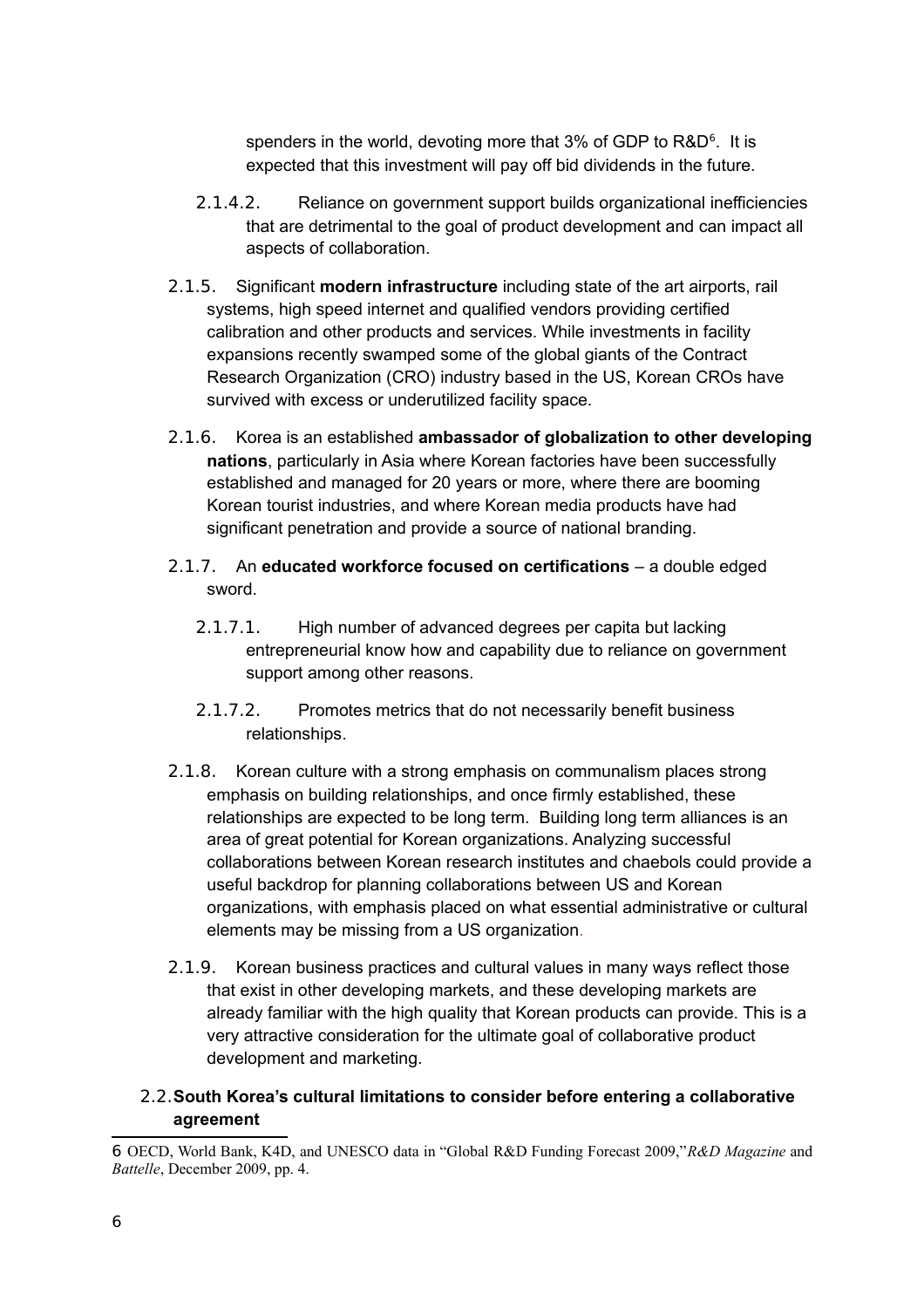spenders in the world, devoting more that 3% of GDP to R&D[6]. It is expected that this investment will pay off bid dividends in the future.

2.1.4.2. Reliance on government support builds organizational inefficiencies that are detrimental to the goal of product development and can impact all aspects of collaboration.

2.1.5. Significant **modern infrastructure** including state of the art airports, rail systems, high speed internet and qualified vendors providing certified calibration and other products and services. While investments in facility expansions recently swamped some of the global giants of the Contract Research Organization (CRO) industry based in the US, Korean CROs have survived with excess or underutilized facility space.

2.1.6. Korea is an established **ambassador of globalization to other developing nations**, particularly in Asia where Korean factories have been successfully established and managed for 20 years or more, where there are booming Korean tourist industries, and where Korean media products have had significant penetration and provide a source of national branding.

2.1.7. An **educated workforce focused on certifications** – a double edged sword.

2.1.7.1. High number of advanced degrees per capita but lacking entrepreneurial know how and capability due to reliance on government support among other reasons.

2.1.7.2. Promotes metrics that do not necessarily benefit business relationships.

2.1.8. Korean culture with a strong emphasis on communalism places strong emphasis on building relationships, and once firmly established, these relationships are expected to be long term. Building long term alliances is an area of great potential for Korean organizations. Analyzing successful collaborations between Korean research institutes and chaebols could provide a useful backdrop for planning collaborations between US and Korean organizations, with emphasis placed on what essential administrative or cultural elements may be missing from a US organization.

2.1.9. Korean business practices and cultural values in many ways reflect those that exist in other developing markets, and these developing markets are already familiar with the high quality that Korean products can provide. This is a very attractive consideration for the ultimate goal of collaborative product development and marketing.

## 2.2. South Korea's cultural limitations to consider before entering a collaborative agreement

---

6 OECD, World Bank, K4D, and UNESCO data in "Global R&D Funding Forecast 2009," *R&D Magazine* and *Battelle*, December 2009, pp. 4.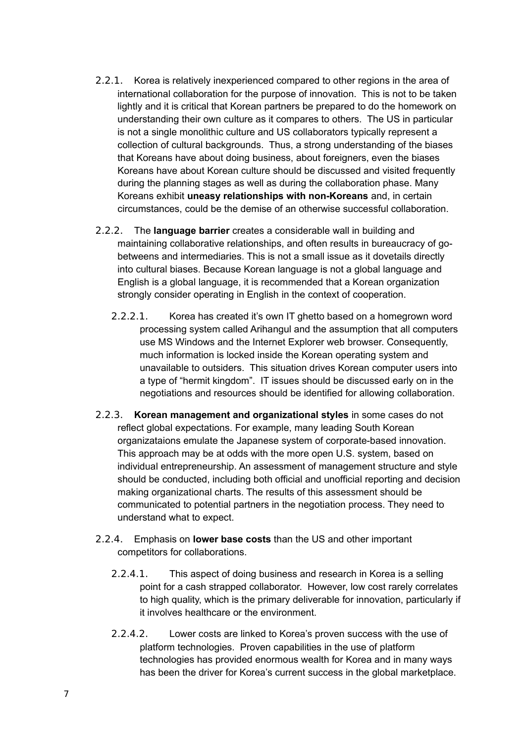2.2.1. Korea is relatively inexperienced compared to other regions in the area of international collaboration for the purpose of innovation. This is not to be taken lightly and it is critical that Korean partners be prepared to do the homework on understanding their own culture as it compares to others. The US in particular is not a single monolithic culture and US collaborators typically represent a collection of cultural backgrounds. Thus, a strong understanding of the biases that Koreans have about doing business, about foreigners, even the biases Koreans have about Korean culture should be discussed and visited frequently during the planning stages as well as during the collaboration phase. Many Koreans exhibit **uneasy relationships with non-Koreans** and, in certain circumstances, could be the demise of an otherwise successful collaboration.

2.2.2. The **language barrier** creates a considerable wall in building and maintaining collaborative relationships, and often results in bureaucracy of go-betweens and intermediaries. This is not a small issue as it dovetails directly into cultural biases. Because Korean language is not a global language and English is a global language, it is recommended that a Korean organization strongly consider operating in English in the context of cooperation.

2.2.2.1. Korea has created it's own IT ghetto based on a homegrown word processing system called Arihangul and the assumption that all computers use MS Windows and the Internet Explorer web browser. Consequently, much information is locked inside the Korean operating system and unavailable to outsiders. This situation drives Korean computer users into a type of "hermit kingdom". IT issues should be discussed early on in the negotiations and resources should be identified for allowing collaboration.

2.2.3. **Korean management and organizational styles** in some cases do not reflect global expectations. For example, many leading South Korean organizataions emulate the Japanese system of corporate-based innovation. This approach may be at odds with the more open U.S. system, based on individual entrepreneurship. An assessment of management structure and style should be conducted, including both official and unofficial reporting and decision making organizational charts. The results of this assessment should be communicated to potential partners in the negotiation process. They need to understand what to expect.

2.2.4. Emphasis on **lower base costs** than the US and other important competitors for collaborations.

2.2.4.1. This aspect of doing business and research in Korea is a selling point for a cash strapped collaborator. However, low cost rarely correlates to high quality, which is the primary deliverable for innovation, particularly if it involves healthcare or the environment.

2.2.4.2. Lower costs are linked to Korea's proven success with the use of platform technologies. Proven capabilities in the use of platform technologies has provided enormous wealth for Korea and in many ways has been the driver for Korea's current success in the global marketplace.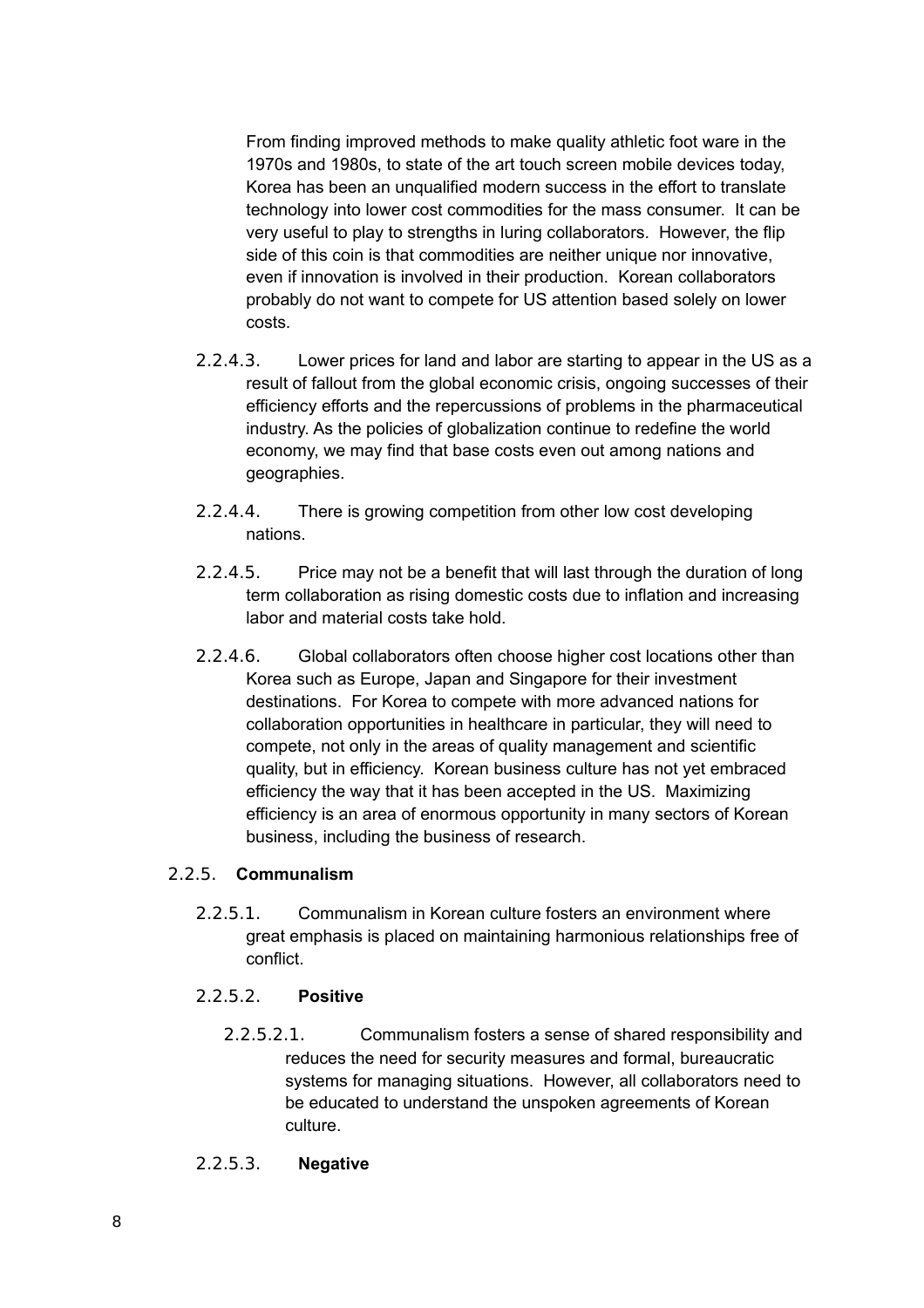From finding improved methods to make quality athletic foot ware in the 1970s and 1980s, to state of the art touch screen mobile devices today, Korea has been an unqualified modern success in the effort to translate technology into lower cost commodities for the mass consumer. It can be very useful to play to strengths in luring collaborators. However, the flip side of this coin is that commodities are neither unique nor innovative, even if innovation is involved in their production. Korean collaborators probably do not want to compete for US attention based solely on lower costs.

2.2.4.3. Lower prices for land and labor are starting to appear in the US as a result of fallout from the global economic crisis, ongoing successes of their efficiency efforts and the repercussions of problems in the pharmaceutical industry. As the policies of globalization continue to redefine the world economy, we may find that base costs even out among nations and geographies.

2.2.4.4. There is growing competition from other low cost developing nations.

2.2.4.5. Price may not be a benefit that will last through the duration of long term collaboration as rising domestic costs due to inflation and increasing labor and material costs take hold.

2.2.4.6. Global collaborators often choose higher cost locations other than Korea such as Europe, Japan and Singapore for their investment destinations. For Korea to compete with more advanced nations for collaboration opportunities in healthcare in particular, they will need to compete, not only in the areas of quality management and scientific quality, but in efficiency. Korean business culture has not yet embraced efficiency the way that it has been accepted in the US. Maximizing efficiency is an area of enormous opportunity in many sectors of Korean business, including the business of research.

2.2.5. **Communalism**

2.2.5.1. Communalism in Korean culture fosters an environment where great emphasis is placed on maintaining harmonious relationships free of conflict.

2.2.5.2. **Positive**

2.2.5.2.1. Communalism fosters a sense of shared responsibility and reduces the need for security measures and formal, bureaucratic systems for managing situations. However, all collaborators need to be educated to understand the unspoken agreements of Korean culture.

2.2.5.3. **Negative**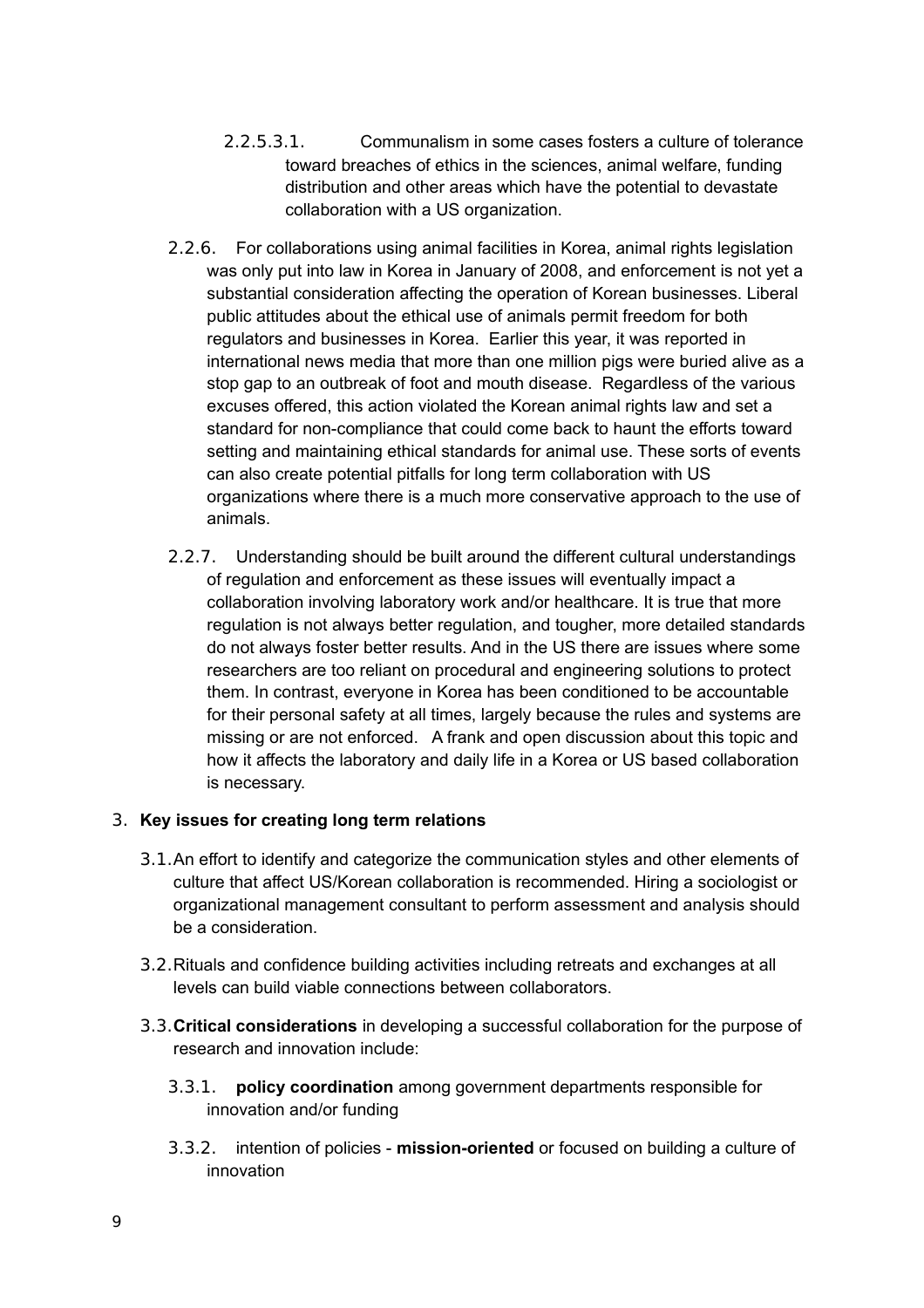2.2.5.3.1. Communalism in some cases fosters a culture of tolerance toward breaches of ethics in the sciences, animal welfare, funding distribution and other areas which have the potential to devastate collaboration with a US organization.

2.2.6. For collaborations using animal facilities in Korea, animal rights legislation was only put into law in Korea in January of 2008, and enforcement is not yet a substantial consideration affecting the operation of Korean businesses. Liberal public attitudes about the ethical use of animals permit freedom for both regulators and businesses in Korea. Earlier this year, it was reported in international news media that more than one million pigs were buried alive as a stop gap to an outbreak of foot and mouth disease. Regardless of the various excuses offered, this action violated the Korean animal rights law and set a standard for non-compliance that could come back to haunt the efforts toward setting and maintaining ethical standards for animal use. These sorts of events can also create potential pitfalls for long term collaboration with US organizations where there is a much more conservative approach to the use of animals.

2.2.7. Understanding should be built around the different cultural understandings of regulation and enforcement as these issues will eventually impact a collaboration involving laboratory work and/or healthcare. It is true that more regulation is not always better regulation, and tougher, more detailed standards do not always foster better results. And in the US there are issues where some researchers are too reliant on procedural and engineering solutions to protect them. In contrast, everyone in Korea has been conditioned to be accountable for their personal safety at all times, largely because the rules and systems are missing or are not enforced. A frank and open discussion about this topic and how it affects the laboratory and daily life in a Korea or US based collaboration is necessary.

## 3. Key issues for creating long term relations

3.1. An effort to identify and categorize the communication styles and other elements of culture that affect US/Korean collaboration is recommended. Hiring a sociologist or organizational management consultant to perform assessment and analysis should be a consideration.

3.2. Rituals and confidence building activities including retreats and exchanges at all levels can build viable connections between collaborators.

3.3. **Critical considerations** in developing a successful collaboration for the purpose of research and innovation include:

3.3.1. **policy coordination** among government departments responsible for innovation and/or funding

3.3.2. intention of policies - **mission-oriented** or focused on building a culture of innovation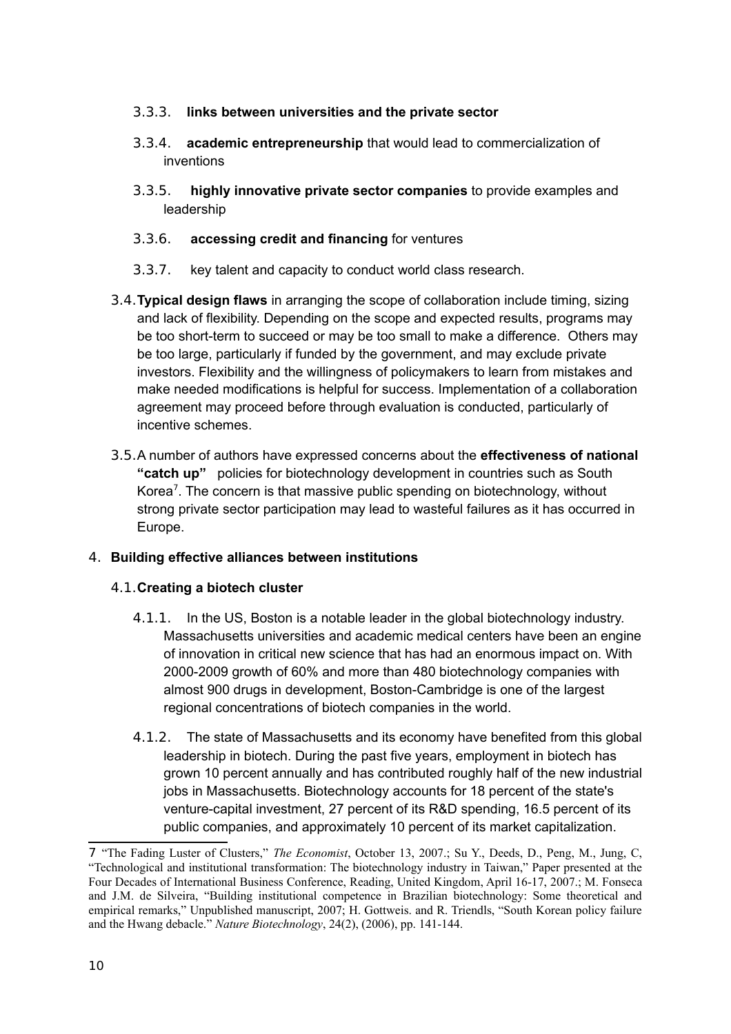3.3.3. **links between universities and the private sector**

3.3.4. **academic entrepreneurship** that would lead to commercialization of inventions

3.3.5. **highly innovative private sector companies** to provide examples and leadership

3.3.6. **accessing credit and financing** for ventures

3.3.7. key talent and capacity to conduct world class research.

3.4. **Typical design flaws** in arranging the scope of collaboration include timing, sizing and lack of flexibility. Depending on the scope and expected results, programs may be too short-term to succeed or may be too small to make a difference. Others may be too large, particularly if funded by the government, and may exclude private investors. Flexibility and the willingness of policymakers to learn from mistakes and make needed modifications is helpful for success. Implementation of a collaboration agreement may proceed before through evaluation is conducted, particularly of incentive schemes.

3.5. A number of authors have expressed concerns about the **effectiveness of national "catch up"** policies for biotechnology development in countries such as South Korea[7]. The concern is that massive public spending on biotechnology, without strong private sector participation may lead to wasteful failures as it has occurred in Europe.

## 4. Building effective alliances between institutions

### 4.1. Creating a biotech cluster

4.1.1. In the US, Boston is a notable leader in the global biotechnology industry. Massachusetts universities and academic medical centers have been an engine of innovation in critical new science that has had an enormous impact on. With 2000-2009 growth of 60% and more than 480 biotechnology companies with almost 900 drugs in development, Boston-Cambridge is one of the largest regional concentrations of biotech companies in the world.

4.1.2. The state of Massachusetts and its economy have benefited from this global leadership in biotech. During the past five years, employment in biotech has grown 10 percent annually and has contributed roughly half of the new industrial jobs in Massachusetts. Biotechnology accounts for 18 percent of the state's venture-capital investment, 27 percent of its R&D spending, 16.5 percent of its public companies, and approximately 10 percent of its market capitalization.

---

7 "The Fading Luster of Clusters," *The Economist*, October 13, 2007.; Su Y., Deeds, D., Peng, M., Jung, C, "Technological and institutional transformation: The biotechnology industry in Taiwan," Paper presented at the Four Decades of International Business Conference, Reading, United Kingdom, April 16-17, 2007.; M. Fonseca and J.M. de Silveira, "Building institutional competence in Brazilian biotechnology: Some theoretical and empirical remarks," Unpublished manuscript, 2007; H. Gottweis. and R. Triendls, "South Korean policy failure and the Hwang debacle." *Nature Biotechnology*, 24(2), (2006), pp. 141-144.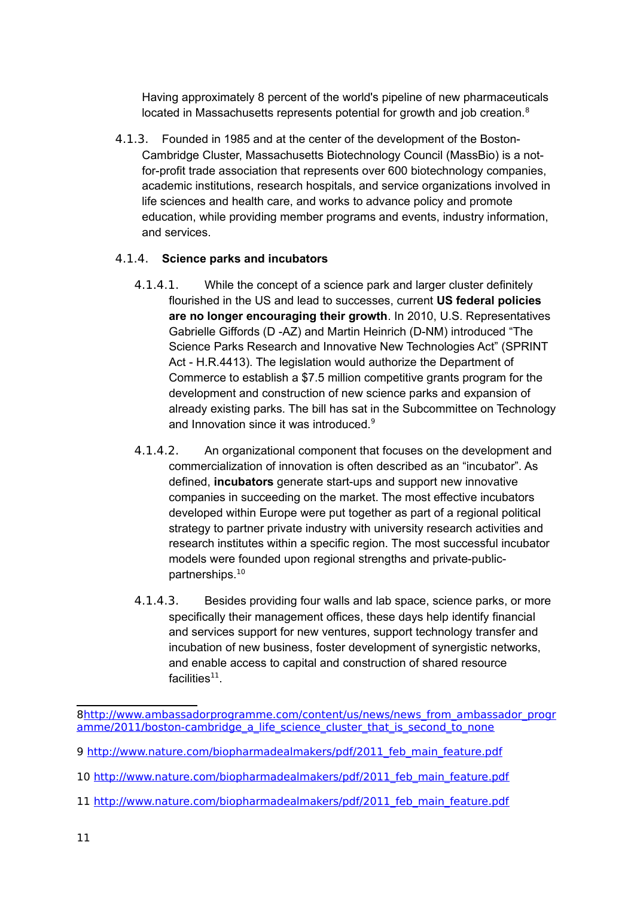Having approximately 8 percent of the world's pipeline of new pharmaceuticals located in Massachusetts represents potential for growth and job creation.[8]

4.1.3. Founded in 1985 and at the center of the development of the Boston-Cambridge Cluster, Massachusetts Biotechnology Council (MassBio) is a not-for-profit trade association that represents over 600 biotechnology companies, academic institutions, research hospitals, and service organizations involved in life sciences and health care, and works to advance policy and promote education, while providing member programs and events, industry information, and services.

4.1.4. **Science parks and incubators**

4.1.4.1. While the concept of a science park and larger cluster definitely flourished in the US and lead to successes, current **US federal policies are no longer encouraging their growth**. In 2010, U.S. Representatives Gabrielle Giffords (D -AZ) and Martin Heinrich (D-NM) introduced “The Science Parks Research and Innovative New Technologies Act” (SPRINT Act - H.R.4413). The legislation would authorize the Department of Commerce to establish a $7.5 million competitive grants program for the development and construction of new science parks and expansion of already existing parks. The bill has sat in the Subcommittee on Technology and Innovation since it was introduced.[9]

4.1.4.2. An organizational component that focuses on the development and commercialization of innovation is often described as an “incubator”. As defined, **incubators** generate start-ups and support new innovative companies in succeeding on the market. The most effective incubators developed within Europe were put together as part of a regional political strategy to partner private industry with university research activities and research institutes within a specific region. The most successful incubator models were founded upon regional strengths and private-public-partnerships.[10]

4.1.4.3. Besides providing four walls and lab space, science parks, or more specifically their management offices, these days help identify financial and services support for new ventures, support technology transfer and incubation of new business, foster development of synergistic networks, and enable access to capital and construction of shared resource facilities[11].

---

8 http://www.ambassadorprogramme.com/content/us/news/news_from_ambassador_programme/2011/boston-cambridge_a_life_science_cluster_that_is_second_to_none

9 http://www.nature.com/biopharmadealmakers/pdf/2011_feb_main_feature.pdf

10 http://www.nature.com/biopharmadealmakers/pdf/2011_feb_main_feature.pdf

11 http://www.nature.com/biopharmadealmakers/pdf/2011_feb_main_feature.pdf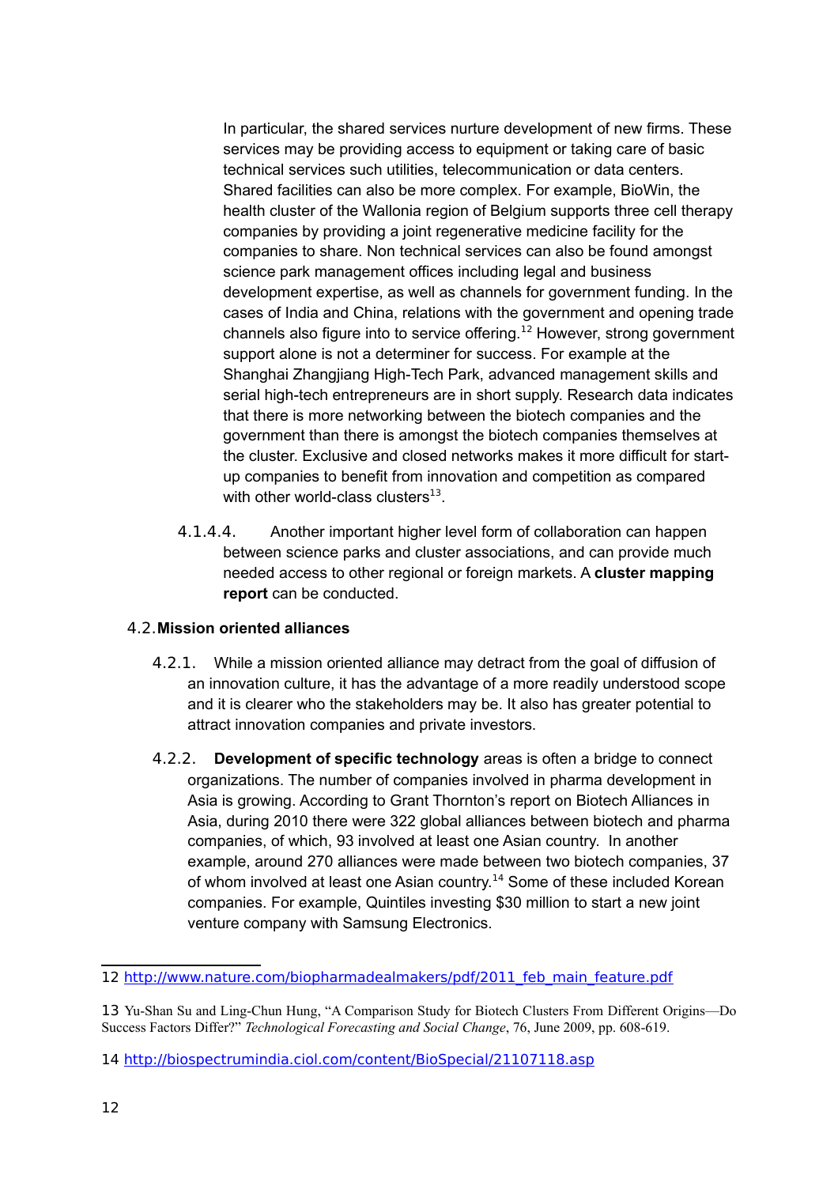In particular, the shared services nurture development of new firms. These services may be providing access to equipment or taking care of basic technical services such utilities, telecommunication or data centers. Shared facilities can also be more complex. For example, BioWin, the health cluster of the Wallonia region of Belgium supports three cell therapy companies by providing a joint regenerative medicine facility for the companies to share. Non technical services can also be found amongst science park management offices including legal and business development expertise, as well as channels for government funding. In the cases of India and China, relations with the government and opening trade channels also figure into to service offering.[12] However, strong government support alone is not a determiner for success. For example at the Shanghai Zhangjiang High-Tech Park, advanced management skills and serial high-tech entrepreneurs are in short supply. Research data indicates that there is more networking between the biotech companies and the government than there is amongst the biotech companies themselves at the cluster. Exclusive and closed networks makes it more difficult for start-up companies to benefit from innovation and competition as compared with other world-class clusters[13].

4.1.4.4. Another important higher level form of collaboration can happen between science parks and cluster associations, and can provide much needed access to other regional or foreign markets. A **cluster mapping report** can be conducted.

## 4.2. Mission oriented alliances

4.2.1. While a mission oriented alliance may detract from the goal of diffusion of an innovation culture, it has the advantage of a more readily understood scope and it is clearer who the stakeholders may be. It also has greater potential to attract innovation companies and private investors.

4.2.2. **Development of specific technology** areas is often a bridge to connect organizations. The number of companies involved in pharma development in Asia is growing. According to Grant Thornton's report on Biotech Alliances in Asia, during 2010 there were 322 global alliances between biotech and pharma companies, of which, 93 involved at least one Asian country. In another example, around 270 alliances were made between two biotech companies, 37 of whom involved at least one Asian country.[14] Some of these included Korean companies. For example, Quintiles investing $30 million to start a new joint venture company with Samsung Electronics.

---

12 http://www.nature.com/biopharmadealmakers/pdf/2011_feb_main_feature.pdf

13 Yu-Shan Su and Ling-Chun Hung, "A Comparison Study for Biotech Clusters From Different Origins—Do Success Factors Differ?" *Technological Forecasting and Social Change*, 76, June 2009, pp. 608-619.

14 http://biospectrumindia.ciol.com/content/BioSpecial/21107118.asp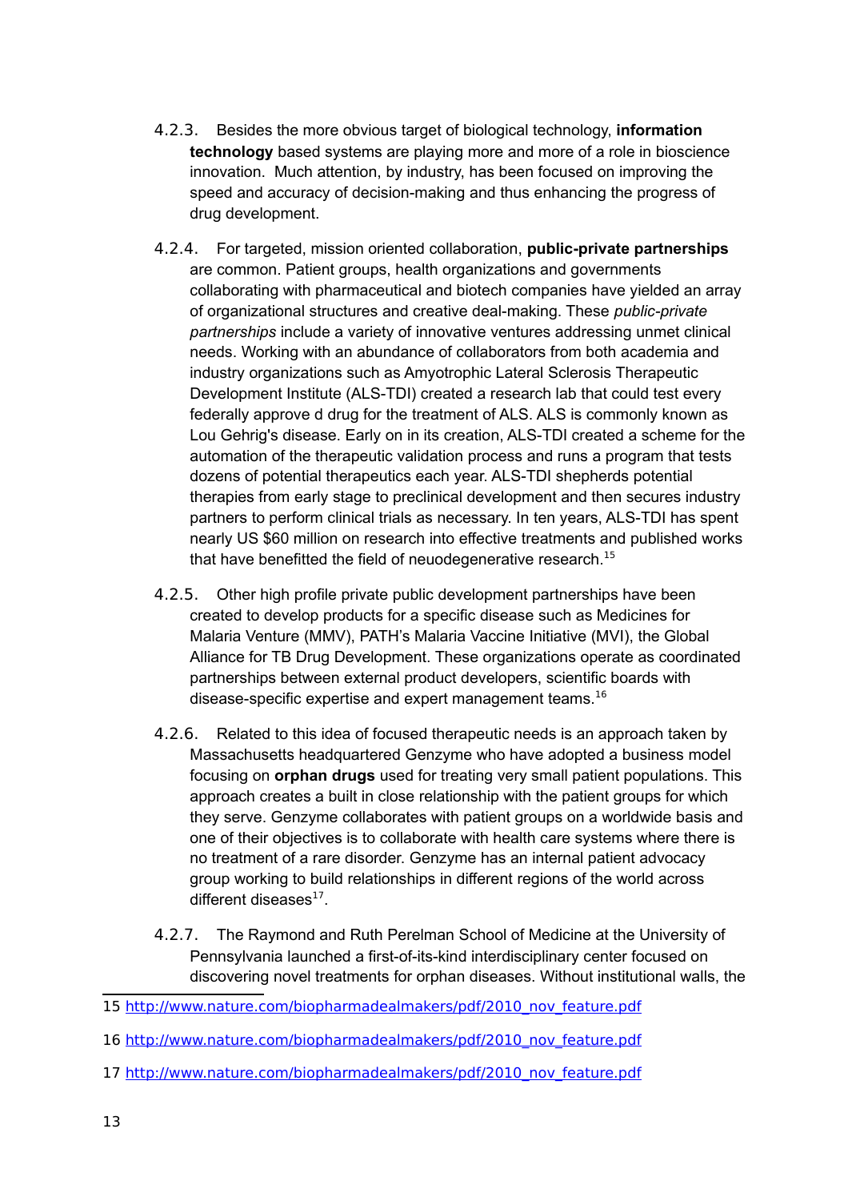4.2.3. Besides the more obvious target of biological technology, **information technology** based systems are playing more and more of a role in bioscience innovation. Much attention, by industry, has been focused on improving the speed and accuracy of decision-making and thus enhancing the progress of drug development.

4.2.4. For targeted, mission oriented collaboration, **public-private partnerships** are common. Patient groups, health organizations and governments collaborating with pharmaceutical and biotech companies have yielded an array of organizational structures and creative deal-making. These *public-private partnerships* include a variety of innovative ventures addressing unmet clinical needs. Working with an abundance of collaborators from both academia and industry organizations such as Amyotrophic Lateral Sclerosis Therapeutic Development Institute (ALS-TDI) created a research lab that could test every federally approve d drug for the treatment of ALS. ALS is commonly known as Lou Gehrig's disease. Early on in its creation, ALS-TDI created a scheme for the automation of the therapeutic validation process and runs a program that tests dozens of potential therapeutics each year. ALS-TDI shepherds potential therapies from early stage to preclinical development and then secures industry partners to perform clinical trials as necessary. In ten years, ALS-TDI has spent nearly US $60 million on research into effective treatments and published works that have benefitted the field of neuodegenerative research.[15]

4.2.5. Other high profile private public development partnerships have been created to develop products for a specific disease such as Medicines for Malaria Venture (MMV), PATH's Malaria Vaccine Initiative (MVI), the Global Alliance for TB Drug Development. These organizations operate as coordinated partnerships between external product developers, scientific boards with disease-specific expertise and expert management teams.[16]

4.2.6. Related to this idea of focused therapeutic needs is an approach taken by Massachusetts headquartered Genzyme who have adopted a business model focusing on **orphan drugs** used for treating very small patient populations. This approach creates a built in close relationship with the patient groups for which they serve. Genzyme collaborates with patient groups on a worldwide basis and one of their objectives is to collaborate with health care systems where there is no treatment of a rare disorder. Genzyme has an internal patient advocacy group working to build relationships in different regions of the world across different diseases[17].

4.2.7. The Raymond and Ruth Perelman School of Medicine at the University of Pennsylvania launched a first-of-its-kind interdisciplinary center focused on discovering novel treatments for orphan diseases. Without institutional walls, the

---

15 http://www.nature.com/biopharmadealmakers/pdf/2010_nov_feature.pdf

16 http://www.nature.com/biopharmadealmakers/pdf/2010_nov_feature.pdf

17 http://www.nature.com/biopharmadealmakers/pdf/2010_nov_feature.pdf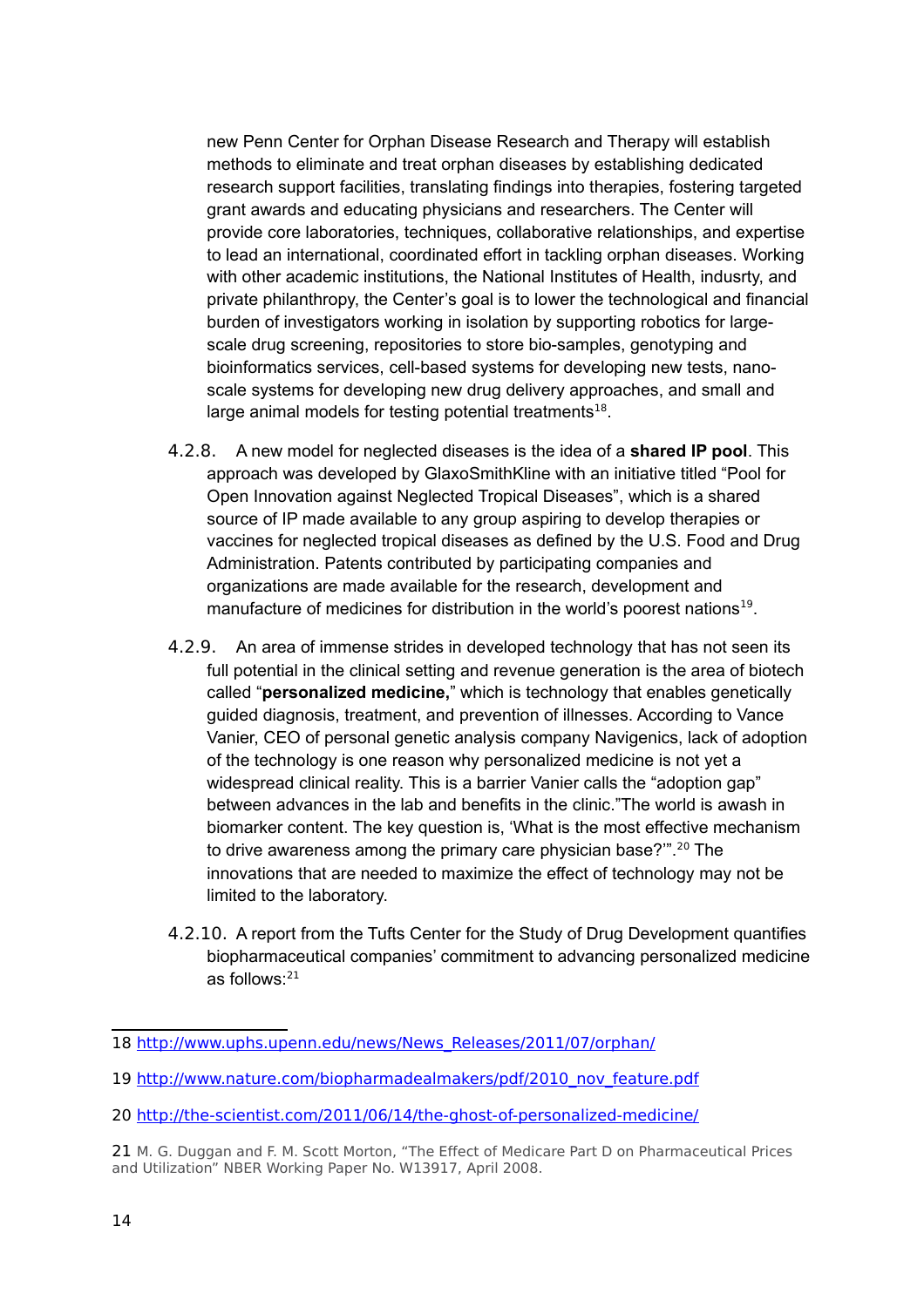new Penn Center for Orphan Disease Research and Therapy will establish methods to eliminate and treat orphan diseases by establishing dedicated research support facilities, translating findings into therapies, fostering targeted grant awards and educating physicians and researchers. The Center will provide core laboratories, techniques, collaborative relationships, and expertise to lead an international, coordinated effort in tackling orphan diseases. Working with other academic institutions, the National Institutes of Health, indusrty, and private philanthropy, the Center's goal is to lower the technological and financial burden of investigators working in isolation by supporting robotics for large-scale drug screening, repositories to store bio-samples, genotyping and bioinformatics services, cell-based systems for developing new tests, nano-scale systems for developing new drug delivery approaches, and small and large animal models for testing potential treatments[18].

4.2.8. A new model for neglected diseases is the idea of a **shared IP pool**. This approach was developed by GlaxoSmithKline with an initiative titled "Pool for Open Innovation against Neglected Tropical Diseases", which is a shared source of IP made available to any group aspiring to develop therapies or vaccines for neglected tropical diseases as defined by the U.S. Food and Drug Administration. Patents contributed by participating companies and organizations are made available for the research, development and manufacture of medicines for distribution in the world's poorest nations[19].

4.2.9. An area of immense strides in developed technology that has not seen its full potential in the clinical setting and revenue generation is the area of biotech called "**personalized medicine,**" which is technology that enables genetically guided diagnosis, treatment, and prevention of illnesses. According to Vance Vanier, CEO of personal genetic analysis company Navigenics, lack of adoption of the technology is one reason why personalized medicine is not yet a widespread clinical reality. This is a barrier Vanier calls the "adoption gap" between advances in the lab and benefits in the clinic."The world is awash in biomarker content. The key question is, 'What is the most effective mechanism to drive awareness among the primary care physician base?'".[20] The innovations that are needed to maximize the effect of technology may not be limited to the laboratory.

4.2.10. A report from the Tufts Center for the Study of Drug Development quantifies biopharmaceutical companies' commitment to advancing personalized medicine as follows:[21]

---

18 http://www.uphs.upenn.edu/news/News_Releases/2011/07/orphan/

19 http://www.nature.com/biopharmadealmakers/pdf/2010_nov_feature.pdf

20 http://the-scientist.com/2011/06/14/the-ghost-of-personalized-medicine/

21 M. G. Duggan and F. M. Scott Morton, "The Effect of Medicare Part D on Pharmaceutical Prices and Utilization" NBER Working Paper No. W13917, April 2008.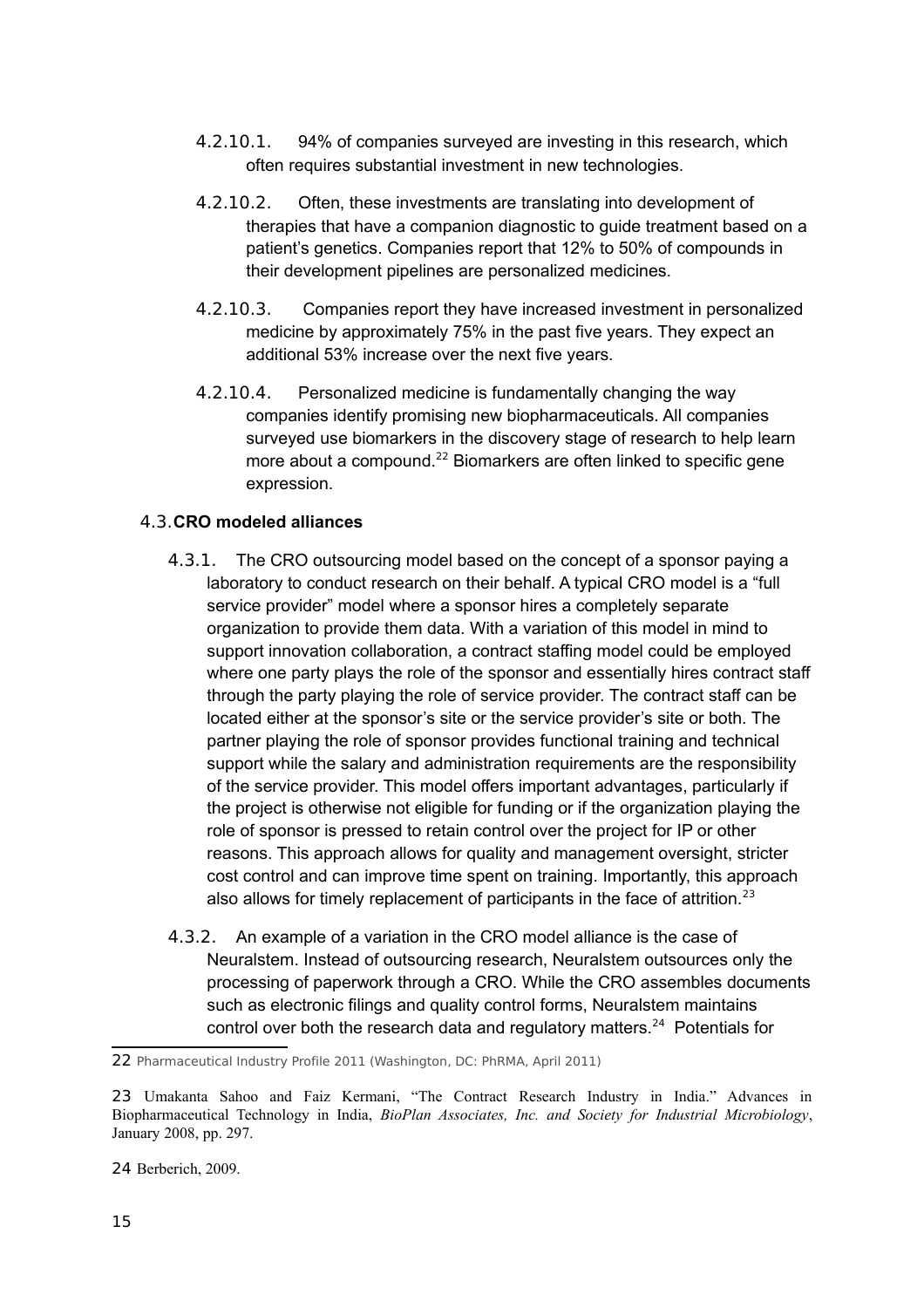4.2.10.1. 94% of companies surveyed are investing in this research, which often requires substantial investment in new technologies.

4.2.10.2. Often, these investments are translating into development of therapies that have a companion diagnostic to guide treatment based on a patient's genetics. Companies report that 12% to 50% of compounds in their development pipelines are personalized medicines.

4.2.10.3. Companies report they have increased investment in personalized medicine by approximately 75% in the past five years. They expect an additional 53% increase over the next five years.

4.2.10.4. Personalized medicine is fundamentally changing the way companies identify promising new biopharmaceuticals. All companies surveyed use biomarkers in the discovery stage of research to help learn more about a compound.[22] Biomarkers are often linked to specific gene expression.

### 4.3. CRO modeled alliances

4.3.1. The CRO outsourcing model based on the concept of a sponsor paying a laboratory to conduct research on their behalf. A typical CRO model is a "full service provider" model where a sponsor hires a completely separate organization to provide them data. With a variation of this model in mind to support innovation collaboration, a contract staffing model could be employed where one party plays the role of the sponsor and essentially hires contract staff through the party playing the role of service provider. The contract staff can be located either at the sponsor's site or the service provider's site or both. The partner playing the role of sponsor provides functional training and technical support while the salary and administration requirements are the responsibility of the service provider. This model offers important advantages, particularly if the project is otherwise not eligible for funding or if the organization playing the role of sponsor is pressed to retain control over the project for IP or other reasons. This approach allows for quality and management oversight, stricter cost control and can improve time spent on training. Importantly, this approach also allows for timely replacement of participants in the face of attrition.[23]

4.3.2. An example of a variation in the CRO model alliance is the case of Neuralstem. Instead of outsourcing research, Neuralstem outsources only the processing of paperwork through a CRO. While the CRO assembles documents such as electronic filings and quality control forms, Neuralstem maintains control over both the research data and regulatory matters.[24] Potentials for

---

22 Pharmaceutical Industry Profile 2011 (Washington, DC: PhRMA, April 2011)

23 Umakanta Sahoo and Faiz Kermani, "The Contract Research Industry in India." Advances in Biopharmaceutical Technology in India, *BioPlan Associates, Inc. and Society for Industrial Microbiology*, January 2008, pp. 297.

24 Berberich, 2009.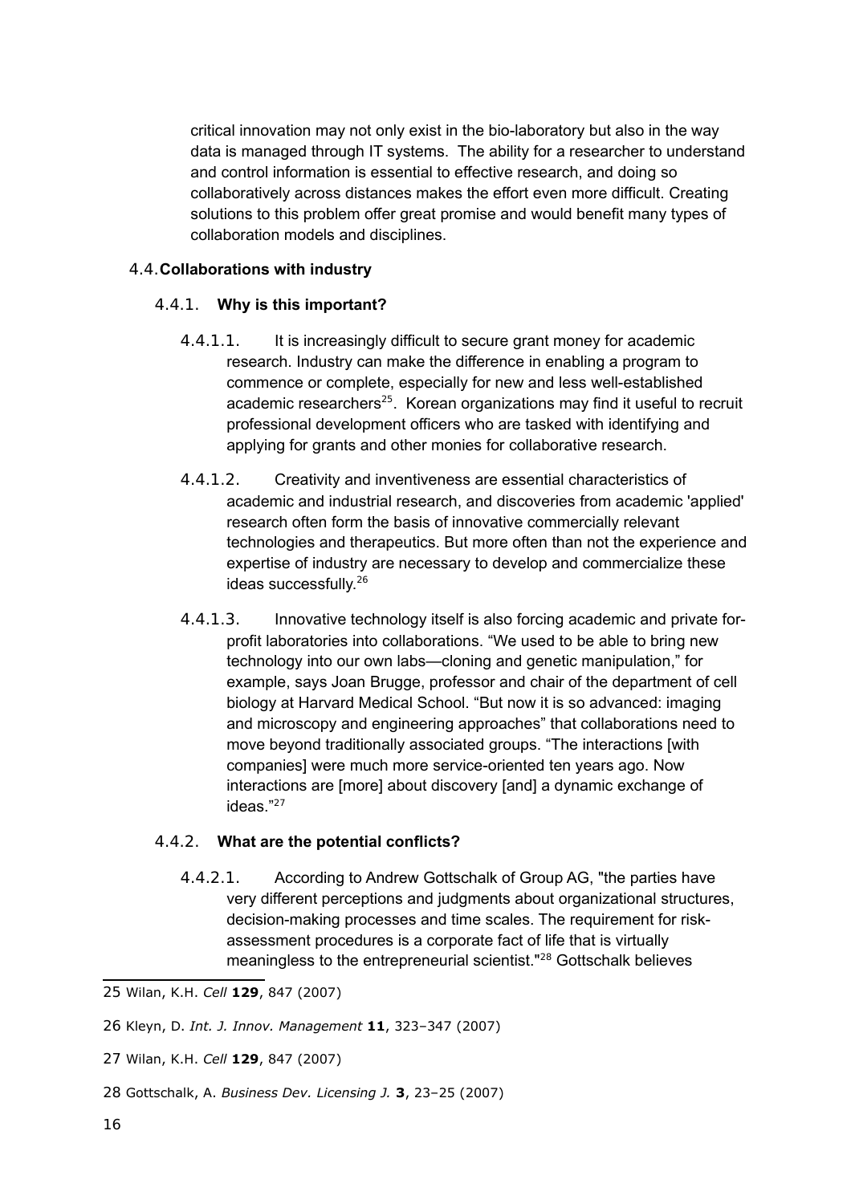critical innovation may not only exist in the bio-laboratory but also in the way data is managed through IT systems. The ability for a researcher to understand and control information is essential to effective research, and doing so collaboratively across distances makes the effort even more difficult. Creating solutions to this problem offer great promise and would benefit many types of collaboration models and disciplines.

## 4.4. Collaborations with industry

### 4.4.1. Why is this important?

4.4.1.1. It is increasingly difficult to secure grant money for academic research. Industry can make the difference in enabling a program to commence or complete, especially for new and less well-established academic researchers[25]. Korean organizations may find it useful to recruit professional development officers who are tasked with identifying and applying for grants and other monies for collaborative research.

4.4.1.2. Creativity and inventiveness are essential characteristics of academic and industrial research, and discoveries from academic 'applied' research often form the basis of innovative commercially relevant technologies and therapeutics. But more often than not the experience and expertise of industry are necessary to develop and commercialize these ideas successfully.[26]

4.4.1.3. Innovative technology itself is also forcing academic and private for-profit laboratories into collaborations. "We used to be able to bring new technology into our own labs—cloning and genetic manipulation," for example, says Joan Brugge, professor and chair of the department of cell biology at Harvard Medical School. "But now it is so advanced: imaging and microscopy and engineering approaches" that collaborations need to move beyond traditionally associated groups. "The interactions [with companies] were much more service-oriented ten years ago. Now interactions are [more] about discovery [and] a dynamic exchange of ideas."[27]

### 4.4.2. What are the potential conflicts?

4.4.2.1. According to Andrew Gottschalk of Group AG, "the parties have very different perceptions and judgments about organizational structures, decision-making processes and time scales. The requirement for risk-assessment procedures is a corporate fact of life that is virtually meaningless to the entrepreneurial scientist."[28] Gottschalk believes

---

25 Wilan, K.H. *Cell* **129**, 847 (2007)

26 Kleyn, D. *Int. J. Innov. Management* **11**, 323–347 (2007)

27 Wilan, K.H. *Cell* **129**, 847 (2007)

28 Gottschalk, A. *Business Dev. Licensing J.* **3**, 23–25 (2007)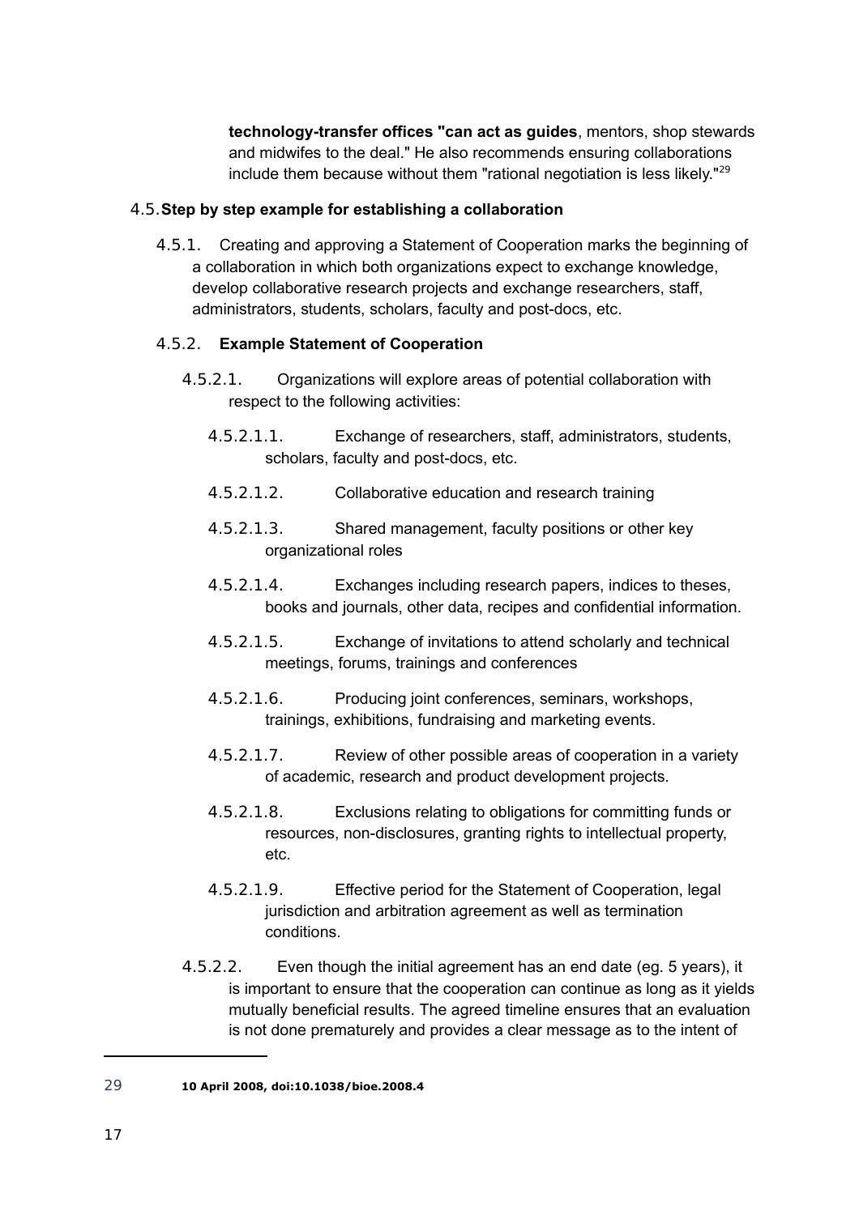**technology-transfer offices "can act as guides**, mentors, shop stewards and midwifes to the deal." He also recommends ensuring collaborations include them because without them "rational negotiation is less likely."[29]

### 4.5. Step by step example for establishing a collaboration

4.5.1. Creating and approving a Statement of Cooperation marks the beginning of a collaboration in which both organizations expect to exchange knowledge, develop collaborative research projects and exchange researchers, staff, administrators, students, scholars, faculty and post-docs, etc.

#### 4.5.2. Example Statement of Cooperation

4.5.2.1. Organizations will explore areas of potential collaboration with respect to the following activities:

4.5.2.1.1. Exchange of researchers, staff, administrators, students, scholars, faculty and post-docs, etc.

4.5.2.1.2. Collaborative education and research training

4.5.2.1.3. Shared management, faculty positions or other key organizational roles

4.5.2.1.4. Exchanges including research papers, indices to theses, books and journals, other data, recipes and confidential information.

4.5.2.1.5. Exchange of invitations to attend scholarly and technical meetings, forums, trainings and conferences

4.5.2.1.6. Producing joint conferences, seminars, workshops, trainings, exhibitions, fundraising and marketing events.

4.5.2.1.7. Review of other possible areas of cooperation in a variety of academic, research and product development projects.

4.5.2.1.8. Exclusions relating to obligations for committing funds or resources, non-disclosures, granting rights to intellectual property, etc.

4.5.2.1.9. Effective period for the Statement of Cooperation, legal jurisdiction and arbitration agreement as well as termination conditions.

4.5.2.2. Even though the initial agreement has an end date (eg. 5 years), it is important to ensure that the cooperation can continue as long as it yields mutually beneficial results. The agreed timeline ensures that an evaluation is not done prematurely and provides a clear message as to the intent of

---

[29] **10 April 2008, doi:10.1038/bioe.2008.4**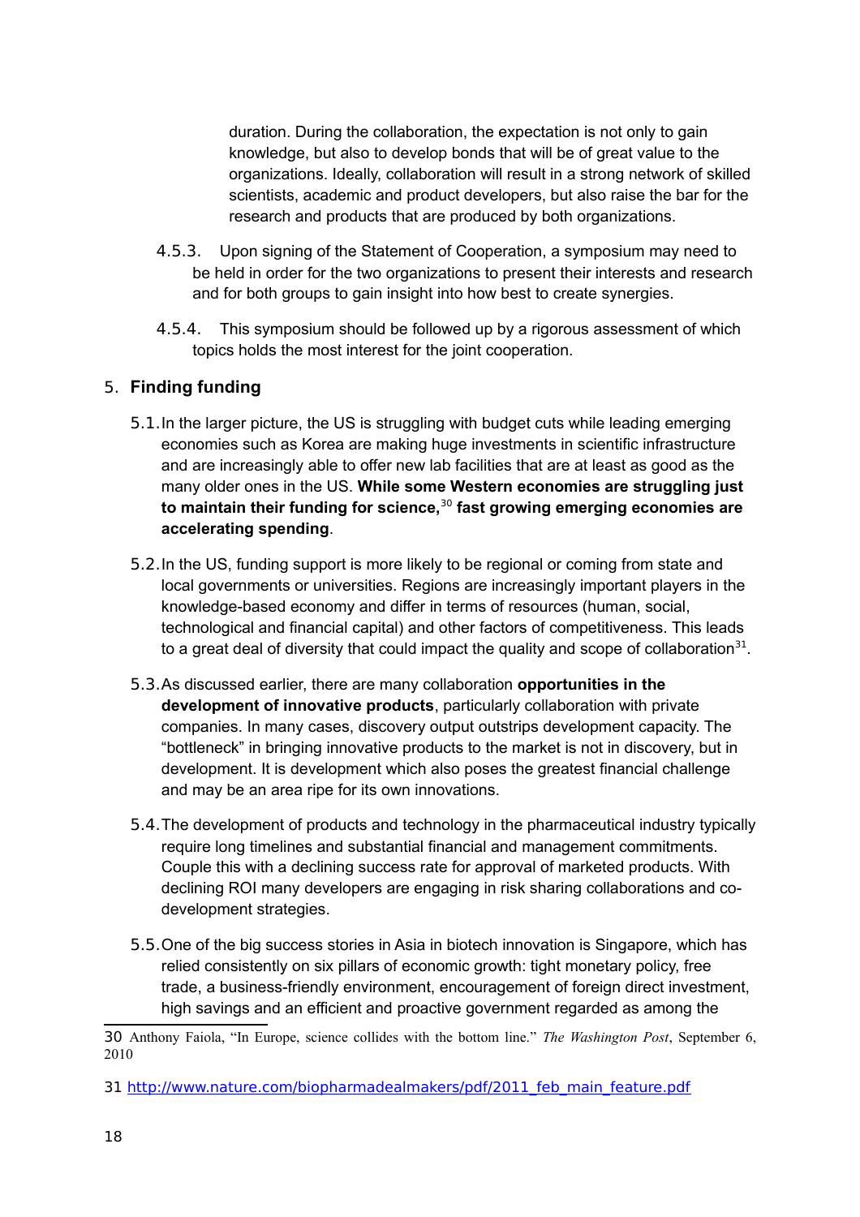duration. During the collaboration, the expectation is not only to gain knowledge, but also to develop bonds that will be of great value to the organizations. Ideally, collaboration will result in a strong network of skilled scientists, academic and product developers, but also raise the bar for the research and products that are produced by both organizations.

4.5.3. Upon signing of the Statement of Cooperation, a symposium may need to be held in order for the two organizations to present their interests and research and for both groups to gain insight into how best to create synergies.

4.5.4. This symposium should be followed up by a rigorous assessment of which topics holds the most interest for the joint cooperation.

## 5. Finding funding

5.1. In the larger picture, the US is struggling with budget cuts while leading emerging economies such as Korea are making huge investments in scientific infrastructure and are increasingly able to offer new lab facilities that are at least as good as the many older ones in the US. **While some Western economies are struggling just to maintain their funding for science,**[30] **fast growing emerging economies are accelerating spending**.

5.2. In the US, funding support is more likely to be regional or coming from state and local governments or universities. Regions are increasingly important players in the knowledge-based economy and differ in terms of resources (human, social, technological and financial capital) and other factors of competitiveness. This leads to a great deal of diversity that could impact the quality and scope of collaboration[31].

5.3. As discussed earlier, there are many collaboration **opportunities in the development of innovative products**, particularly collaboration with private companies. In many cases, discovery output outstrips development capacity. The "bottleneck" in bringing innovative products to the market is not in discovery, but in development. It is development which also poses the greatest financial challenge and may be an area ripe for its own innovations.

5.4. The development of products and technology in the pharmaceutical industry typically require long timelines and substantial financial and management commitments. Couple this with a declining success rate for approval of marketed products. With declining ROI many developers are engaging in risk sharing collaborations and co-development strategies.

5.5. One of the big success stories in Asia in biotech innovation is Singapore, which has relied consistently on six pillars of economic growth: tight monetary policy, free trade, a business-friendly environment, encouragement of foreign direct investment, high savings and an efficient and proactive government regarded as among the

---

30 Anthony Faiola, "In Europe, science collides with the bottom line." *The Washington Post*, September 6, 2010

31 http://www.nature.com/biopharmadealmakers/pdf/2011_feb_main_feature.pdf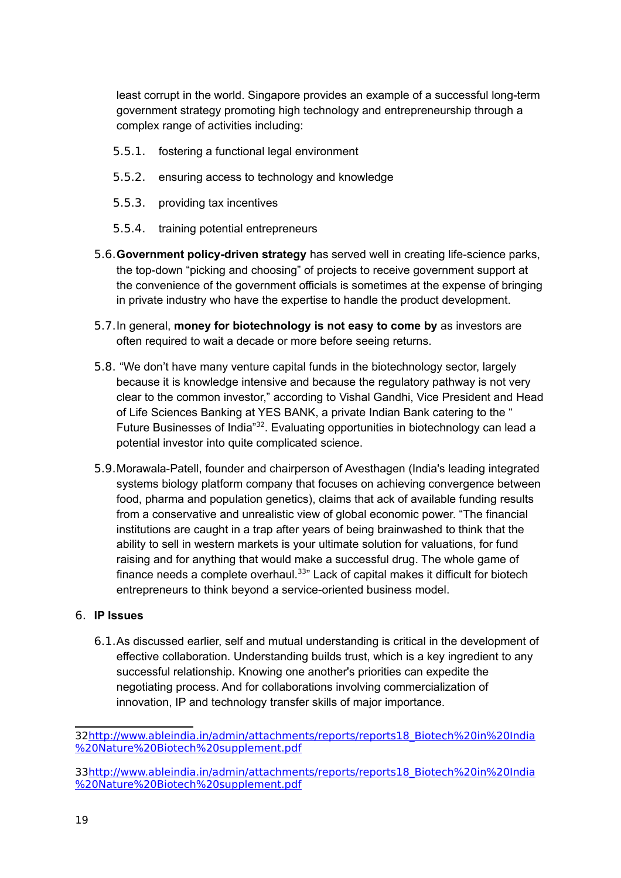least corrupt in the world. Singapore provides an example of a successful long-term government strategy promoting high technology and entrepreneurship through a complex range of activities including:

5.5.1. fostering a functional legal environment

5.5.2. ensuring access to technology and knowledge

5.5.3. providing tax incentives

5.5.4. training potential entrepreneurs

5.6. **Government policy-driven strategy** has served well in creating life-science parks, the top-down "picking and choosing" of projects to receive government support at the convenience of the government officials is sometimes at the expense of bringing in private industry who have the expertise to handle the product development.

5.7. In general, **money for biotechnology is not easy to come by** as investors are often required to wait a decade or more before seeing returns.

5.8. "We don't have many venture capital funds in the biotechnology sector, largely because it is knowledge intensive and because the regulatory pathway is not very clear to the common investor," according to Vishal Gandhi, Vice President and Head of Life Sciences Banking at YES BANK, a private Indian Bank catering to the " Future Businesses of India"[32]. Evaluating opportunities in biotechnology can lead a potential investor into quite complicated science.

5.9. Morawala-Patell, founder and chairperson of Avesthagen (India's leading integrated systems biology platform company that focuses on achieving convergence between food, pharma and population genetics), claims that ack of available funding results from a conservative and unrealistic view of global economic power. "The financial institutions are caught in a trap after years of being brainwashed to think that the ability to sell in western markets is your ultimate solution for valuations, for fund raising and for anything that would make a successful drug. The whole game of finance needs a complete overhaul.[33]" Lack of capital makes it difficult for biotech entrepreneurs to think beyond a service-oriented business model.

## 6. IP Issues

6.1. As discussed earlier, self and mutual understanding is critical in the development of effective collaboration. Understanding builds trust, which is a key ingredient to any successful relationship. Knowing one another's priorities can expedite the negotiating process. And for collaborations involving commercialization of innovation, IP and technology transfer skills of major importance.

---

32 http://www.ableindia.in/admin/attachments/reports/reports18_Biotech%20in%20India%20Nature%20Biotech%20supplement.pdf

33 http://www.ableindia.in/admin/attachments/reports/reports18_Biotech%20in%20India%20Nature%20Biotech%20supplement.pdf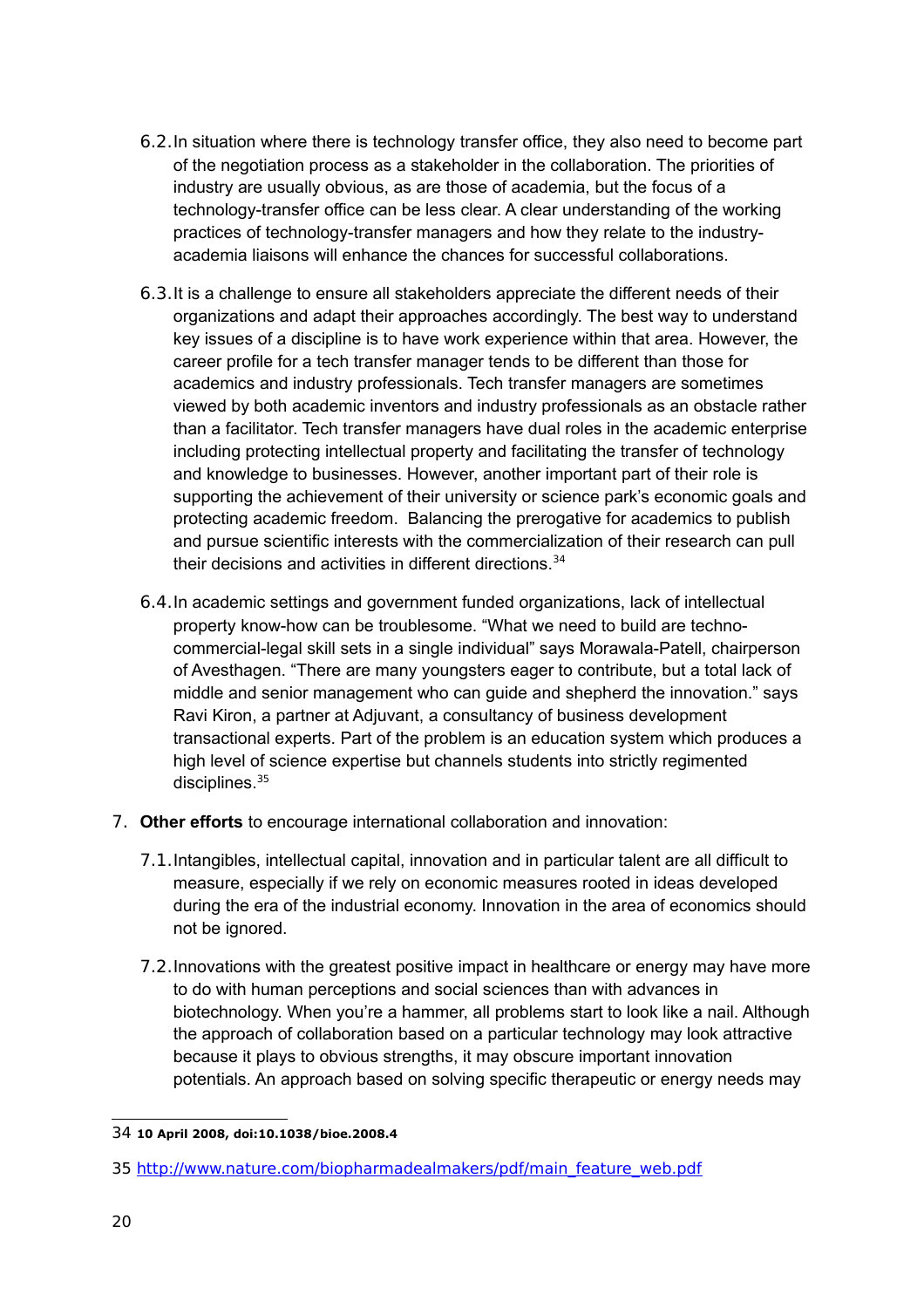6.2. In situation where there is technology transfer office, they also need to become part of the negotiation process as a stakeholder in the collaboration. The priorities of industry are usually obvious, as are those of academia, but the focus of a technology-transfer office can be less clear. A clear understanding of the working practices of technology-transfer managers and how they relate to the industry-academia liaisons will enhance the chances for successful collaborations.

6.3. It is a challenge to ensure all stakeholders appreciate the different needs of their organizations and adapt their approaches accordingly. The best way to understand key issues of a discipline is to have work experience within that area. However, the career profile for a tech transfer manager tends to be different than those for academics and industry professionals. Tech transfer managers are sometimes viewed by both academic inventors and industry professionals as an obstacle rather than a facilitator. Tech transfer managers have dual roles in the academic enterprise including protecting intellectual property and facilitating the transfer of technology and knowledge to businesses. However, another important part of their role is supporting the achievement of their university or science park's economic goals and protecting academic freedom. Balancing the prerogative for academics to publish and pursue scientific interests with the commercialization of their research can pull their decisions and activities in different directions.[34]

6.4. In academic settings and government funded organizations, lack of intellectual property know-how can be troublesome. "What we need to build are techno-commercial-legal skill sets in a single individual" says Morawala-Patell, chairperson of Avesthagen. "There are many youngsters eager to contribute, but a total lack of middle and senior management who can guide and shepherd the innovation." says Ravi Kiron, a partner at Adjuvant, a consultancy of business development transactional experts. Part of the problem is an education system which produces a high level of science expertise but channels students into strictly regimented disciplines.[35]

7. **Other efforts** to encourage international collaboration and innovation:

7.1. Intangibles, intellectual capital, innovation and in particular talent are all difficult to measure, especially if we rely on economic measures rooted in ideas developed during the era of the industrial economy. Innovation in the area of economics should not be ignored.

7.2. Innovations with the greatest positive impact in healthcare or energy may have more to do with human perceptions and social sciences than with advances in biotechnology. When you're a hammer, all problems start to look like a nail. Although the approach of collaboration based on a particular technology may look attractive because it plays to obvious strengths, it may obscure important innovation potentials. An approach based on solving specific therapeutic or energy needs may

---

34 **10 April 2008, doi:10.1038/bioe.2008.4**

35 http://www.nature.com/biopharmadealmakers/pdf/main_feature_web.pdf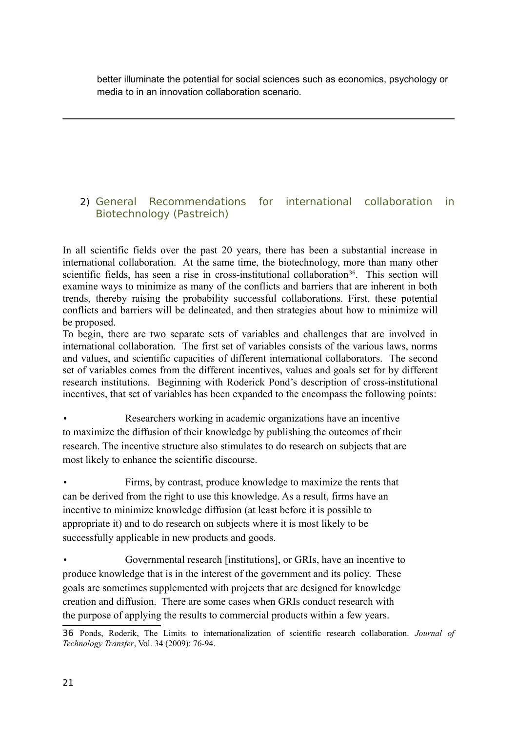better illuminate the potential for social sciences such as economics, psychology or media to in an innovation collaboration scenario.

---

## 2) General Recommendations for international collaboration in Biotechnology (Pastreich)

In all scientific fields over the past 20 years, there has been a substantial increase in international collaboration. At the same time, the biotechnology, more than many other scientific fields, has seen a rise in cross-institutional collaboration[36]. This section will examine ways to minimize as many of the conflicts and barriers that are inherent in both trends, thereby raising the probability successful collaborations. First, these potential conflicts and barriers will be delineated, and then strategies about how to minimize will be proposed.

To begin, there are two separate sets of variables and challenges that are involved in international collaboration. The first set of variables consists of the various laws, norms and values, and scientific capacities of different international collaborators. The second set of variables comes from the different incentives, values and goals set for by different research institutions. Beginning with Roderick Pond's description of cross-institutional incentives, that set of variables has been expanded to the encompass the following points:

- Researchers working in academic organizations have an incentive to maximize the diffusion of their knowledge by publishing the outcomes of their research. The incentive structure also stimulates to do research on subjects that are most likely to enhance the scientific discourse.

- Firms, by contrast, produce knowledge to maximize the rents that can be derived from the right to use this knowledge. As a result, firms have an incentive to minimize knowledge diffusion (at least before it is possible to appropriate it) and to do research on subjects where it is most likely to be successfully applicable in new products and goods.

- Governmental research [institutions], or GRIs, have an incentive to produce knowledge that is in the interest of the government and its policy. These goals are sometimes supplemented with projects that are designed for knowledge creation and diffusion. There are some cases when GRIs conduct research with the purpose of applying the results to commercial products within a few years.

---

36 Ponds, Roderik, The Limits to internationalization of scientific research collaboration. *Journal of Technology Transfer*, Vol. 34 (2009): 76-94.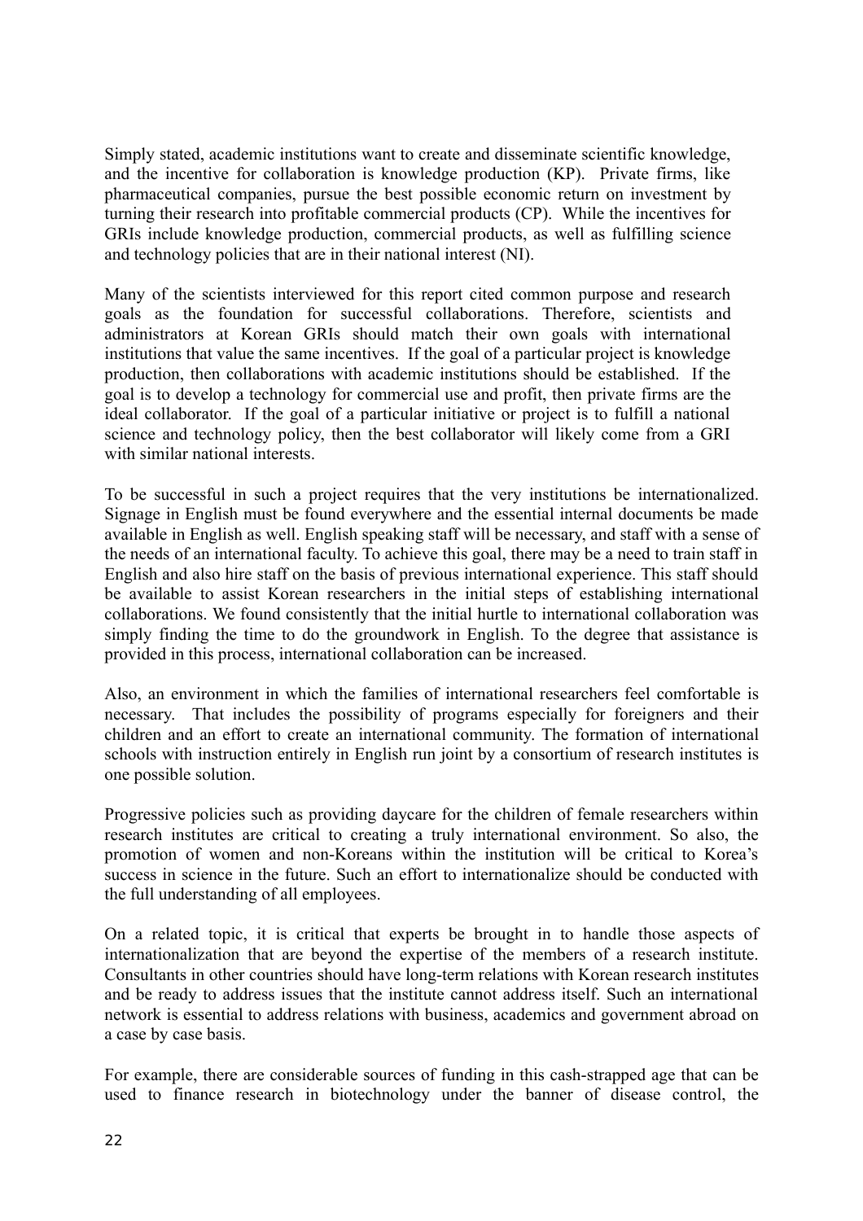Simply stated, academic institutions want to create and disseminate scientific knowledge, and the incentive for collaboration is knowledge production (KP). Private firms, like pharmaceutical companies, pursue the best possible economic return on investment by turning their research into profitable commercial products (CP). While the incentives for GRIs include knowledge production, commercial products, as well as fulfilling science and technology policies that are in their national interest (NI).

Many of the scientists interviewed for this report cited common purpose and research goals as the foundation for successful collaborations. Therefore, scientists and administrators at Korean GRIs should match their own goals with international institutions that value the same incentives. If the goal of a particular project is knowledge production, then collaborations with academic institutions should be established. If the goal is to develop a technology for commercial use and profit, then private firms are the ideal collaborator. If the goal of a particular initiative or project is to fulfill a national science and technology policy, then the best collaborator will likely come from a GRI with similar national interests.

To be successful in such a project requires that the very institutions be internationalized. Signage in English must be found everywhere and the essential internal documents be made available in English as well. English speaking staff will be necessary, and staff with a sense of the needs of an international faculty. To achieve this goal, there may be a need to train staff in English and also hire staff on the basis of previous international experience. This staff should be available to assist Korean researchers in the initial steps of establishing international collaborations. We found consistently that the initial hurtle to international collaboration was simply finding the time to do the groundwork in English. To the degree that assistance is provided in this process, international collaboration can be increased.

Also, an environment in which the families of international researchers feel comfortable is necessary. That includes the possibility of programs especially for foreigners and their children and an effort to create an international community. The formation of international schools with instruction entirely in English run joint by a consortium of research institutes is one possible solution.

Progressive policies such as providing daycare for the children of female researchers within research institutes are critical to creating a truly international environment. So also, the promotion of women and non-Koreans within the institution will be critical to Korea's success in science in the future. Such an effort to internationalize should be conducted with the full understanding of all employees.

On a related topic, it is critical that experts be brought in to handle those aspects of internationalization that are beyond the expertise of the members of a research institute. Consultants in other countries should have long-term relations with Korean research institutes and be ready to address issues that the institute cannot address itself. Such an international network is essential to address relations with business, academics and government abroad on a case by case basis.

For example, there are considerable sources of funding in this cash-strapped age that can be used to finance research in biotechnology under the banner of disease control, the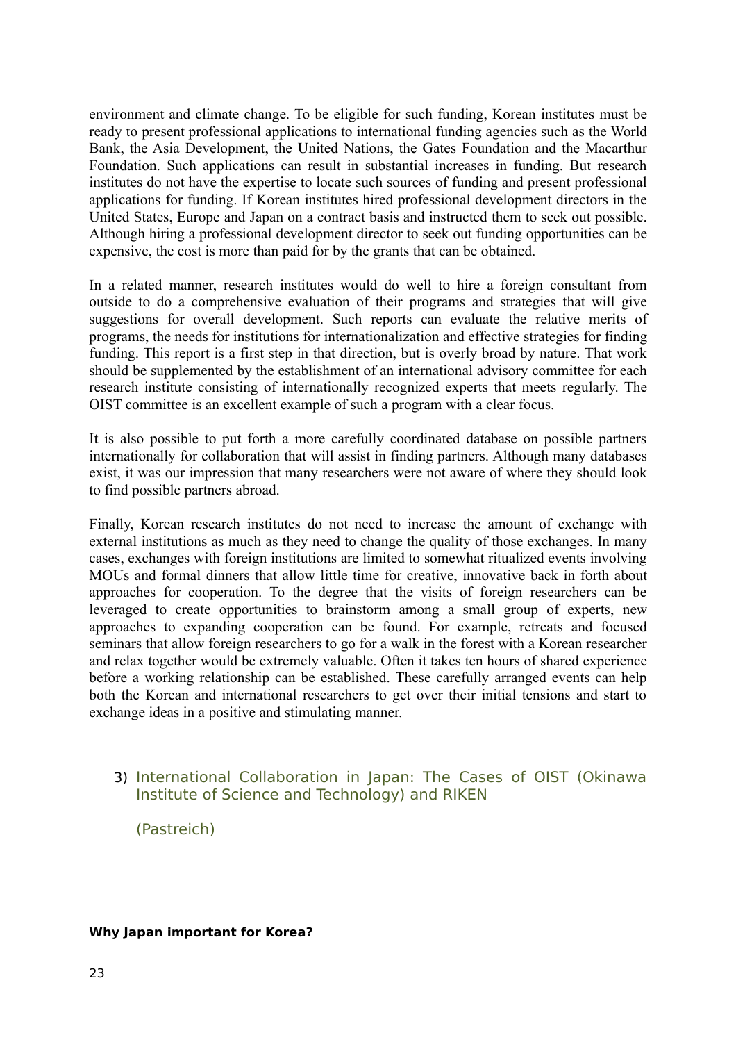environment and climate change. To be eligible for such funding, Korean institutes must be ready to present professional applications to international funding agencies such as the World Bank, the Asia Development, the United Nations, the Gates Foundation and the Macarthur Foundation. Such applications can result in substantial increases in funding. But research institutes do not have the expertise to locate such sources of funding and present professional applications for funding. If Korean institutes hired professional development directors in the United States, Europe and Japan on a contract basis and instructed them to seek out possible. Although hiring a professional development director to seek out funding opportunities can be expensive, the cost is more than paid for by the grants that can be obtained.

In a related manner, research institutes would do well to hire a foreign consultant from outside to do a comprehensive evaluation of their programs and strategies that will give suggestions for overall development. Such reports can evaluate the relative merits of programs, the needs for institutions for internationalization and effective strategies for finding funding. This report is a first step in that direction, but is overly broad by nature. That work should be supplemented by the establishment of an international advisory committee for each research institute consisting of internationally recognized experts that meets regularly. The OIST committee is an excellent example of such a program with a clear focus.

It is also possible to put forth a more carefully coordinated database on possible partners internationally for collaboration that will assist in finding partners. Although many databases exist, it was our impression that many researchers were not aware of where they should look to find possible partners abroad.

Finally, Korean research institutes do not need to increase the amount of exchange with external institutions as much as they need to change the quality of those exchanges. In many cases, exchanges with foreign institutions are limited to somewhat ritualized events involving MOUs and formal dinners that allow little time for creative, innovative back in forth about approaches for cooperation. To the degree that the visits of foreign researchers can be leveraged to create opportunities to brainstorm among a small group of experts, new approaches to expanding cooperation can be found. For example, retreats and focused seminars that allow foreign researchers to go for a walk in the forest with a Korean researcher and relax together would be extremely valuable. Often it takes ten hours of shared experience before a working relationship can be established. These carefully arranged events can help both the Korean and international researchers to get over their initial tensions and start to exchange ideas in a positive and stimulating manner.

### 3) International Collaboration in Japan: The Cases of OIST (Okinawa Institute of Science and Technology) and RIKEN

(Pastreich)

**Why Japan important for Korea?**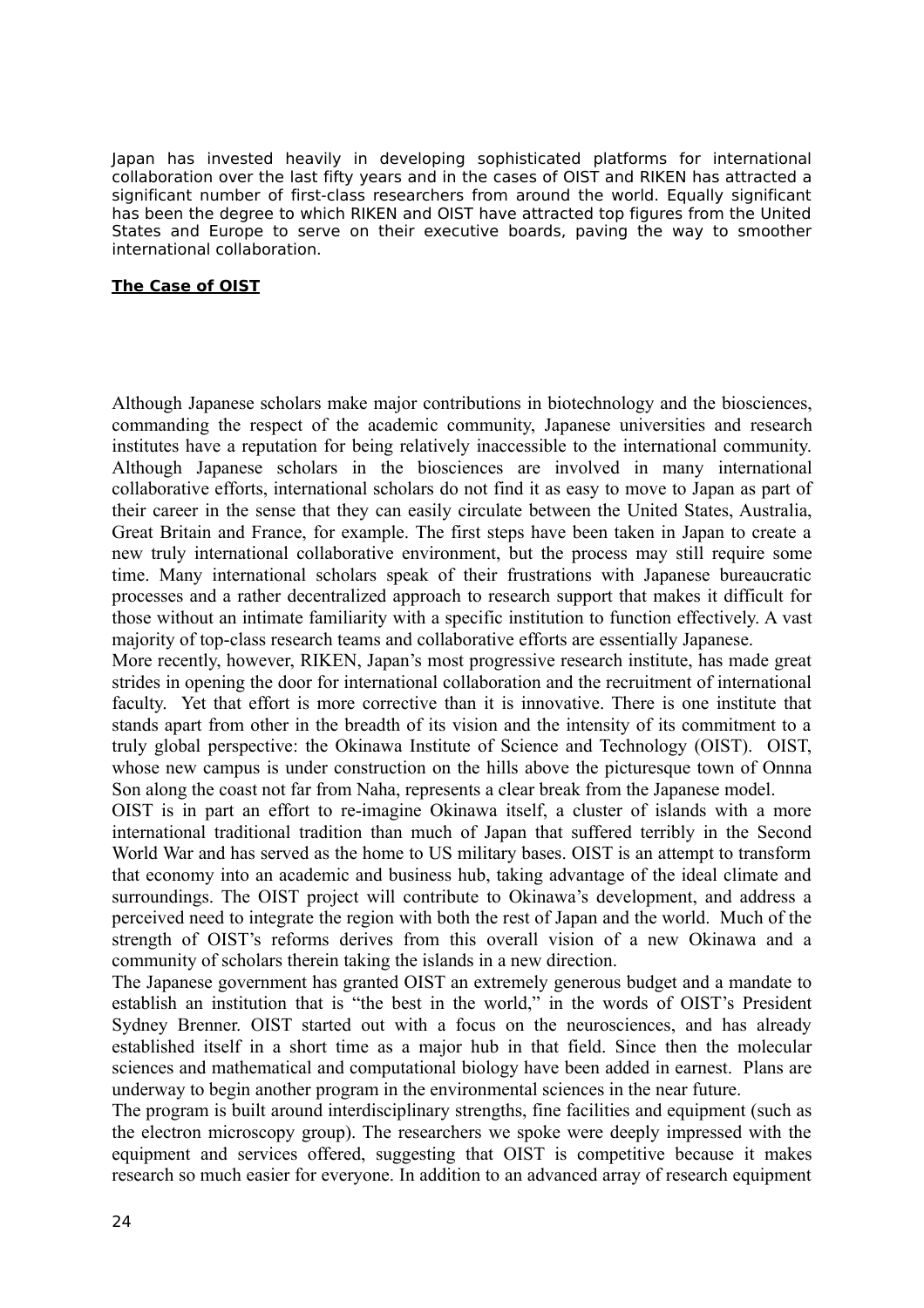Japan has invested heavily in developing sophisticated platforms for international collaboration over the last fifty years and in the cases of OIST and RIKEN has attracted a significant number of first-class researchers from around the world. Equally significant has been the degree to which RIKEN and OIST have attracted top figures from the United States and Europe to serve on their executive boards, paving the way to smoother international collaboration.

## **The Case of OIST**

Although Japanese scholars make major contributions in biotechnology and the biosciences, commanding the respect of the academic community, Japanese universities and research institutes have a reputation for being relatively inaccessible to the international community. Although Japanese scholars in the biosciences are involved in many international collaborative efforts, international scholars do not find it as easy to move to Japan as part of their career in the sense that they can easily circulate between the United States, Australia, Great Britain and France, for example. The first steps have been taken in Japan to create a new truly international collaborative environment, but the process may still require some time. Many international scholars speak of their frustrations with Japanese bureaucratic processes and a rather decentralized approach to research support that makes it difficult for those without an intimate familiarity with a specific institution to function effectively. A vast majority of top-class research teams and collaborative efforts are essentially Japanese.

More recently, however, RIKEN, Japan's most progressive research institute, has made great strides in opening the door for international collaboration and the recruitment of international faculty. Yet that effort is more corrective than it is innovative. There is one institute that stands apart from other in the breadth of its vision and the intensity of its commitment to a truly global perspective: the Okinawa Institute of Science and Technology (OIST). OIST, whose new campus is under construction on the hills above the picturesque town of Onnna Son along the coast not far from Naha, represents a clear break from the Japanese model.

OIST is in part an effort to re-imagine Okinawa itself, a cluster of islands with a more international traditional tradition than much of Japan that suffered terribly in the Second World War and has served as the home to US military bases. OIST is an attempt to transform that economy into an academic and business hub, taking advantage of the ideal climate and surroundings. The OIST project will contribute to Okinawa's development, and address a perceived need to integrate the region with both the rest of Japan and the world. Much of the strength of OIST's reforms derives from this overall vision of a new Okinawa and a community of scholars therein taking the islands in a new direction.

The Japanese government has granted OIST an extremely generous budget and a mandate to establish an institution that is "the best in the world," in the words of OIST's President Sydney Brenner. OIST started out with a focus on the neurosciences, and has already established itself in a short time as a major hub in that field. Since then the molecular sciences and mathematical and computational biology have been added in earnest. Plans are underway to begin another program in the environmental sciences in the near future.

The program is built around interdisciplinary strengths, fine facilities and equipment (such as the electron microscopy group). The researchers we spoke were deeply impressed with the equipment and services offered, suggesting that OIST is competitive because it makes research so much easier for everyone. In addition to an advanced array of research equipment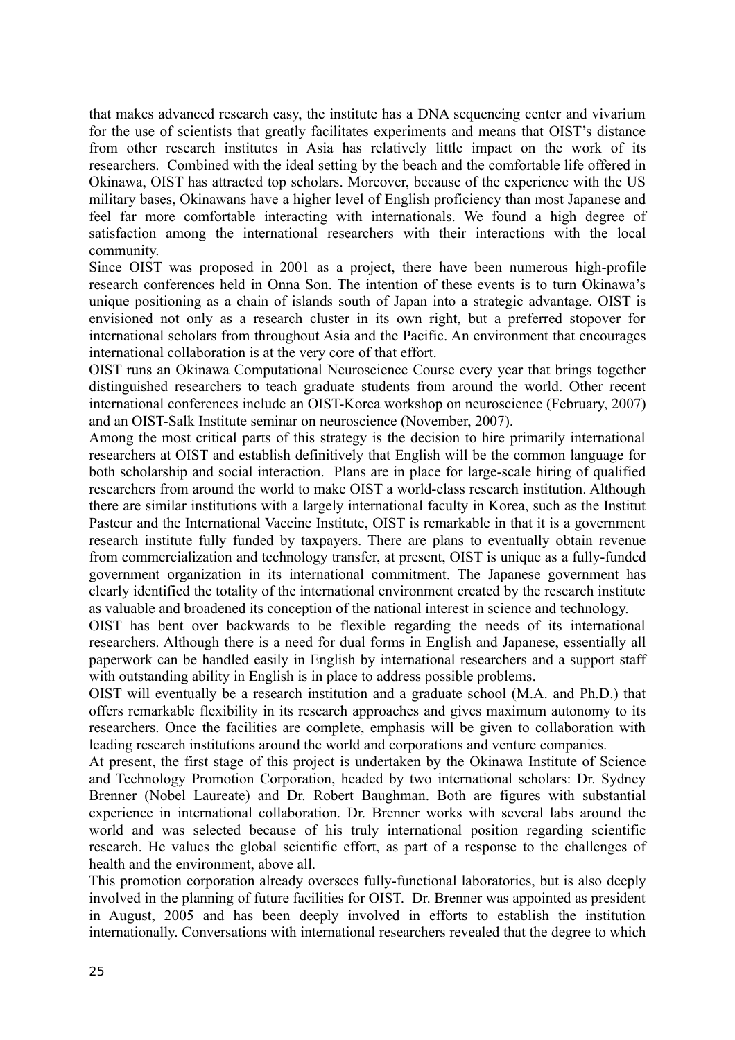that makes advanced research easy, the institute has a DNA sequencing center and vivarium for the use of scientists that greatly facilitates experiments and means that OIST's distance from other research institutes in Asia has relatively little impact on the work of its researchers. Combined with the ideal setting by the beach and the comfortable life offered in Okinawa, OIST has attracted top scholars. Moreover, because of the experience with the US military bases, Okinawans have a higher level of English proficiency than most Japanese and feel far more comfortable interacting with internationals. We found a high degree of satisfaction among the international researchers with their interactions with the local community.

Since OIST was proposed in 2001 as a project, there have been numerous high-profile research conferences held in Onna Son. The intention of these events is to turn Okinawa's unique positioning as a chain of islands south of Japan into a strategic advantage. OIST is envisioned not only as a research cluster in its own right, but a preferred stopover for international scholars from throughout Asia and the Pacific. An environment that encourages international collaboration is at the very core of that effort.

OIST runs an Okinawa Computational Neuroscience Course every year that brings together distinguished researchers to teach graduate students from around the world. Other recent international conferences include an OIST-Korea workshop on neuroscience (February, 2007) and an OIST-Salk Institute seminar on neuroscience (November, 2007).

Among the most critical parts of this strategy is the decision to hire primarily international researchers at OIST and establish definitively that English will be the common language for both scholarship and social interaction. Plans are in place for large-scale hiring of qualified researchers from around the world to make OIST a world-class research institution. Although there are similar institutions with a largely international faculty in Korea, such as the Institut Pasteur and the International Vaccine Institute, OIST is remarkable in that it is a government research institute fully funded by taxpayers. There are plans to eventually obtain revenue from commercialization and technology transfer, at present, OIST is unique as a fully-funded government organization in its international commitment. The Japanese government has clearly identified the totality of the international environment created by the research institute as valuable and broadened its conception of the national interest in science and technology.

OIST has bent over backwards to be flexible regarding the needs of its international researchers. Although there is a need for dual forms in English and Japanese, essentially all paperwork can be handled easily in English by international researchers and a support staff with outstanding ability in English is in place to address possible problems.

OIST will eventually be a research institution and a graduate school (M.A. and Ph.D.) that offers remarkable flexibility in its research approaches and gives maximum autonomy to its researchers. Once the facilities are complete, emphasis will be given to collaboration with leading research institutions around the world and corporations and venture companies.

At present, the first stage of this project is undertaken by the Okinawa Institute of Science and Technology Promotion Corporation, headed by two international scholars: Dr. Sydney Brenner (Nobel Laureate) and Dr. Robert Baughman. Both are figures with substantial experience in international collaboration. Dr. Brenner works with several labs around the world and was selected because of his truly international position regarding scientific research. He values the global scientific effort, as part of a response to the challenges of health and the environment, above all.

This promotion corporation already oversees fully-functional laboratories, but is also deeply involved in the planning of future facilities for OIST. Dr. Brenner was appointed as president in August, 2005 and has been deeply involved in efforts to establish the institution internationally. Conversations with international researchers revealed that the degree to which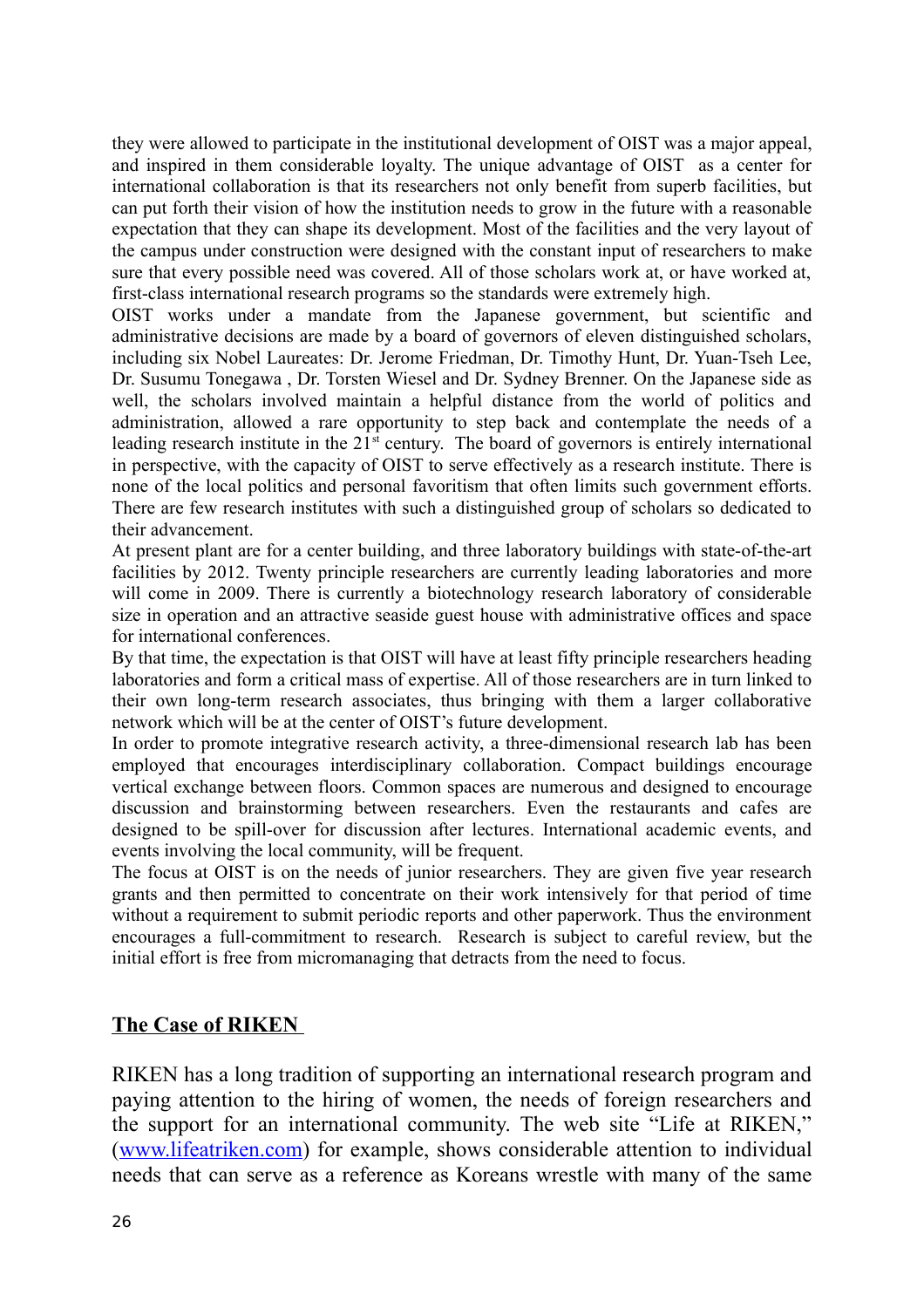they were allowed to participate in the institutional development of OIST was a major appeal, and inspired in them considerable loyalty. The unique advantage of OIST as a center for international collaboration is that its researchers not only benefit from superb facilities, but can put forth their vision of how the institution needs to grow in the future with a reasonable expectation that they can shape its development. Most of the facilities and the very layout of the campus under construction were designed with the constant input of researchers to make sure that every possible need was covered. All of those scholars work at, or have worked at, first-class international research programs so the standards were extremely high.

OIST works under a mandate from the Japanese government, but scientific and administrative decisions are made by a board of governors of eleven distinguished scholars, including six Nobel Laureates: Dr. Jerome Friedman, Dr. Timothy Hunt, Dr. Yuan-Tseh Lee, Dr. Susumu Tonegawa , Dr. Torsten Wiesel and Dr. Sydney Brenner. On the Japanese side as well, the scholars involved maintain a helpful distance from the world of politics and administration, allowed a rare opportunity to step back and contemplate the needs of a leading research institute in the 21st century. The board of governors is entirely international in perspective, with the capacity of OIST to serve effectively as a research institute. There is none of the local politics and personal favoritism that often limits such government efforts. There are few research institutes with such a distinguished group of scholars so dedicated to their advancement.

At present plant are for a center building, and three laboratory buildings with state-of-the-art facilities by 2012. Twenty principle researchers are currently leading laboratories and more will come in 2009. There is currently a biotechnology research laboratory of considerable size in operation and an attractive seaside guest house with administrative offices and space for international conferences.

By that time, the expectation is that OIST will have at least fifty principle researchers heading laboratories and form a critical mass of expertise. All of those researchers are in turn linked to their own long-term research associates, thus bringing with them a larger collaborative network which will be at the center of OIST's future development.

In order to promote integrative research activity, a three-dimensional research lab has been employed that encourages interdisciplinary collaboration. Compact buildings encourage vertical exchange between floors. Common spaces are numerous and designed to encourage discussion and brainstorming between researchers. Even the restaurants and cafes are designed to be spill-over for discussion after lectures. International academic events, and events involving the local community, will be frequent.

The focus at OIST is on the needs of junior researchers. They are given five year research grants and then permitted to concentrate on their work intensively for that period of time without a requirement to submit periodic reports and other paperwork. Thus the environment encourages a full-commitment to research. Research is subject to careful review, but the initial effort is free from micromanaging that detracts from the need to focus.

## The Case of RIKEN

RIKEN has a long tradition of supporting an international research program and paying attention to the hiring of women, the needs of foreign researchers and the support for an international community. The web site "Life at RIKEN," (www.lifeatriken.com) for example, shows considerable attention to individual needs that can serve as a reference as Koreans wrestle with many of the same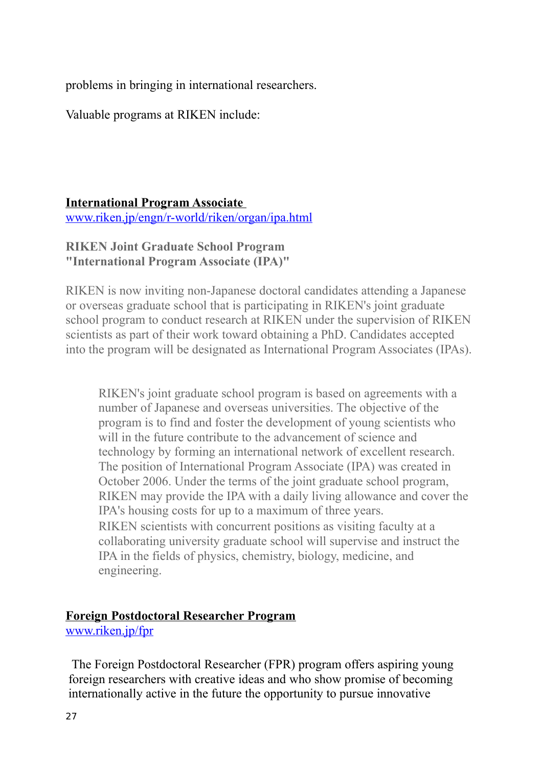problems in bringing in international researchers.

Valuable programs at RIKEN include:

**International Program Associate**
www.riken.jp/engn/r-world/riken/organ/ipa.html

**RIKEN Joint Graduate School Program "International Program Associate (IPA)"**

RIKEN is now inviting non-Japanese doctoral candidates attending a Japanese or overseas graduate school that is participating in RIKEN's joint graduate school program to conduct research at RIKEN under the supervision of RIKEN scientists as part of their work toward obtaining a PhD. Candidates accepted into the program will be designated as International Program Associates (IPAs).

> RIKEN's joint graduate school program is based on agreements with a number of Japanese and overseas universities. The objective of the program is to find and foster the development of young scientists who will in the future contribute to the advancement of science and technology by forming an international network of excellent research. The position of International Program Associate (IPA) was created in October 2006. Under the terms of the joint graduate school program, RIKEN may provide the IPA with a daily living allowance and cover the IPA's housing costs for up to a maximum of three years.
> RIKEN scientists with concurrent positions as visiting faculty at a collaborating university graduate school will supervise and instruct the IPA in the fields of physics, chemistry, biology, medicine, and engineering.

**Foreign Postdoctoral Researcher Program**
www.riken.jp/fpr

The Foreign Postdoctoral Researcher (FPR) program offers aspiring young foreign researchers with creative ideas and who show promise of becoming internationally active in the future the opportunity to pursue innovative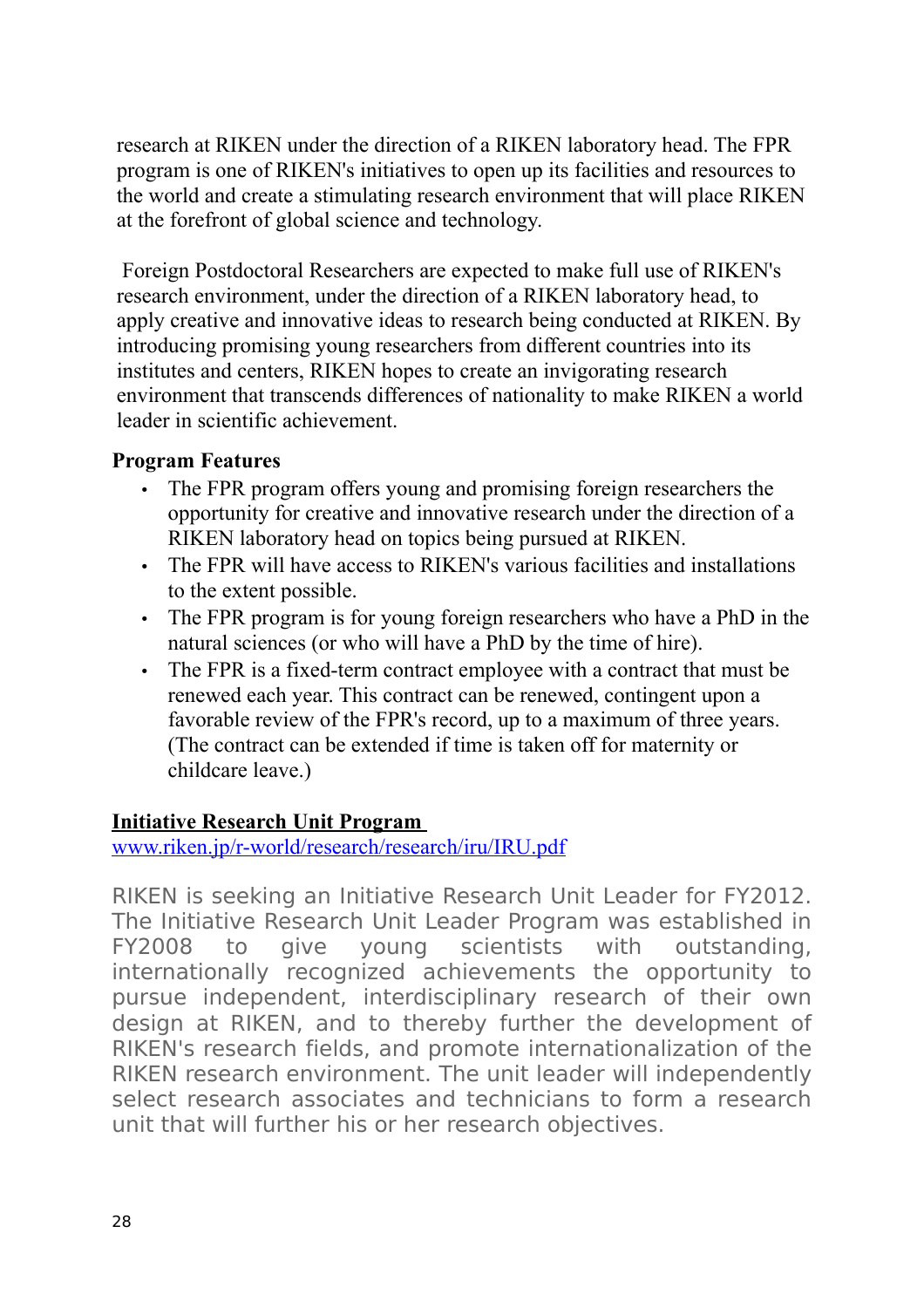research at RIKEN under the direction of a RIKEN laboratory head. The FPR program is one of RIKEN's initiatives to open up its facilities and resources to the world and create a stimulating research environment that will place RIKEN at the forefront of global science and technology.

Foreign Postdoctoral Researchers are expected to make full use of RIKEN's research environment, under the direction of a RIKEN laboratory head, to apply creative and innovative ideas to research being conducted at RIKEN. By introducing promising young researchers from different countries into its institutes and centers, RIKEN hopes to create an invigorating research environment that transcends differences of nationality to make RIKEN a world leader in scientific achievement.

**Program Features**

- The FPR program offers young and promising foreign researchers the opportunity for creative and innovative research under the direction of a RIKEN laboratory head on topics being pursued at RIKEN.
- The FPR will have access to RIKEN's various facilities and installations to the extent possible.
- The FPR program is for young foreign researchers who have a PhD in the natural sciences (or who will have a PhD by the time of hire).
- The FPR is a fixed-term contract employee with a contract that must be renewed each year. This contract can be renewed, contingent upon a favorable review of the FPR's record, up to a maximum of three years. (The contract can be extended if time is taken off for maternity or childcare leave.)

**Initiative Research Unit Program**

[www.riken.jp/r-world/research/research/iru/IRU.pdf](www.riken.jp/r-world/research/research/iru/IRU.pdf)

RIKEN is seeking an Initiative Research Unit Leader for FY2012. The Initiative Research Unit Leader Program was established in FY2008 to give young scientists with outstanding, internationally recognized achievements the opportunity to pursue independent, interdisciplinary research of their own design at RIKEN, and to thereby further the development of RIKEN's research fields, and promote internationalization of the RIKEN research environment. The unit leader will independently select research associates and technicians to form a research unit that will further his or her research objectives.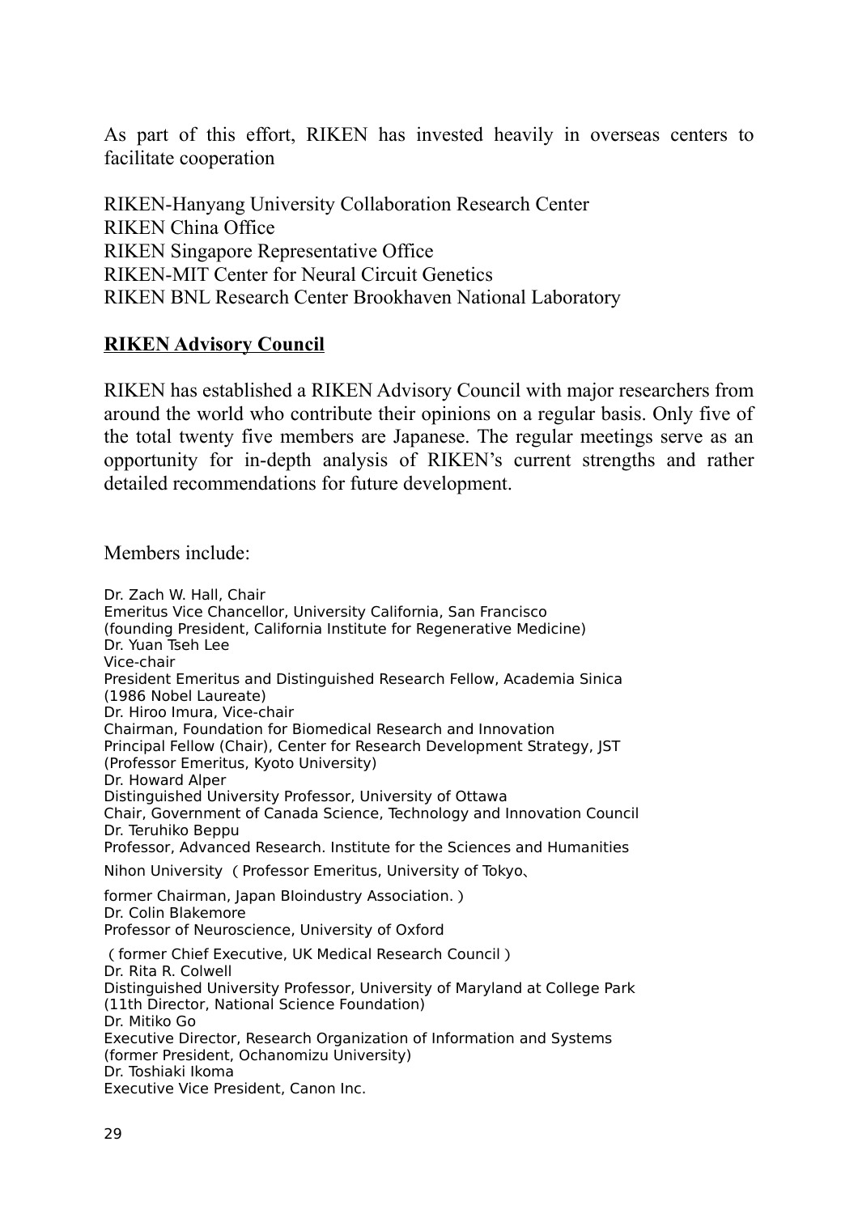As part of this effort, RIKEN has invested heavily in overseas centers to facilitate cooperation

RIKEN-Hanyang University Collaboration Research Center
RIKEN China Office
RIKEN Singapore Representative Office
RIKEN-MIT Center for Neural Circuit Genetics
RIKEN BNL Research Center Brookhaven National Laboratory

## RIKEN Advisory Council

RIKEN has established a RIKEN Advisory Council with major researchers from around the world who contribute their opinions on a regular basis. Only five of the total twenty five members are Japanese. The regular meetings serve as an opportunity for in-depth analysis of RIKEN's current strengths and rather detailed recommendations for future development.

Members include:

Dr. Zach W. Hall, Chair
Emeritus Vice Chancellor, University California, San Francisco
(founding President, California Institute for Regenerative Medicine)
Dr. Yuan Tseh Lee
Vice-chair
President Emeritus and Distinguished Research Fellow, Academia Sinica
(1986 Nobel Laureate)
Dr. Hiroo Imura, Vice-chair
Chairman, Foundation for Biomedical Research and Innovation
Principal Fellow (Chair), Center for Research Development Strategy, JST
(Professor Emeritus, Kyoto University)
Dr. Howard Alper
Distinguished University Professor, University of Ottawa
Chair, Government of Canada Science, Technology and Innovation Council
Dr. Teruhiko Beppu
Professor, Advanced Research. Institute for the Sciences and Humanities
Nihon University （Professor Emeritus, University of Tokyo、
former Chairman, Japan BIoindustry Association.）
Dr. Colin Blakemore
Professor of Neuroscience, University of Oxford
（former Chief Executive, UK Medical Research Council）
Dr. Rita R. Colwell
Distinguished University Professor, University of Maryland at College Park
(11th Director, National Science Foundation)
Dr. Mitiko Go
Executive Director, Research Organization of Information and Systems
(former President, Ochanomizu University)
Dr. Toshiaki Ikoma
Executive Vice President, Canon Inc.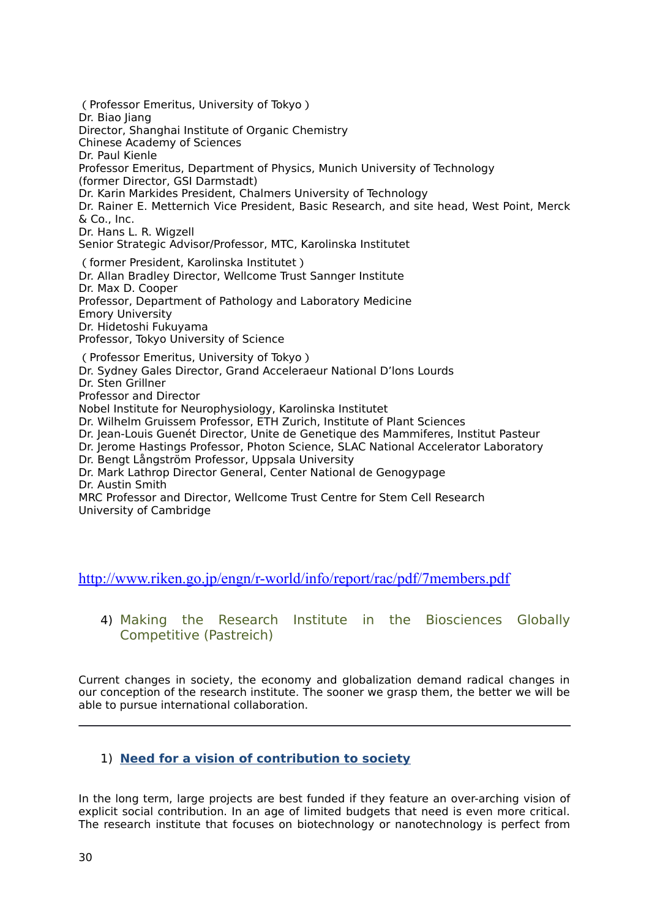( Professor Emeritus, University of Tokyo )
Dr. Biao Jiang
Director, Shanghai Institute of Organic Chemistry
Chinese Academy of Sciences
Dr. Paul Kienle
Professor Emeritus, Department of Physics, Munich University of Technology
(former Director, GSI Darmstadt)
Dr. Karin Markides President, Chalmers University of Technology
Dr. Rainer E. Metternich Vice President, Basic Research, and site head, West Point, Merck & Co., Inc.
Dr. Hans L. R. Wigzell
Senior Strategic Advisor/Professor, MTC, Karolinska Institutet

( former President, Karolinska Institutet )
Dr. Allan Bradley Director, Wellcome Trust Sannger Institute
Dr. Max D. Cooper
Professor, Department of Pathology and Laboratory Medicine
Emory University
Dr. Hidetoshi Fukuyama
Professor, Tokyo University of Science

( Professor Emeritus, University of Tokyo )
Dr. Sydney Gales Director, Grand Acceleraeur National D'lons Lourds
Dr. Sten Grillner
Professor and Director
Nobel Institute for Neurophysiology, Karolinska Institutet
Dr. Wilhelm Gruissem Professor, ETH Zurich, Institute of Plant Sciences
Dr. Jean-Louis Guenét Director, Unite de Genetique des Mammiferes, Institut Pasteur
Dr. Jerome Hastings Professor, Photon Science, SLAC National Accelerator Laboratory
Dr. Bengt Långström Professor, Uppsala University
Dr. Mark Lathrop Director General, Center National de Genogypage
Dr. Austin Smith
MRC Professor and Director, Wellcome Trust Centre for Stem Cell Research
University of Cambridge

http://www.riken.go.jp/engn/r-world/info/report/rac/pdf/7members.pdf

## 4) Making the Research Institute in the Biosciences Globally Competitive (Pastreich)

Current changes in society, the economy and globalization demand radical changes in our conception of the research institute. The sooner we grasp them, the better we will be able to pursue international collaboration.

---

### 1) **Need for a vision of contribution to society**

In the long term, large projects are best funded if they feature an over-arching vision of explicit social contribution. In an age of limited budgets that need is even more critical. The research institute that focuses on biotechnology or nanotechnology is perfect from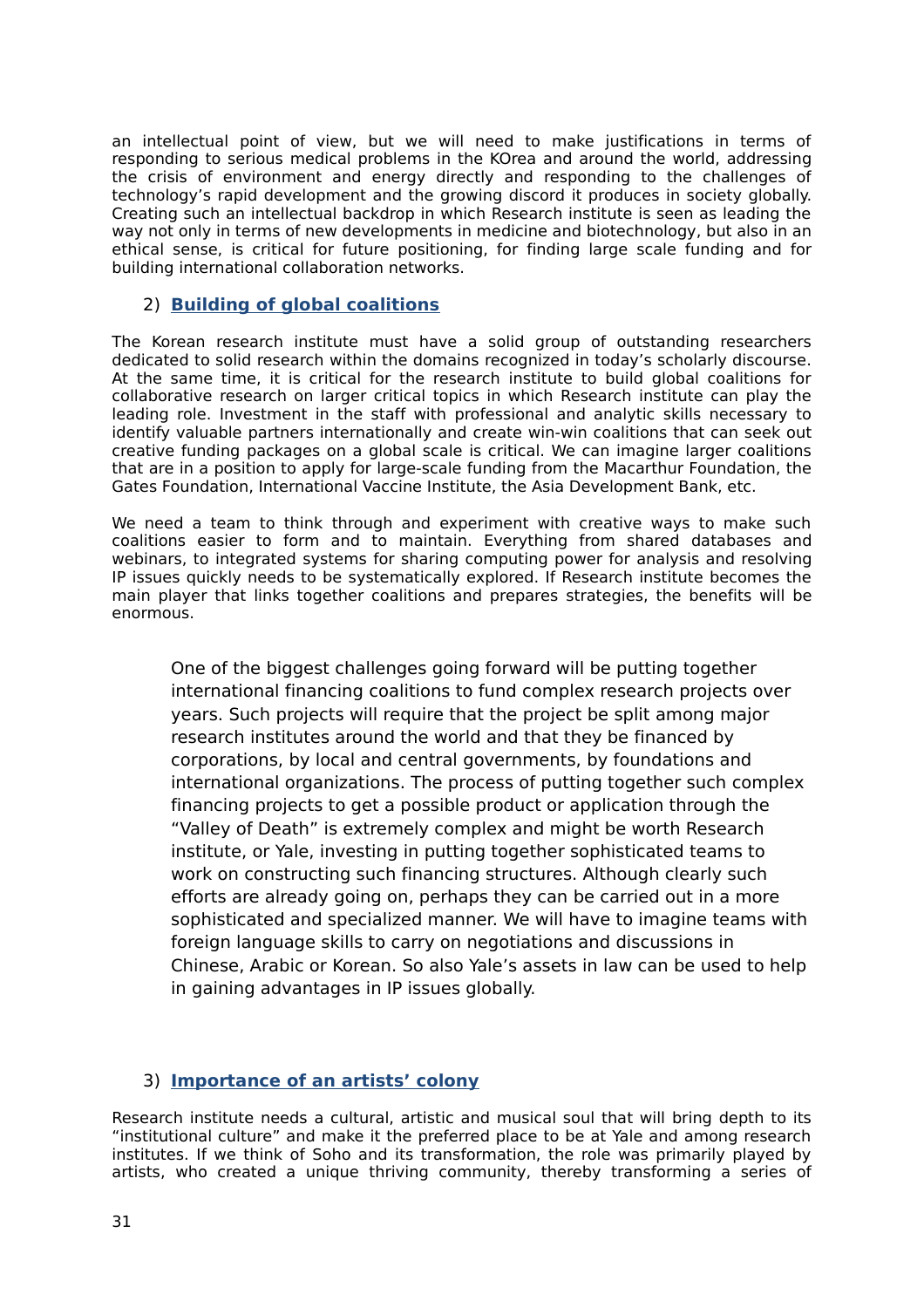an intellectual point of view, but we will need to make justifications in terms of responding to serious medical problems in the KOrea and around the world, addressing the crisis of environment and energy directly and responding to the challenges of technology's rapid development and the growing discord it produces in society globally. Creating such an intellectual backdrop in which Research institute is seen as leading the way not only in terms of new developments in medicine and biotechnology, but also in an ethical sense, is critical for future positioning, for finding large scale funding and for building international collaboration networks.

### 2) Building of global coalitions

The Korean research institute must have a solid group of outstanding researchers dedicated to solid research within the domains recognized in today's scholarly discourse. At the same time, it is critical for the research institute to build global coalitions for collaborative research on larger critical topics in which Research institute can play the leading role. Investment in the staff with professional and analytic skills necessary to identify valuable partners internationally and create win-win coalitions that can seek out creative funding packages on a global scale is critical. We can imagine larger coalitions that are in a position to apply for large-scale funding from the Macarthur Foundation, the Gates Foundation, International Vaccine Institute, the Asia Development Bank, etc.

We need a team to think through and experiment with creative ways to make such coalitions easier to form and to maintain. Everything from shared databases and webinars, to integrated systems for sharing computing power for analysis and resolving IP issues quickly needs to be systematically explored. If Research institute becomes the main player that links together coalitions and prepares strategies, the benefits will be enormous.

> One of the biggest challenges going forward will be putting together international financing coalitions to fund complex research projects over years. Such projects will require that the project be split among major research institutes around the world and that they be financed by corporations, by local and central governments, by foundations and international organizations. The process of putting together such complex financing projects to get a possible product or application through the "Valley of Death" is extremely complex and might be worth Research institute, or Yale, investing in putting together sophisticated teams to work on constructing such financing structures. Although clearly such efforts are already going on, perhaps they can be carried out in a more sophisticated and specialized manner. We will have to imagine teams with foreign language skills to carry on negotiations and discussions in Chinese, Arabic or Korean. So also Yale's assets in law can be used to help in gaining advantages in IP issues globally.

### 3) Importance of an artists' colony

Research institute needs a cultural, artistic and musical soul that will bring depth to its "institutional culture" and make it the preferred place to be at Yale and among research institutes. If we think of Soho and its transformation, the role was primarily played by artists, who created a unique thriving community, thereby transforming a series of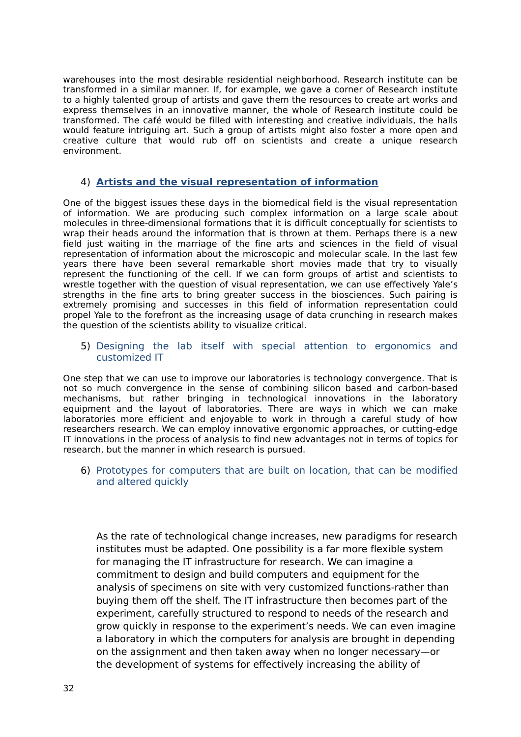warehouses into the most desirable residential neighborhood. Research institute can be transformed in a similar manner. If, for example, we gave a corner of Research institute to a highly talented group of artists and gave them the resources to create art works and express themselves in an innovative manner, the whole of Research institute could be transformed. The café would be filled with interesting and creative individuals, the halls would feature intriguing art. Such a group of artists might also foster a more open and creative culture that would rub off on scientists and create a unique research environment.

### 4) **Artists and the visual representation of information**

One of the biggest issues these days in the biomedical field is the visual representation of information. We are producing such complex information on a large scale about molecules in three-dimensional formations that it is difficult conceptually for scientists to wrap their heads around the information that is thrown at them. Perhaps there is a new field just waiting in the marriage of the fine arts and sciences in the field of visual representation of information about the microscopic and molecular scale. In the last few years there have been several remarkable short movies made that try to visually represent the functioning of the cell. If we can form groups of artist and scientists to wrestle together with the question of visual representation, we can use effectively Yale's strengths in the fine arts to bring greater success in the biosciences. Such pairing is extremely promising and successes in this field of information representation could propel Yale to the forefront as the increasing usage of data crunching in research makes the question of the scientists ability to visualize critical.

### 5) Designing the lab itself with special attention to ergonomics and customized IT

One step that we can use to improve our laboratories is technology convergence. That is not so much convergence in the sense of combining silicon based and carbon-based mechanisms, but rather bringing in technological innovations in the laboratory equipment and the layout of laboratories. There are ways in which we can make laboratories more efficient and enjoyable to work in through a careful study of how researchers research. We can employ innovative ergonomic approaches, or cutting-edge IT innovations in the process of analysis to find new advantages not in terms of topics for research, but the manner in which research is pursued.

### 6) Prototypes for computers that are built on location, that can be modified and altered quickly

As the rate of technological change increases, new paradigms for research institutes must be adapted. One possibility is a far more flexible system for managing the IT infrastructure for research. We can imagine a commitment to design and build computers and equipment for the analysis of specimens on site with very customized functions-rather than buying them off the shelf. The IT infrastructure then becomes part of the experiment, carefully structured to respond to needs of the research and grow quickly in response to the experiment's needs. We can even imagine a laboratory in which the computers for analysis are brought in depending on the assignment and then taken away when no longer necessary—or the development of systems for effectively increasing the ability of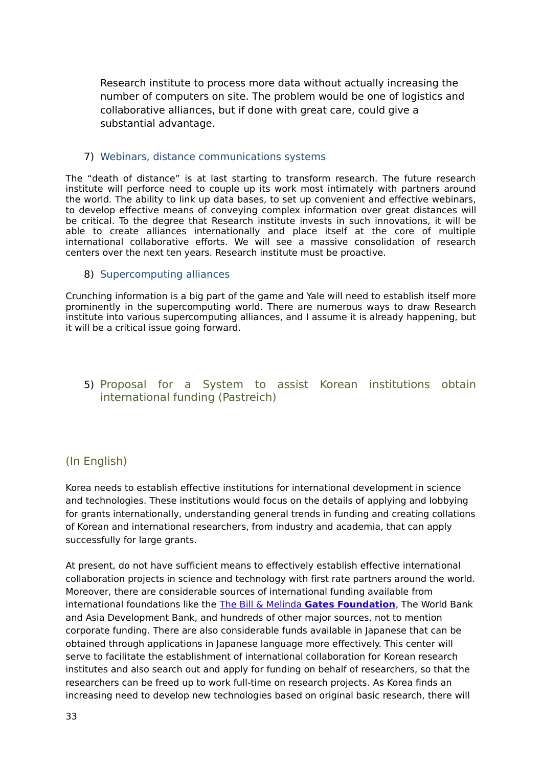Research institute to process more data without actually increasing the number of computers on site. The problem would be one of logistics and collaborative alliances, but if done with great care, could give a substantial advantage.

### 7) Webinars, distance communications systems

The "death of distance" is at last starting to transform research. The future research institute will perforce need to couple up its work most intimately with partners around the world. The ability to link up data bases, to set up convenient and effective webinars, to develop effective means of conveying complex information over great distances will be critical. To the degree that Research institute invests in such innovations, it will be able to create alliances internationally and place itself at the core of multiple international collaborative efforts. We will see a massive consolidation of research centers over the next ten years. Research institute must be proactive.

### 8) Supercomputing alliances

Crunching information is a big part of the game and Yale will need to establish itself more prominently in the supercomputing world. There are numerous ways to draw Research institute into various supercomputing alliances, and I assume it is already happening, but it will be a critical issue going forward.

## 5) Proposal for a System to assist Korean institutions obtain international funding (Pastreich)

## (In English)

Korea needs to establish effective institutions for international development in science and technologies. These institutions would focus on the details of applying and lobbying for grants internationally, understanding general trends in funding and creating collations of Korean and international researchers, from industry and academia, that can apply successfully for large grants.

At present, do not have sufficient means to effectively establish effective international collaboration projects in science and technology with first rate partners around the world. Moreover, there are considerable sources of international funding available from international foundations like the The Bill & Melinda **Gates Foundation**, The World Bank and Asia Development Bank, and hundreds of other major sources, not to mention corporate funding. There are also considerable funds available in Japanese that can be obtained through applications in Japanese language more effectively. This center will serve to facilitate the establishment of international collaboration for Korean research institutes and also search out and apply for funding on behalf of researchers, so that the researchers can be freed up to work full-time on research projects. As Korea finds an increasing need to develop new technologies based on original basic research, there will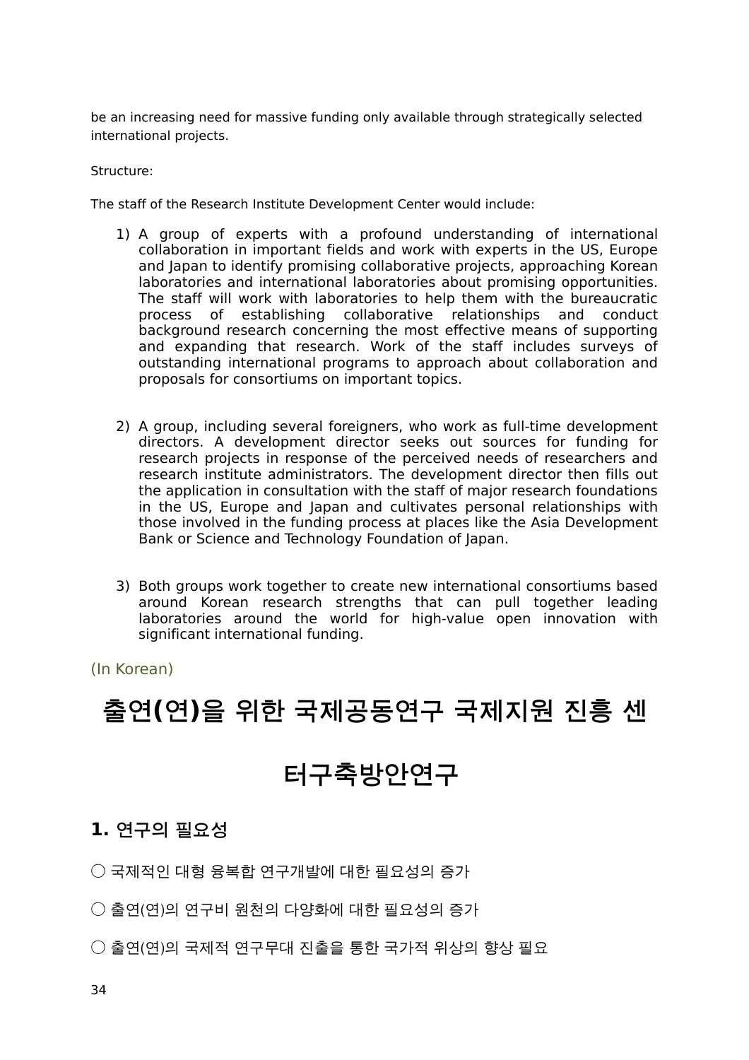be an increasing need for massive funding only available through strategically selected international projects.

Structure:

The staff of the Research Institute Development Center would include:

1) A group of experts with a profound understanding of international collaboration in important fields and work with experts in the US, Europe and Japan to identify promising collaborative projects, approaching Korean laboratories and international laboratories about promising opportunities. The staff will work with laboratories to help them with the bureaucratic process of establishing collaborative relationships and conduct background research concerning the most effective means of supporting and expanding that research. Work of the staff includes surveys of outstanding international programs to approach about collaboration and proposals for consortiums on important topics.

2) A group, including several foreigners, who work as full-time development directors. A development director seeks out sources for funding for research projects in response of the perceived needs of researchers and research institute administrators. The development director then fills out the application in consultation with the staff of major research foundations in the US, Europe and Japan and cultivates personal relationships with those involved in the funding process at places like the Asia Development Bank or Science and Technology Foundation of Japan.

3) Both groups work together to create new international consortiums based around Korean research strengths that can pull together leading laboratories around the world for high-value open innovation with significant international funding.

(In Korean)

# 출연(연)을 위한 국제공동연구 국제지원 진흥 센터구축방안연구

## 1. 연구의 필요성

○ 국제적인 대형 융복합 연구개발에 대한 필요성의 증가

○ 출연(연)의 연구비 원천의 다양화에 대한 필요성의 증가

○ 출연(연)의 국제적 연구무대 진출을 통한 국가적 위상의 향상 필요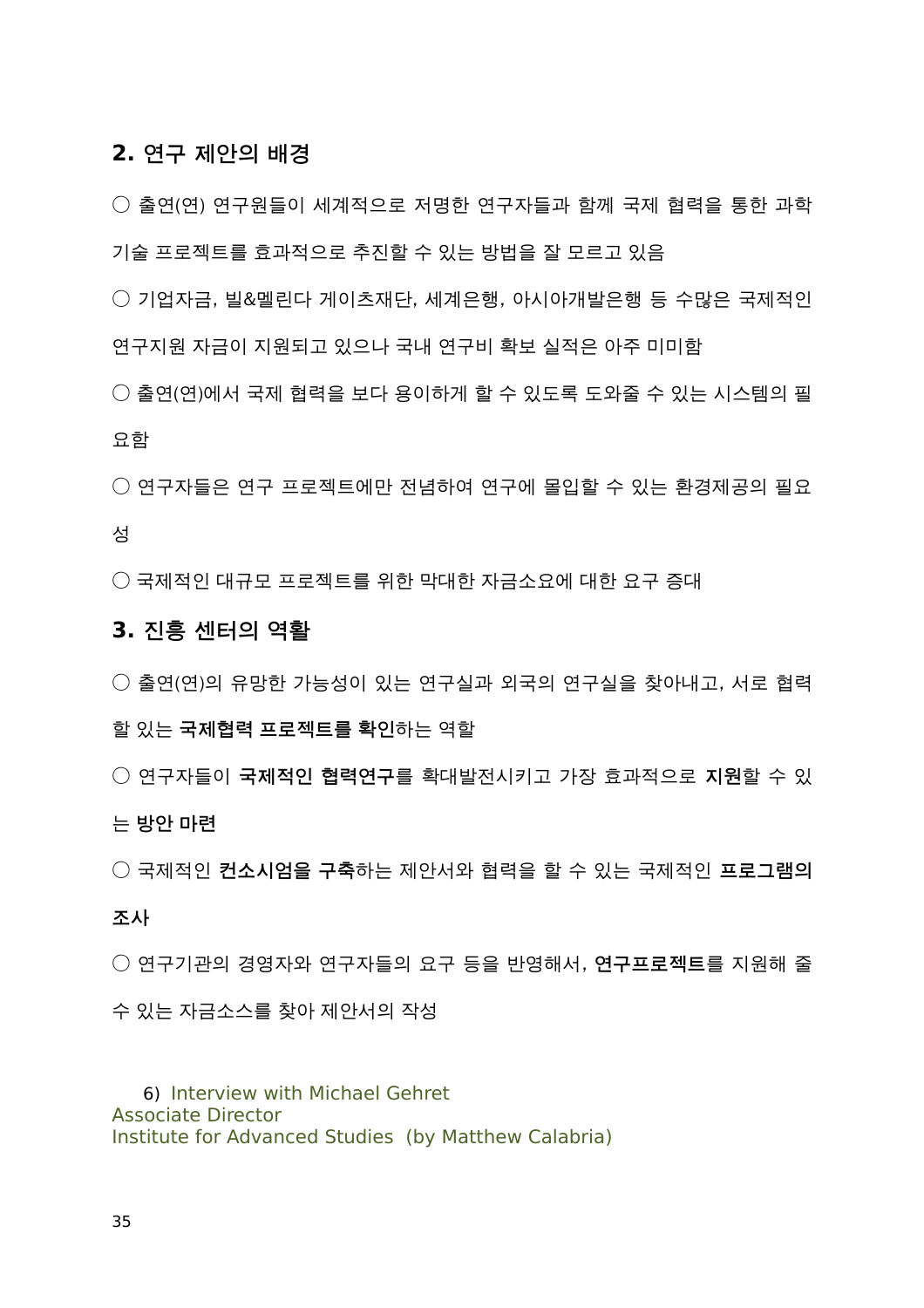## 2. 연구 제안의 배경

○ 출연(연) 연구원들이 세계적으로 저명한 연구자들과 함께 국제 협력을 통한 과학기술 프로젝트를 효과적으로 추진할 수 있는 방법을 잘 모르고 있음

○ 기업자금, 빌&멜린다 게이츠재단, 세계은행, 아시아개발은행 등 수많은 국제적인 연구지원 자금이 지원되고 있으나 국내 연구비 확보 실적은 아주 미미함

○ 출연(연)에서 국제 협력을 보다 용이하게 할 수 있도록 도와줄 수 있는 시스템의 필요함

○ 연구자들은 연구 프로젝트에만 전념하여 연구에 몰입할 수 있는 환경제공의 필요성

○ 국제적인 대규모 프로젝트를 위한 막대한 자금소요에 대한 요구 증대

## 3. 진흥 센터의 역활

○ 출연(연)의 유망한 가능성이 있는 연구실과 외국의 연구실을 찾아내고, 서로 협력할 있는 **국제협력 프로젝트를 확인**하는 역할

○ 연구자들이 **국제적인 협력연구**를 확대발전시키고 가장 효과적으로 **지원**할 수 있는 **방안 마련**

○ 국제적인 **컨소시엄을 구축**하는 제안서와 협력을 할 수 있는 국제적인 **프로그램의 조사**

○ 연구기관의 경영자와 연구자들의 요구 등을 반영해서, **연구프로젝트**를 지원해 줄 수 있는 자금소스를 찾아 제안서의 작성

6) Interview with Michael Gehret
Associate Director
Institute for Advanced Studies (by Matthew Calabria)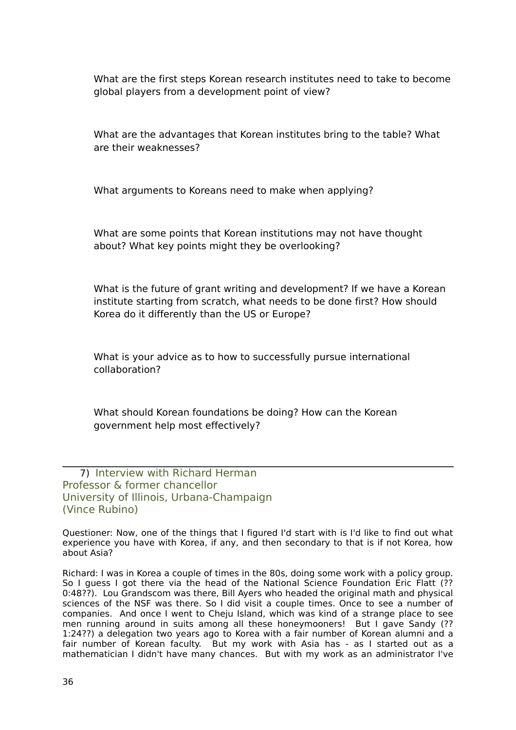What are the first steps Korean research institutes need to take to become global players from a development point of view?

What are the advantages that Korean institutes bring to the table? What are their weaknesses?

What arguments to Koreans need to make when applying?

What are some points that Korean institutions may not have thought about? What key points might they be overlooking?

What is the future of grant writing and development? If we have a Korean institute starting from scratch, what needs to be done first? How should Korea do it differently than the US or Europe?

What is your advice as to how to successfully pursue international collaboration?

What should Korean foundations be doing? How can the Korean government help most effectively?

---

## 7) Interview with Richard Herman
## Professor & former chancellor
## University of Illinois, Urbana-Champaign
## (Vince Rubino)

Questioner: Now, one of the things that I figured I'd start with is I'd like to find out what experience you have with Korea, if any, and then secondary to that is if not Korea, how about Asia?

Richard: I was in Korea a couple of times in the 80s, doing some work with a policy group. So I guess I got there via the head of the National Science Foundation Eric Flatt (?? 0:48??). Lou Grandscom was there, Bill Ayers who headed the original math and physical sciences of the NSF was there. So I did visit a couple times. Once to see a number of companies. And once I went to Cheju Island, which was kind of a strange place to see men running around in suits among all these honeymooners! But I gave Sandy (?? 1:24??) a delegation two years ago to Korea with a fair number of Korean alumni and a fair number of Korean faculty. But my work with Asia has - as I started out as a mathematician I didn't have many chances. But with my work as an administrator I've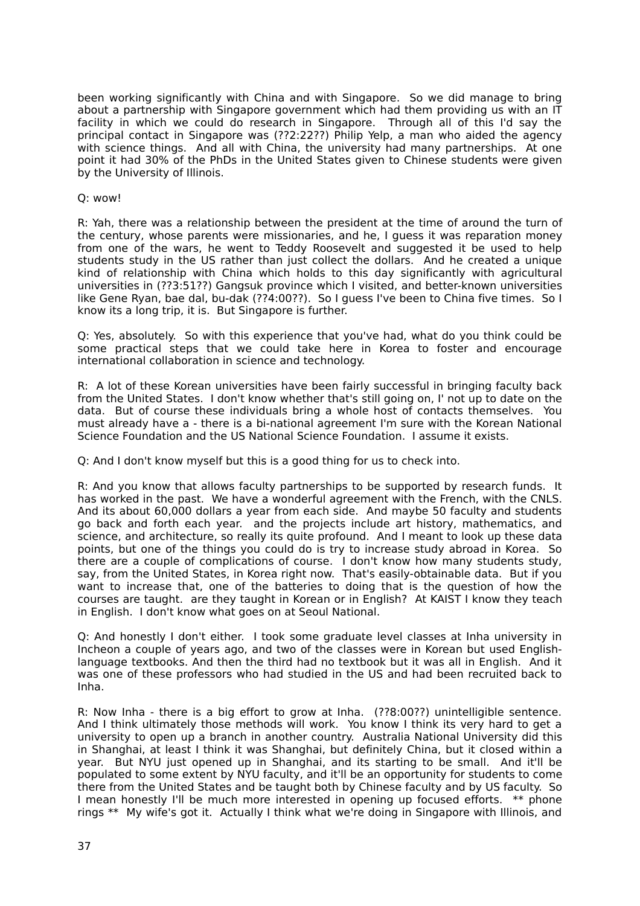been working significantly with China and with Singapore. So we did manage to bring about a partnership with Singapore government which had them providing us with an IT facility in which we could do research in Singapore. Through all of this I'd say the principal contact in Singapore was (??2:22??) Philip Yelp, a man who aided the agency with science things. And all with China, the university had many partnerships. At one point it had 30% of the PhDs in the United States given to Chinese students were given by the University of Illinois.

Q: wow!

R: Yah, there was a relationship between the president at the time of around the turn of the century, whose parents were missionaries, and he, I guess it was reparation money from one of the wars, he went to Teddy Roosevelt and suggested it be used to help students study in the US rather than just collect the dollars. And he created a unique kind of relationship with China which holds to this day significantly with agricultural universities in (??3:51??) Gangsuk province which I visited, and better-known universities like Gene Ryan, bae dal, bu-dak (??4:00??). So I guess I've been to China five times. So I know its a long trip, it is. But Singapore is further.

Q: Yes, absolutely. So with this experience that you've had, what do you think could be some practical steps that we could take here in Korea to foster and encourage international collaboration in science and technology.

R: A lot of these Korean universities have been fairly successful in bringing faculty back from the United States. I don't know whether that's still going on, I' not up to date on the data. But of course these individuals bring a whole host of contacts themselves. You must already have a - there is a bi-national agreement I'm sure with the Korean National Science Foundation and the US National Science Foundation. I assume it exists.

Q: And I don't know myself but this is a good thing for us to check into.

R: And you know that allows faculty partnerships to be supported by research funds. It has worked in the past. We have a wonderful agreement with the French, with the CNLS. And its about 60,000 dollars a year from each side. And maybe 50 faculty and students go back and forth each year. and the projects include art history, mathematics, and science, and architecture, so really its quite profound. And I meant to look up these data points, but one of the things you could do is try to increase study abroad in Korea. So there are a couple of complications of course. I don't know how many students study, say, from the United States, in Korea right now. That's easily-obtainable data. But if you want to increase that, one of the batteries to doing that is the question of how the courses are taught. are they taught in Korean or in English? At KAIST I know they teach in English. I don't know what goes on at Seoul National.

Q: And honestly I don't either. I took some graduate level classes at Inha university in Incheon a couple of years ago, and two of the classes were in Korean but used English-language textbooks. And then the third had no textbook but it was all in English. And it was one of these professors who had studied in the US and had been recruited back to Inha.

R: Now Inha - there is a big effort to grow at Inha. (??8:00??) unintelligible sentence. And I think ultimately those methods will work. You know I think its very hard to get a university to open up a branch in another country. Australia National University did this in Shanghai, at least I think it was Shanghai, but definitely China, but it closed within a year. But NYU just opened up in Shanghai, and its starting to be small. And it'll be populated to some extent by NYU faculty, and it'll be an opportunity for students to come there from the United States and be taught both by Chinese faculty and by US faculty. So I mean honestly I'll be much more interested in opening up focused efforts. ** phone rings ** My wife's got it. Actually I think what we're doing in Singapore with Illinois, and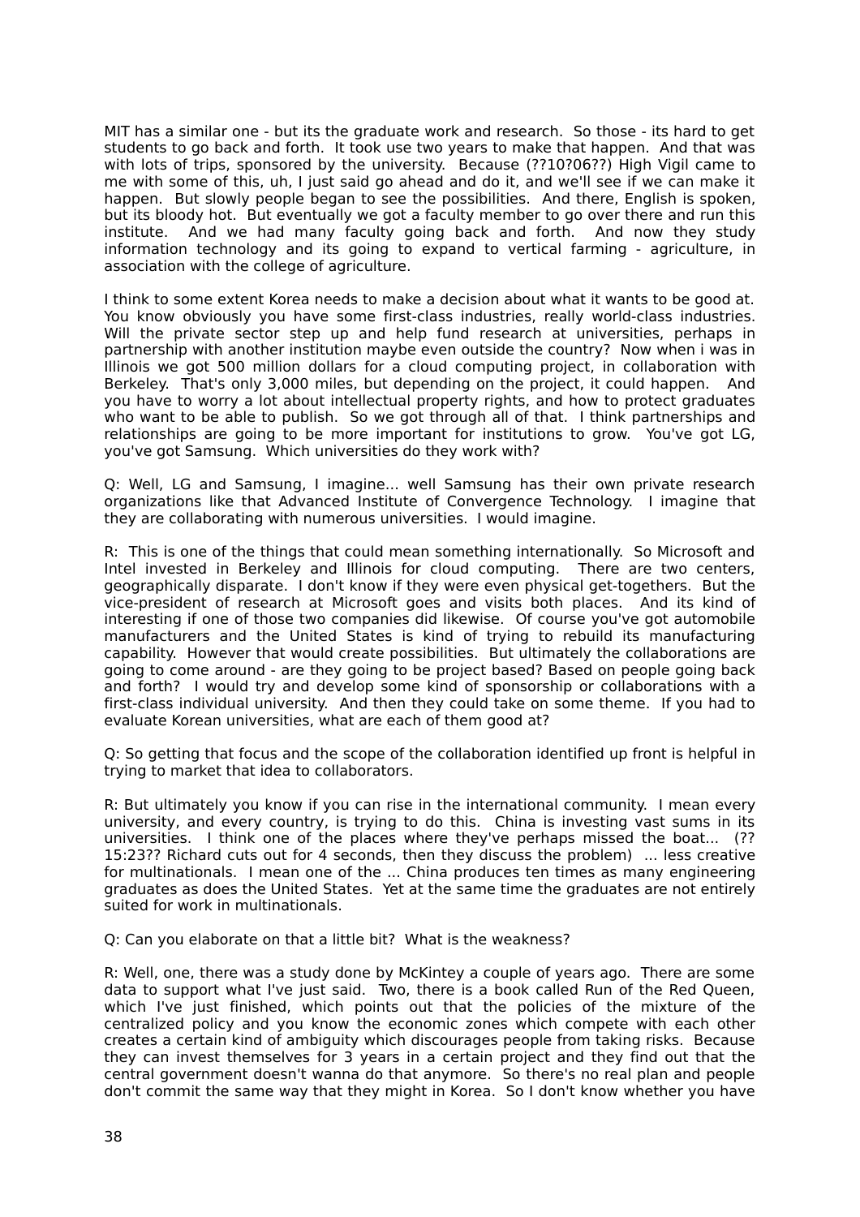MIT has a similar one - but its the graduate work and research. So those - its hard to get students to go back and forth. It took use two years to make that happen. And that was with lots of trips, sponsored by the university. Because (??10?06??) High Vigil came to me with some of this, uh, I just said go ahead and do it, and we'll see if we can make it happen. But slowly people began to see the possibilities. And there, English is spoken, but its bloody hot. But eventually we got a faculty member to go over there and run this institute. And we had many faculty going back and forth. And now they study information technology and its going to expand to vertical farming - agriculture, in association with the college of agriculture.

I think to some extent Korea needs to make a decision about what it wants to be good at. You know obviously you have some first-class industries, really world-class industries. Will the private sector step up and help fund research at universities, perhaps in partnership with another institution maybe even outside the country? Now when i was in Illinois we got 500 million dollars for a cloud computing project, in collaboration with Berkeley. That's only 3,000 miles, but depending on the project, it could happen. And you have to worry a lot about intellectual property rights, and how to protect graduates who want to be able to publish. So we got through all of that. I think partnerships and relationships are going to be more important for institutions to grow. You've got LG, you've got Samsung. Which universities do they work with?

Q: Well, LG and Samsung, I imagine... well Samsung has their own private research organizations like that Advanced Institute of Convergence Technology. I imagine that they are collaborating with numerous universities. I would imagine.

R: This is one of the things that could mean something internationally. So Microsoft and Intel invested in Berkeley and Illinois for cloud computing. There are two centers, geographically disparate. I don't know if they were even physical get-togethers. But the vice-president of research at Microsoft goes and visits both places. And its kind of interesting if one of those two companies did likewise. Of course you've got automobile manufacturers and the United States is kind of trying to rebuild its manufacturing capability. However that would create possibilities. But ultimately the collaborations are going to come around - are they going to be project based? Based on people going back and forth? I would try and develop some kind of sponsorship or collaborations with a first-class individual university. And then they could take on some theme. If you had to evaluate Korean universities, what are each of them good at?

Q: So getting that focus and the scope of the collaboration identified up front is helpful in trying to market that idea to collaborators.

R: But ultimately you know if you can rise in the international community. I mean every university, and every country, is trying to do this. China is investing vast sums in its universities. I think one of the places where they've perhaps missed the boat... (?? 15:23?? Richard cuts out for 4 seconds, then they discuss the problem) ... less creative for multinationals. I mean one of the ... China produces ten times as many engineering graduates as does the United States. Yet at the same time the graduates are not entirely suited for work in multinationals.

Q: Can you elaborate on that a little bit? What is the weakness?

R: Well, one, there was a study done by McKintey a couple of years ago. There are some data to support what I've just said. Two, there is a book called Run of the Red Queen, which I've just finished, which points out that the policies of the mixture of the centralized policy and you know the economic zones which compete with each other creates a certain kind of ambiguity which discourages people from taking risks. Because they can invest themselves for 3 years in a certain project and they find out that the central government doesn't wanna do that anymore. So there's no real plan and people don't commit the same way that they might in Korea. So I don't know whether you have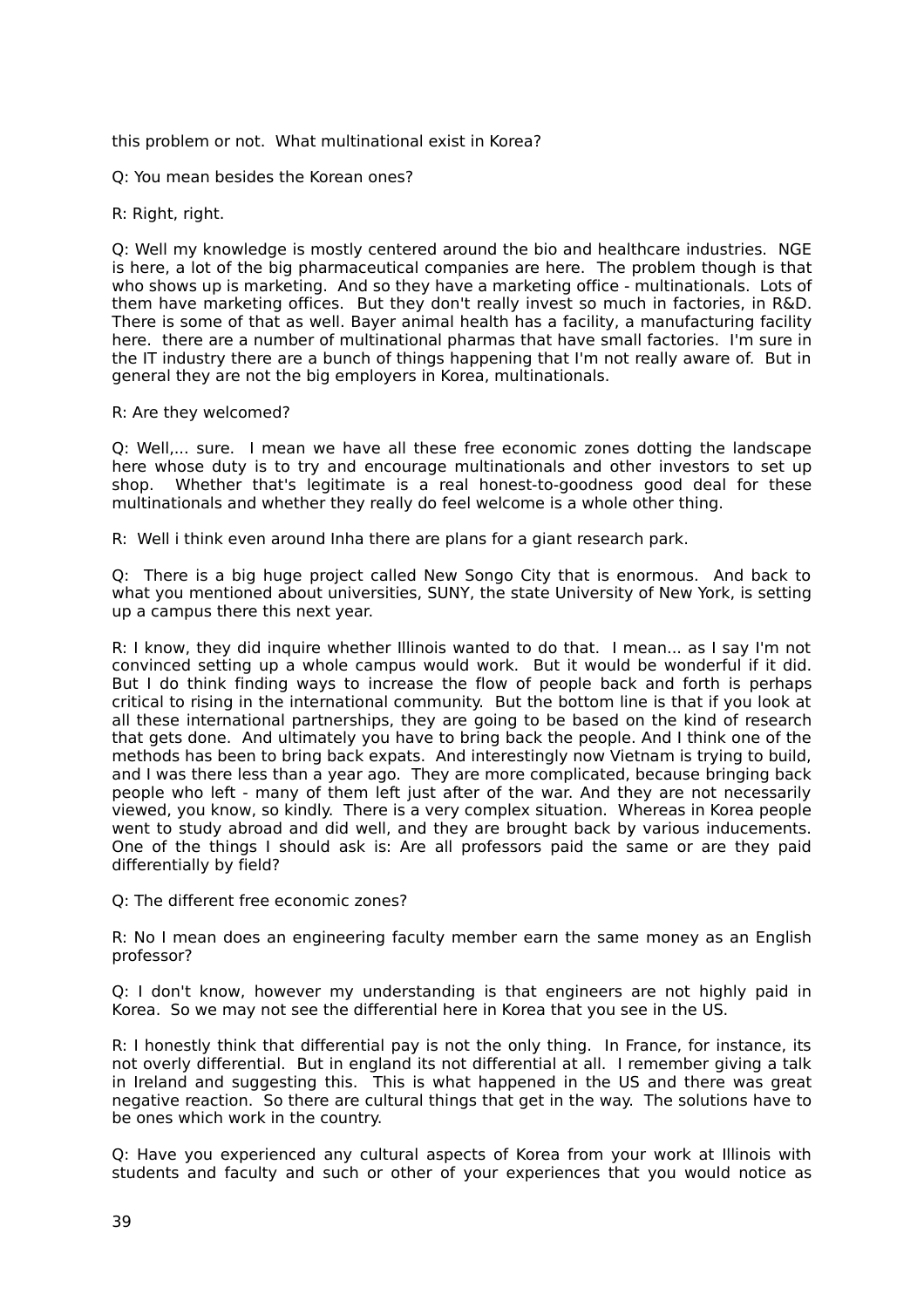this problem or not. What multinational exist in Korea?

Q: You mean besides the Korean ones?

R: Right, right.

Q: Well my knowledge is mostly centered around the bio and healthcare industries. NGE is here, a lot of the big pharmaceutical companies are here. The problem though is that who shows up is marketing. And so they have a marketing office - multinationals. Lots of them have marketing offices. But they don't really invest so much in factories, in R&D. There is some of that as well. Bayer animal health has a facility, a manufacturing facility here. there are a number of multinational pharmas that have small factories. I'm sure in the IT industry there are a bunch of things happening that I'm not really aware of. But in general they are not the big employers in Korea, multinationals.

R: Are they welcomed?

Q: Well,... sure. I mean we have all these free economic zones dotting the landscape here whose duty is to try and encourage multinationals and other investors to set up shop. Whether that's legitimate is a real honest-to-goodness good deal for these multinationals and whether they really do feel welcome is a whole other thing.

R: Well i think even around Inha there are plans for a giant research park.

Q: There is a big huge project called New Songo City that is enormous. And back to what you mentioned about universities, SUNY, the state University of New York, is setting up a campus there this next year.

R: I know, they did inquire whether Illinois wanted to do that. I mean... as I say I'm not convinced setting up a whole campus would work. But it would be wonderful if it did. But I do think finding ways to increase the flow of people back and forth is perhaps critical to rising in the international community. But the bottom line is that if you look at all these international partnerships, they are going to be based on the kind of research that gets done. And ultimately you have to bring back the people. And I think one of the methods has been to bring back expats. And interestingly now Vietnam is trying to build, and I was there less than a year ago. They are more complicated, because bringing back people who left - many of them left just after of the war. And they are not necessarily viewed, you know, so kindly. There is a very complex situation. Whereas in Korea people went to study abroad and did well, and they are brought back by various inducements. One of the things I should ask is: Are all professors paid the same or are they paid differentially by field?

Q: The different free economic zones?

R: No I mean does an engineering faculty member earn the same money as an English professor?

Q: I don't know, however my understanding is that engineers are not highly paid in Korea. So we may not see the differential here in Korea that you see in the US.

R: I honestly think that differential pay is not the only thing. In France, for instance, its not overly differential. But in england its not differential at all. I remember giving a talk in Ireland and suggesting this. This is what happened in the US and there was great negative reaction. So there are cultural things that get in the way. The solutions have to be ones which work in the country.

Q: Have you experienced any cultural aspects of Korea from your work at Illinois with students and faculty and such or other of your experiences that you would notice as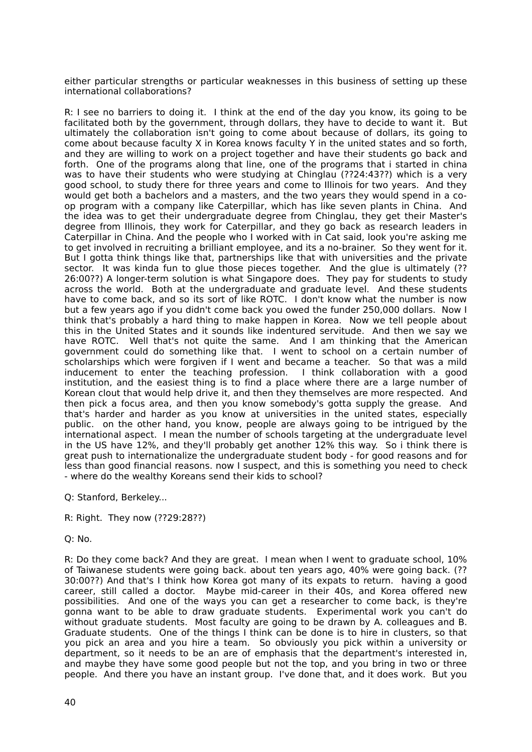either particular strengths or particular weaknesses in this business of setting up these international collaborations?

R: I see no barriers to doing it. I think at the end of the day you know, its going to be facilitated both by the government, through dollars, they have to decide to want it. But ultimately the collaboration isn't going to come about because of dollars, its going to come about because faculty X in Korea knows faculty Y in the united states and so forth, and they are willing to work on a project together and have their students go back and forth. One of the programs along that line, one of the programs that i started in china was to have their students who were studying at Chinglau (??24:43??) which is a very good school, to study there for three years and come to Illinois for two years. And they would get both a bachelors and a masters, and the two years they would spend in a co-op program with a company like Caterpillar, which has like seven plants in China. And the idea was to get their undergraduate degree from Chinglau, they get their Master's degree from Illinois, they work for Caterpillar, and they go back as research leaders in Caterpillar in China. And the people who I worked with in Cat said, look you're asking me to get involved in recruiting a brilliant employee, and its a no-brainer. So they went for it. But I gotta think things like that, partnerships like that with universities and the private sector. It was kinda fun to glue those pieces together. And the glue is ultimately (??26:00??) A longer-term solution is what Singapore does. They pay for students to study across the world. Both at the undergraduate and graduate level. And these students have to come back, and so its sort of like ROTC. I don't know what the number is now but a few years ago if you didn't come back you owed the funder 250,000 dollars. Now I think that's probably a hard thing to make happen in Korea. Now we tell people about this in the United States and it sounds like indentured servitude. And then we say we have ROTC. Well that's not quite the same. And I am thinking that the American government could do something like that. I went to school on a certain number of scholarships which were forgiven if I went and became a teacher. So that was a mild inducement to enter the teaching profession. I think collaboration with a good institution, and the easiest thing is to find a place where there are a large number of Korean clout that would help drive it, and then they themselves are more respected. And then pick a focus area, and then you know somebody's gotta supply the grease. And that's harder and harder as you know at universities in the united states, especially public. on the other hand, you know, people are always going to be intrigued by the international aspect. I mean the number of schools targeting at the undergraduate level in the US have 12%, and they'll probably get another 12% this way. So i think there is great push to internationalize the undergraduate student body - for good reasons and for less than good financial reasons. now I suspect, and this is something you need to check - where do the wealthy Koreans send their kids to school?

Q: Stanford, Berkeley...

R: Right. They now (??29:28??)

Q: No.

R: Do they come back? And they are great. I mean when I went to graduate school, 10% of Taiwanese students were going back. about ten years ago, 40% were going back. (??30:00??) And that's I think how Korea got many of its expats to return. having a good career, still called a doctor. Maybe mid-career in their 40s, and Korea offered new possibilities. And one of the ways you can get a researcher to come back, is they're gonna want to be able to draw graduate students. Experimental work you can't do without graduate students. Most faculty are going to be drawn by A. colleagues and B. Graduate students. One of the things I think can be done is to hire in clusters, so that you pick an area and you hire a team. So obviously you pick within a university or department, so it needs to be an are of emphasis that the department's interested in, and maybe they have some good people but not the top, and you bring in two or three people. And there you have an instant group. I've done that, and it does work. But you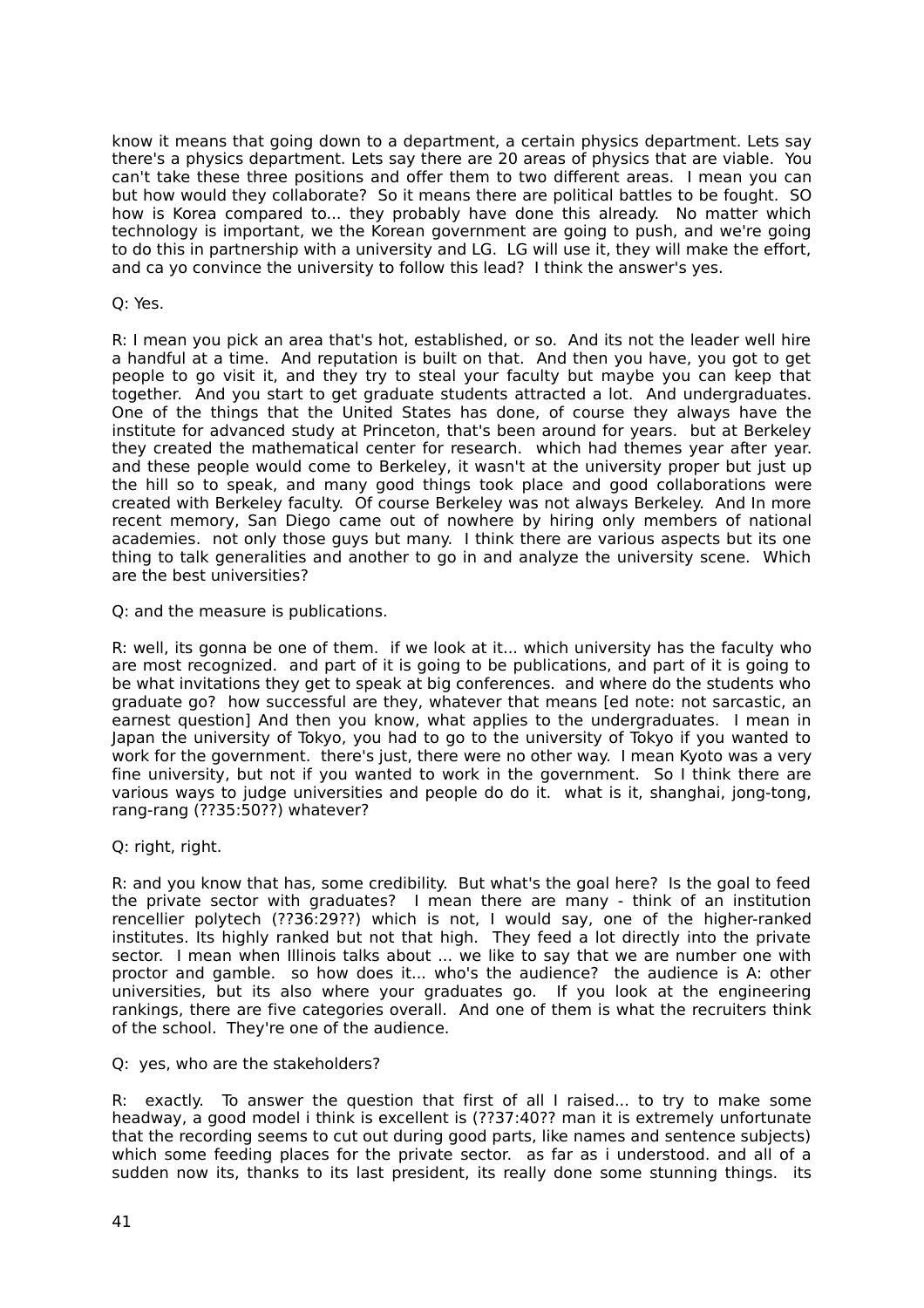know it means that going down to a department, a certain physics department. Lets say there's a physics department. Lets say there are 20 areas of physics that are viable. You can't take these three positions and offer them to two different areas. I mean you can but how would they collaborate? So it means there are political battles to be fought. SO how is Korea compared to... they probably have done this already. No matter which technology is important, we the Korean government are going to push, and we're going to do this in partnership with a university and LG. LG will use it, they will make the effort, and ca yo convince the university to follow this lead? I think the answer's yes.

Q: Yes.

R: I mean you pick an area that's hot, established, or so. And its not the leader well hire a handful at a time. And reputation is built on that. And then you have, you got to get people to go visit it, and they try to steal your faculty but maybe you can keep that together. And you start to get graduate students attracted a lot. And undergraduates. One of the things that the United States has done, of course they always have the institute for advanced study at Princeton, that's been around for years. but at Berkeley they created the mathematical center for research. which had themes year after year. and these people would come to Berkeley, it wasn't at the university proper but just up the hill so to speak, and many good things took place and good collaborations were created with Berkeley faculty. Of course Berkeley was not always Berkeley. And In more recent memory, San Diego came out of nowhere by hiring only members of national academies. not only those guys but many. I think there are various aspects but its one thing to talk generalities and another to go in and analyze the university scene. Which are the best universities?

Q: and the measure is publications.

R: well, its gonna be one of them. if we look at it... which university has the faculty who are most recognized. and part of it is going to be publications, and part of it is going to be what invitations they get to speak at big conferences. and where do the students who graduate go? how successful are they, whatever that means [ed note: not sarcastic, an earnest question] And then you know, what applies to the undergraduates. I mean in Japan the university of Tokyo, you had to go to the university of Tokyo if you wanted to work for the government. there's just, there were no other way. I mean Kyoto was a very fine university, but not if you wanted to work in the government. So I think there are various ways to judge universities and people do do it. what is it, shanghai, jong-tong, rang-rang (??35:50??) whatever?

Q: right, right.

R: and you know that has, some credibility. But what's the goal here? Is the goal to feed the private sector with graduates? I mean there are many - think of an institution rencellier polytech (??36:29??) which is not, I would say, one of the higher-ranked institutes. Its highly ranked but not that high. They feed a lot directly into the private sector. I mean when Illinois talks about ... we like to say that we are number one with proctor and gamble. so how does it... who's the audience? the audience is A: other universities, but its also where your graduates go. If you look at the engineering rankings, there are five categories overall. And one of them is what the recruiters think of the school. They're one of the audience.

Q: yes, who are the stakeholders?

R: exactly. To answer the question that first of all I raised... to try to make some headway, a good model i think is excellent is (??37:40?? man it is extremely unfortunate that the recording seems to cut out during good parts, like names and sentence subjects) which some feeding places for the private sector. as far as i understood. and all of a sudden now its, thanks to its last president, its really done some stunning things. its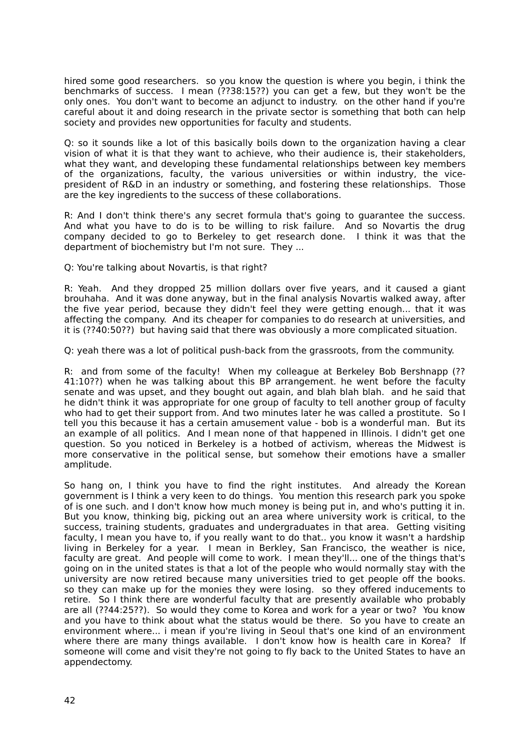hired some good researchers. so you know the question is where you begin, i think the benchmarks of success. I mean (??38:15??) you can get a few, but they won't be the only ones. You don't want to become an adjunct to industry. on the other hand if you're careful about it and doing research in the private sector is something that both can help society and provides new opportunities for faculty and students.

Q: so it sounds like a lot of this basically boils down to the organization having a clear vision of what it is that they want to achieve, who their audience is, their stakeholders, what they want, and developing these fundamental relationships between key members of the organizations, faculty, the various universities or within industry, the vice-president of R&D in an industry or something, and fostering these relationships. Those are the key ingredients to the success of these collaborations.

R: And I don't think there's any secret formula that's going to guarantee the success. And what you have to do is to be willing to risk failure. And so Novartis the drug company decided to go to Berkeley to get research done. I think it was that the department of biochemistry but I'm not sure. They ...

Q: You're talking about Novartis, is that right?

R: Yeah. And they dropped 25 million dollars over five years, and it caused a giant brouhaha. And it was done anyway, but in the final analysis Novartis walked away, after the five year period, because they didn't feel they were getting enough... that it was affecting the company. And its cheaper for companies to do research at universities, and it is (??40:50??) but having said that there was obviously a more complicated situation.

Q: yeah there was a lot of political push-back from the grassroots, from the community.

R: and from some of the faculty! When my colleague at Berkeley Bob Bershnapp (??41:10??) when he was talking about this BP arrangement. he went before the faculty senate and was upset, and they bought out again, and blah blah blah. and he said that he didn't think it was appropriate for one group of faculty to tell another group of faculty who had to get their support from. And two minutes later he was called a prostitute. So I tell you this because it has a certain amusement value - bob is a wonderful man. But its an example of all politics. And I mean none of that happened in Illinois. I didn't get one question. So you noticed in Berkeley is a hotbed of activism, whereas the Midwest is more conservative in the political sense, but somehow their emotions have a smaller amplitude.

So hang on, I think you have to find the right institutes. And already the Korean government is I think a very keen to do things. You mention this research park you spoke of is one such. and I don't know how much money is being put in, and who's putting it in. But you know, thinking big, picking out an area where university work is critical, to the success, training students, graduates and undergraduates in that area. Getting visiting faculty, I mean you have to, if you really want to do that.. you know it wasn't a hardship living in Berkley for a year. I mean in Berkley, San Francisco, the weather is nice, faculty are great. And people will come to work. I mean they'll... one of the things that's going on in the united states is that a lot of the people who would normally stay with the university are now retired because many universities tried to get people off the books. so they can make up for the monies they were losing. so they offered inducements to retire. So I think there are wonderful faculty that are presently available who probably are all (??44:25??). So would they come to Korea and work for a year or two? You know and you have to think about what the status would be there. So you have to create an environment where... i mean if you're living in Seoul that's one kind of an environment where there are many things available. I don't know how is health care in Korea? If someone will come and visit they're not going to fly back to the United States to have an appendectomy.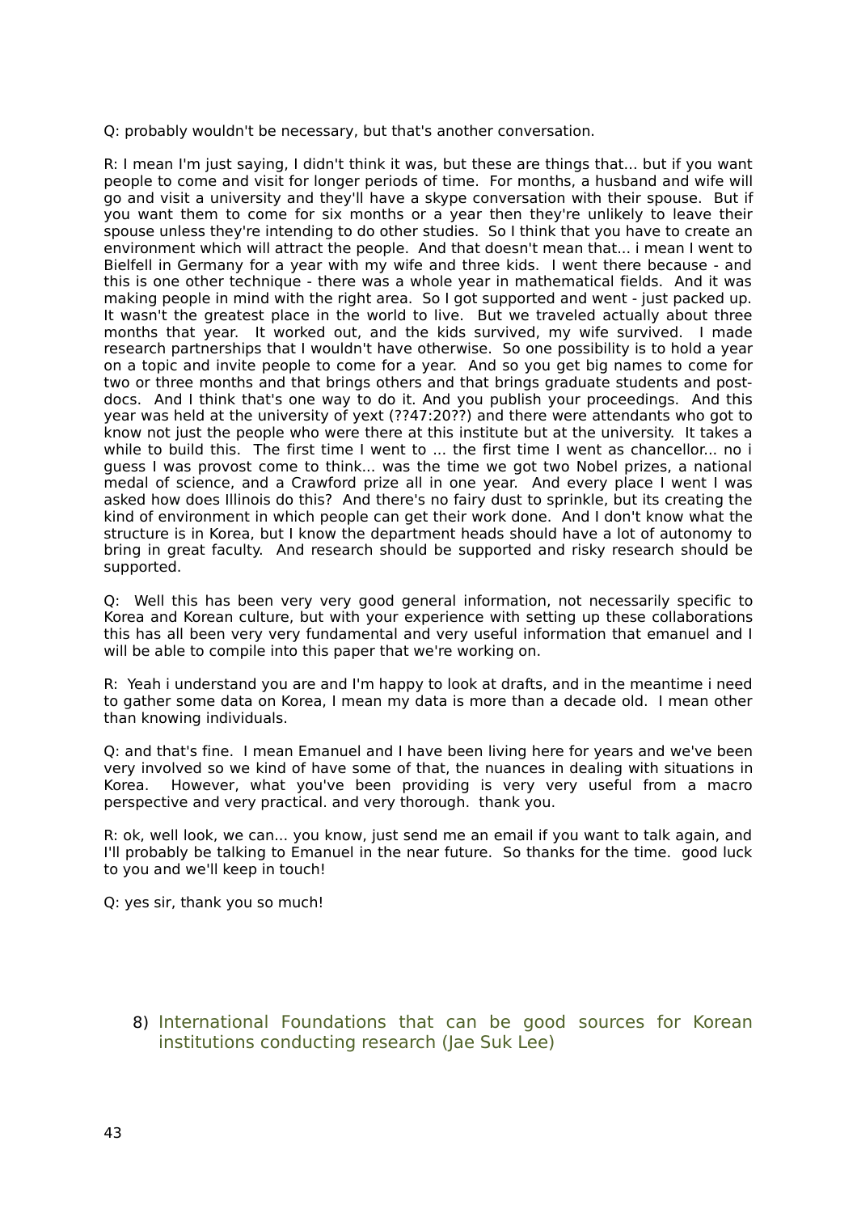Q: probably wouldn't be necessary, but that's another conversation.

R: I mean I'm just saying, I didn't think it was, but these are things that... but if you want people to come and visit for longer periods of time. For months, a husband and wife will go and visit a university and they'll have a skype conversation with their spouse. But if you want them to come for six months or a year then they're unlikely to leave their spouse unless they're intending to do other studies. So I think that you have to create an environment which will attract the people. And that doesn't mean that... i mean I went to Bielfell in Germany for a year with my wife and three kids. I went there because - and this is one other technique - there was a whole year in mathematical fields. And it was making people in mind with the right area. So I got supported and went - just packed up. It wasn't the greatest place in the world to live. But we traveled actually about three months that year. It worked out, and the kids survived, my wife survived. I made research partnerships that I wouldn't have otherwise. So one possibility is to hold a year on a topic and invite people to come for a year. And so you get big names to come for two or three months and that brings others and that brings graduate students and post-docs. And I think that's one way to do it. And you publish your proceedings. And this year was held at the university of yext (??47:20??) and there were attendants who got to know not just the people who were there at this institute but at the university. It takes a while to build this. The first time I went to ... the first time I went as chancellor... no i guess I was provost come to think... was the time we got two Nobel prizes, a national medal of science, and a Crawford prize all in one year. And every place I went I was asked how does Illinois do this? And there's no fairy dust to sprinkle, but its creating the kind of environment in which people can get their work done. And I don't know what the structure is in Korea, but I know the department heads should have a lot of autonomy to bring in great faculty. And research should be supported and risky research should be supported.

Q: Well this has been very very good general information, not necessarily specific to Korea and Korean culture, but with your experience with setting up these collaborations this has all been very very fundamental and very useful information that emanuel and I will be able to compile into this paper that we're working on.

R: Yeah i understand you are and I'm happy to look at drafts, and in the meantime i need to gather some data on Korea, I mean my data is more than a decade old. I mean other than knowing individuals.

Q: and that's fine. I mean Emanuel and I have been living here for years and we've been very involved so we kind of have some of that, the nuances in dealing with situations in Korea. However, what you've been providing is very very useful from a macro perspective and very practical. and very thorough. thank you.

R: ok, well look, we can... you know, just send me an email if you want to talk again, and I'll probably be talking to Emanuel in the near future. So thanks for the time. good luck to you and we'll keep in touch!

Q: yes sir, thank you so much!

## 8) International Foundations that can be good sources for Korean institutions conducting research (Jae Suk Lee)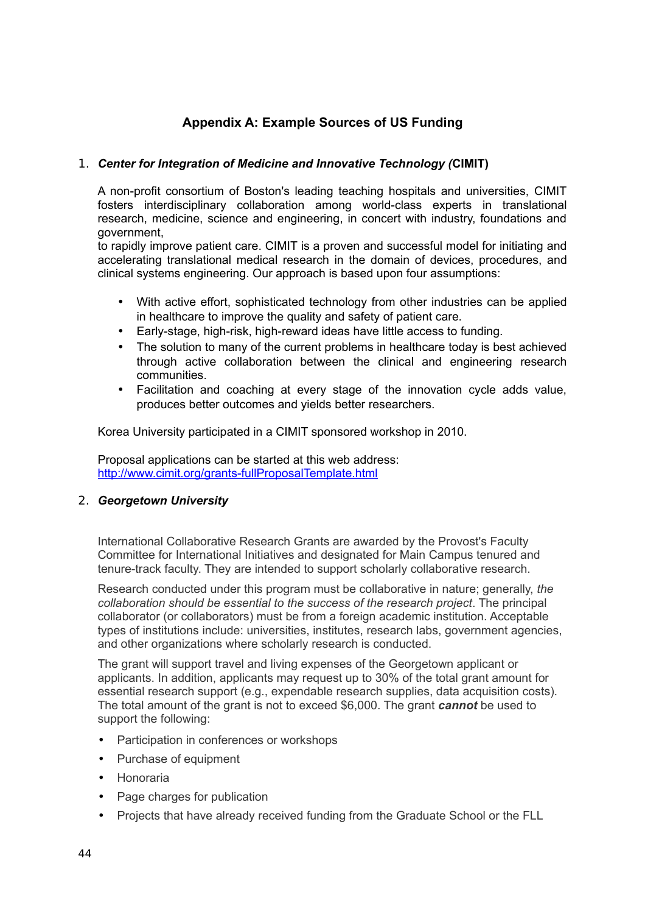## Appendix A: Example Sources of US Funding

1. ***Center for Integration of Medicine and Innovative Technology (*CIMIT)**

   A non-profit consortium of Boston's leading teaching hospitals and universities, CIMIT fosters interdisciplinary collaboration among world-class experts in translational research, medicine, science and engineering, in concert with industry, foundations and government,
   to rapidly improve patient care. CIMIT is a proven and successful model for initiating and accelerating translational medical research in the domain of devices, procedures, and clinical systems engineering. Our approach is based upon four assumptions:

   - With active effort, sophisticated technology from other industries can be applied in healthcare to improve the quality and safety of patient care.
   - Early-stage, high-risk, high-reward ideas have little access to funding.
   - The solution to many of the current problems in healthcare today is best achieved through active collaboration between the clinical and engineering research communities.
   - Facilitation and coaching at every stage of the innovation cycle adds value, produces better outcomes and yields better researchers.

   Korea University participated in a CIMIT sponsored workshop in 2010.

   Proposal applications can be started at this web address:
   [http://www.cimit.org/grants-fullProposalTemplate.html](http://www.cimit.org/grants-fullProposalTemplate.html)

2. ***Georgetown University***

   International Collaborative Research Grants are awarded by the Provost's Faculty Committee for International Initiatives and designated for Main Campus tenured and tenure-track faculty. They are intended to support scholarly collaborative research.

   Research conducted under this program must be collaborative in nature; generally, *the collaboration should be essential to the success of the research project*. The principal collaborator (or collaborators) must be from a foreign academic institution. Acceptable types of institutions include: universities, institutes, research labs, government agencies, and other organizations where scholarly research is conducted.

   The grant will support travel and living expenses of the Georgetown applicant or applicants. In addition, applicants may request up to 30% of the total grant amount for essential research support (e.g., expendable research supplies, data acquisition costs). The total amount of the grant is not to exceed $6,000. The grant ***cannot*** be used to support the following:

   - Participation in conferences or workshops
   - Purchase of equipment
   - Honoraria
   - Page charges for publication
   - Projects that have already received funding from the Graduate School or the FLL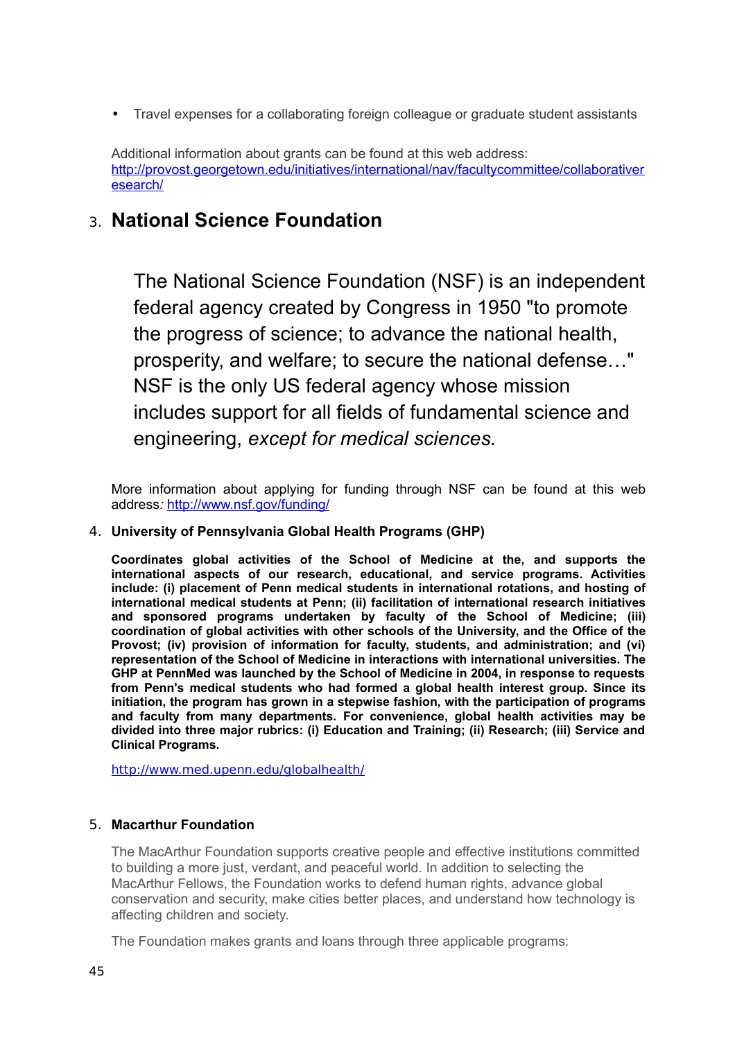- Travel expenses for a collaborating foreign colleague or graduate student assistants

Additional information about grants can be found at this web address: http://provost.georgetown.edu/initiatives/international/nav/facultycommittee/collaborativeresearch/

## 3. National Science Foundation

The National Science Foundation (NSF) is an independent federal agency created by Congress in 1950 "to promote the progress of science; to advance the national health, prosperity, and welfare; to secure the national defense…" NSF is the only US federal agency whose mission includes support for all fields of fundamental science and engineering, *except for medical sciences.*

More information about applying for funding through NSF can be found at this web address*:* http://www.nsf.gov/funding/

### 4. University of Pennsylvania Global Health Programs (GHP)

**Coordinates global activities of the School of Medicine at the, and supports the international aspects of our research, educational, and service programs. Activities include: (i) placement of Penn medical students in international rotations, and hosting of international medical students at Penn; (ii) facilitation of international research initiatives and sponsored programs undertaken by faculty of the School of Medicine; (iii) coordination of global activities with other schools of the University, and the Office of the Provost; (iv) provision of information for faculty, students, and administration; and (vi) representation of the School of Medicine in interactions with international universities. The GHP at PennMed was launched by the School of Medicine in 2004, in response to requests from Penn's medical students who had formed a global health interest group. Since its initiation, the program has grown in a stepwise fashion, with the participation of programs and faculty from many departments. For convenience, global health activities may be divided into three major rubrics: (i) Education and Training; (ii) Research; (iii) Service and Clinical Programs.**

http://www.med.upenn.edu/globalhealth/

### 5. Macarthur Foundation

The MacArthur Foundation supports creative people and effective institutions committed to building a more just, verdant, and peaceful world. In addition to selecting the MacArthur Fellows, the Foundation works to defend human rights, advance global conservation and security, make cities better places, and understand how technology is affecting children and society.

The Foundation makes grants and loans through three applicable programs: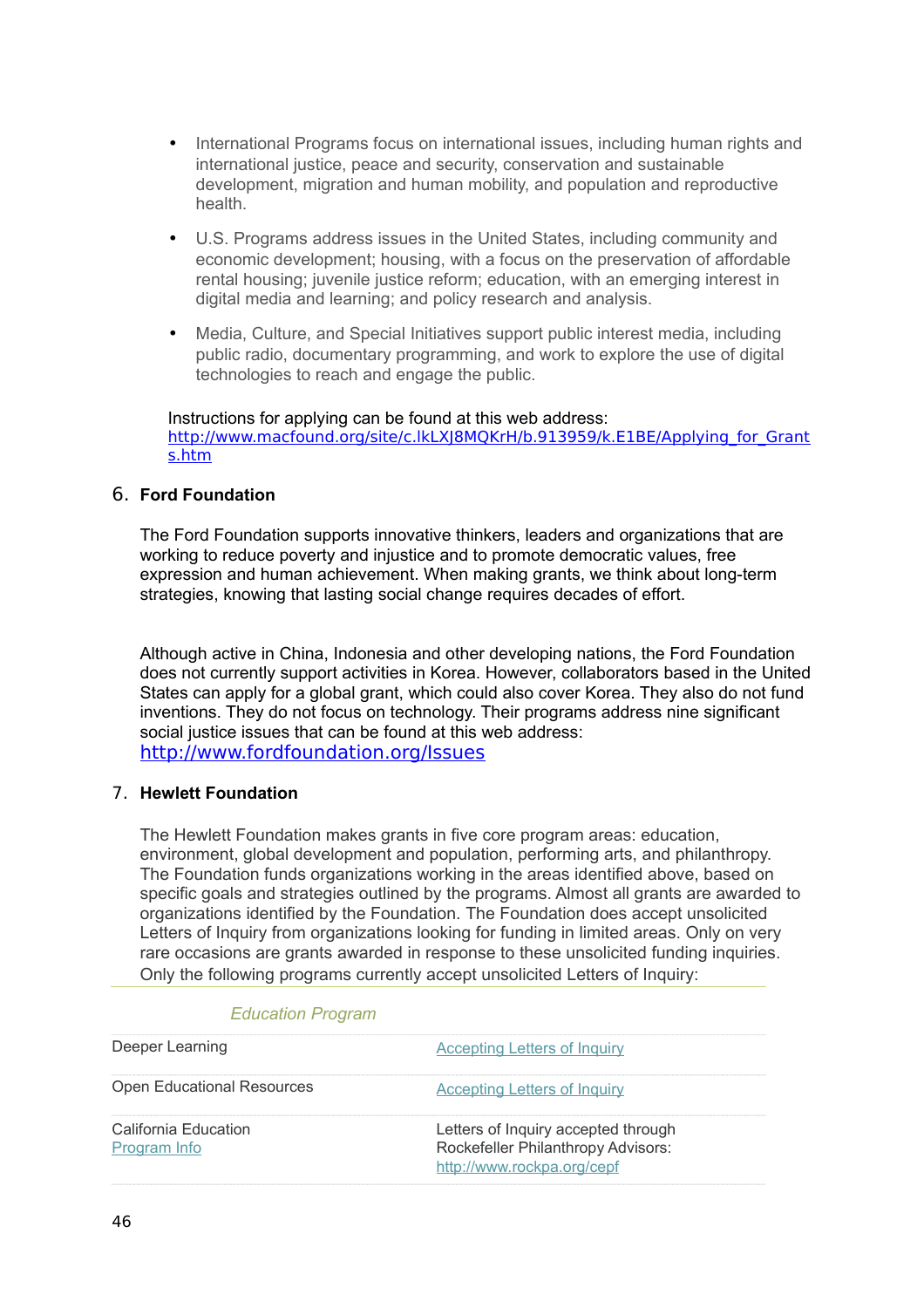- International Programs focus on international issues, including human rights and international justice, peace and security, conservation and sustainable development, migration and human mobility, and population and reproductive health.
- U.S. Programs address issues in the United States, including community and economic development; housing, with a focus on the preservation of affordable rental housing; juvenile justice reform; education, with an emerging interest in digital media and learning; and policy research and analysis.
- Media, Culture, and Special Initiatives support public interest media, including public radio, documentary programming, and work to explore the use of digital technologies to reach and engage the public.

Instructions for applying can be found at this web address:
http://www.macfound.org/site/c.lkLXJ8MQKrH/b.913959/k.E1BE/Applying_for_Grants.htm

6. **Ford Foundation**

The Ford Foundation supports innovative thinkers, leaders and organizations that are working to reduce poverty and injustice and to promote democratic values, free expression and human achievement. When making grants, we think about long-term strategies, knowing that lasting social change requires decades of effort.

Although active in China, Indonesia and other developing nations, the Ford Foundation does not currently support activities in Korea. However, collaborators based in the United States can apply for a global grant, which could also cover Korea. They also do not fund inventions. They do not focus on technology. Their programs address nine significant social justice issues that can be found at this web address: http://www.fordfoundation.org/Issues

7. **Hewlett Foundation**

The Hewlett Foundation makes grants in five core program areas: education, environment, global development and population, performing arts, and philanthropy. The Foundation funds organizations working in the areas identified above, based on specific goals and strategies outlined by the programs. Almost all grants are awarded to organizations identified by the Foundation. The Foundation does accept unsolicited Letters of Inquiry from organizations looking for funding in limited areas. Only on very rare occasions are grants awarded in response to these unsolicited funding inquiries. Only the following programs currently accept unsolicited Letters of Inquiry:

| *Education Program* | |
|---|---|
| Deeper Learning | Accepting Letters of Inquiry |
| Open Educational Resources | Accepting Letters of Inquiry |
| California Education<br>Program Info | Letters of Inquiry accepted through Rockefeller Philanthropy Advisors: http://www.rockpa.org/cepf |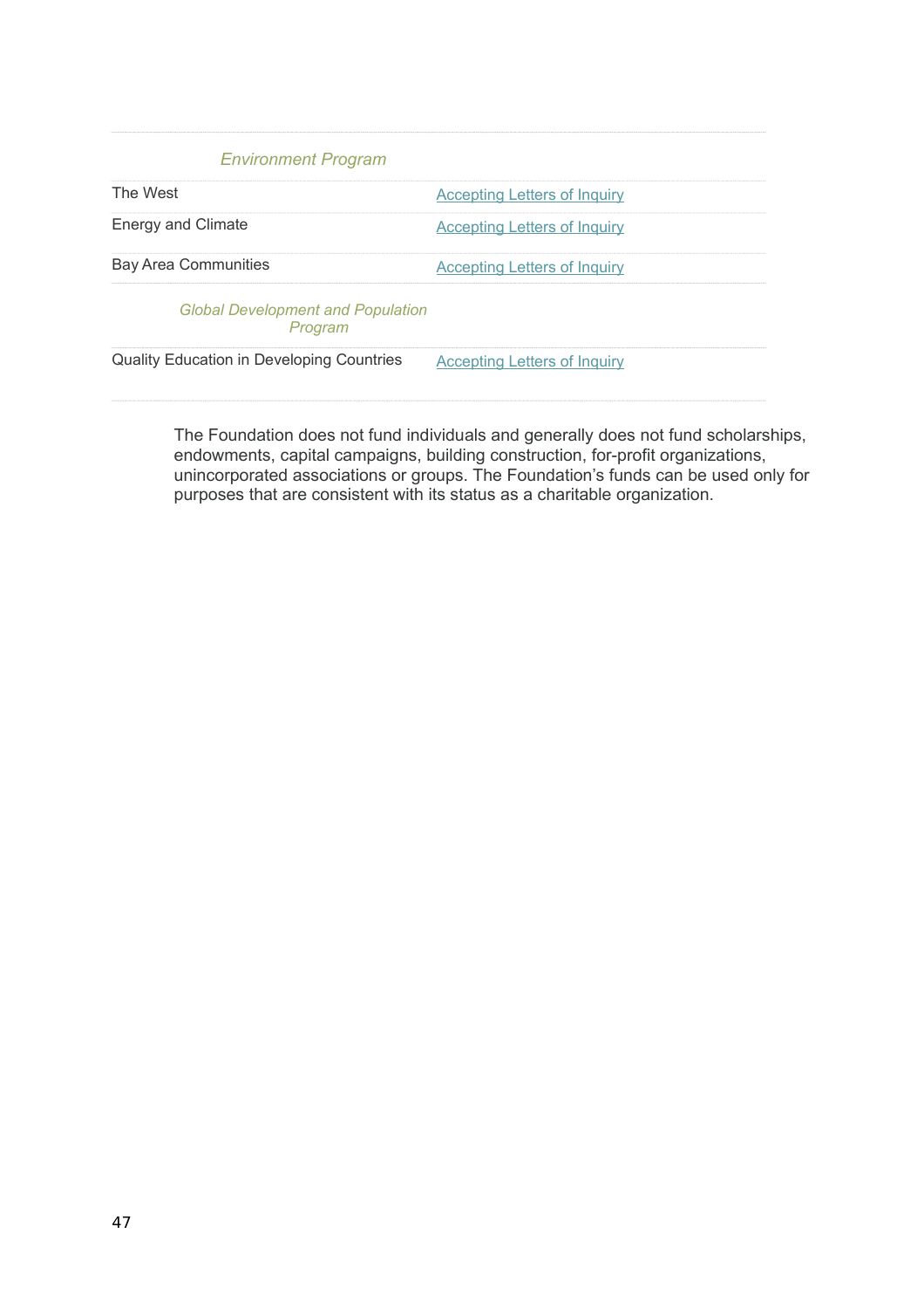| | |
|---|---|
| *Environment Program* | |
| The West | Accepting Letters of Inquiry |
| Energy and Climate | Accepting Letters of Inquiry |
| Bay Area Communities | Accepting Letters of Inquiry |
| *Global Development and Population Program* | |
| Quality Education in Developing Countries | Accepting Letters of Inquiry |

The Foundation does not fund individuals and generally does not fund scholarships, endowments, capital campaigns, building construction, for-profit organizations, unincorporated associations or groups. The Foundation's funds can be used only for purposes that are consistent with its status as a charitable organization.